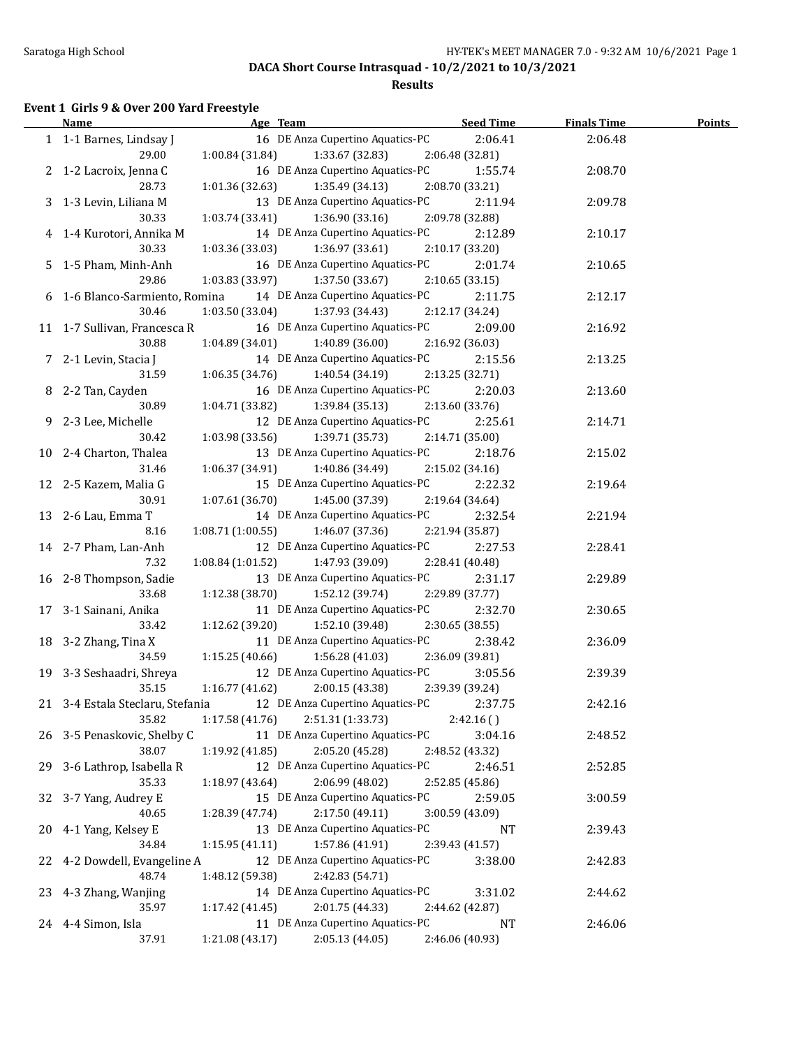**DACA Short Course Intrasquad - 10/2/2021 to 10/3/2021**

**Results**

### Event 1 Girls 9 & Over 200 Yard Freestyle

| | Name | Age | Team | Seed Time | Finals Time | Points |
|---|---|---|---|---|---|---|
| 1 | 1-1 Barnes, Lindsay J | 16 | DE Anza Cupertino Aquatics-PC | 2:06.41 | 2:06.48 | |
| | 29.00 | 1:00.84 (31.84) | 1:33.67 (32.83) | 2:06.48 (32.81) | | |
| 2 | 1-2 Lacroix, Jenna C | 16 | DE Anza Cupertino Aquatics-PC | 1:55.74 | 2:08.70 | |
| | 28.73 | 1:01.36 (32.63) | 1:35.49 (34.13) | 2:08.70 (33.21) | | |
| 3 | 1-3 Levin, Liliana M | 13 | DE Anza Cupertino Aquatics-PC | 2:11.94 | 2:09.78 | |
| | 30.33 | 1:03.74 (33.41) | 1:36.90 (33.16) | 2:09.78 (32.88) | | |
| 4 | 1-4 Kurotori, Annika M | 14 | DE Anza Cupertino Aquatics-PC | 2:12.89 | 2:10.17 | |
| | 30.33 | 1:03.36 (33.03) | 1:36.97 (33.61) | 2:10.17 (33.20) | | |
| 5 | 1-5 Pham, Minh-Anh | 16 | DE Anza Cupertino Aquatics-PC | 2:01.74 | 2:10.65 | |
| | 29.86 | 1:03.83 (33.97) | 1:37.50 (33.67) | 2:10.65 (33.15) | | |
| 6 | 1-6 Blanco-Sarmiento, Romina | 14 | DE Anza Cupertino Aquatics-PC | 2:11.75 | 2:12.17 | |
| | 30.46 | 1:03.50 (33.04) | 1:37.93 (34.43) | 2:12.17 (34.24) | | |
| 11 | 1-7 Sullivan, Francesca R | 16 | DE Anza Cupertino Aquatics-PC | 2:09.00 | 2:16.92 | |
| | 30.88 | 1:04.89 (34.01) | 1:40.89 (36.00) | 2:16.92 (36.03) | | |
| 7 | 2-1 Levin, Stacia J | 14 | DE Anza Cupertino Aquatics-PC | 2:15.56 | 2:13.25 | |
| | 31.59 | 1:06.35 (34.76) | 1:40.54 (34.19) | 2:13.25 (32.71) | | |
| 8 | 2-2 Tan, Cayden | 16 | DE Anza Cupertino Aquatics-PC | 2:20.03 | 2:13.60 | |
| | 30.89 | 1:04.71 (33.82) | 1:39.84 (35.13) | 2:13.60 (33.76) | | |
| 9 | 2-3 Lee, Michelle | 12 | DE Anza Cupertino Aquatics-PC | 2:25.61 | 2:14.71 | |
| | 30.42 | 1:03.98 (33.56) | 1:39.71 (35.73) | 2:14.71 (35.00) | | |
| 10 | 2-4 Charton, Thalea | 13 | DE Anza Cupertino Aquatics-PC | 2:18.76 | 2:15.02 | |
| | 31.46 | 1:06.37 (34.91) | 1:40.86 (34.49) | 2:15.02 (34.16) | | |
| 12 | 2-5 Kazem, Malia G | 15 | DE Anza Cupertino Aquatics-PC | 2:22.32 | 2:19.64 | |
| | 30.91 | 1:07.61 (36.70) | 1:45.00 (37.39) | 2:19.64 (34.64) | | |
| 13 | 2-6 Lau, Emma T | 14 | DE Anza Cupertino Aquatics-PC | 2:32.54 | 2:21.94 | |
| | 8.16 | 1:08.71 (1:00.55) | 1:46.07 (37.36) | 2:21.94 (35.87) | | |
| 14 | 2-7 Pham, Lan-Anh | 12 | DE Anza Cupertino Aquatics-PC | 2:27.53 | 2:28.41 | |
| | 7.32 | 1:08.84 (1:01.52) | 1:47.93 (39.09) | 2:28.41 (40.48) | | |
| 16 | 2-8 Thompson, Sadie | 13 | DE Anza Cupertino Aquatics-PC | 2:31.17 | 2:29.89 | |
| | 33.68 | 1:12.38 (38.70) | 1:52.12 (39.74) | 2:29.89 (37.77) | | |
| 17 | 3-1 Sainani, Anika | 11 | DE Anza Cupertino Aquatics-PC | 2:32.70 | 2:30.65 | |
| | 33.42 | 1:12.62 (39.20) | 1:52.10 (39.48) | 2:30.65 (38.55) | | |
| 18 | 3-2 Zhang, Tina X | 11 | DE Anza Cupertino Aquatics-PC | 2:38.42 | 2:36.09 | |
| | 34.59 | 1:15.25 (40.66) | 1:56.28 (41.03) | 2:36.09 (39.81) | | |
| 19 | 3-3 Seshaadri, Shreya | 12 | DE Anza Cupertino Aquatics-PC | 3:05.56 | 2:39.39 | |
| | 35.15 | 1:16.77 (41.62) | 2:00.15 (43.38) | 2:39.39 (39.24) | | |
| 21 | 3-4 Estala Steclaru, Stefania | 12 | DE Anza Cupertino Aquatics-PC | 2:37.75 | 2:42.16 | |
| | 35.82 | 1:17.58 (41.76) | 2:51.31 (1:33.73) | 2:42.16 ( ) | | |
| 26 | 3-5 Penaskovic, Shelby C | 11 | DE Anza Cupertino Aquatics-PC | 3:04.16 | 2:48.52 | |
| | 38.07 | 1:19.92 (41.85) | 2:05.20 (45.28) | 2:48.52 (43.32) | | |
| 29 | 3-6 Lathrop, Isabella R | 12 | DE Anza Cupertino Aquatics-PC | 2:46.51 | 2:52.85 | |
| | 35.33 | 1:18.97 (43.64) | 2:06.99 (48.02) | 2:52.85 (45.86) | | |
| 32 | 3-7 Yang, Audrey E | 15 | DE Anza Cupertino Aquatics-PC | 2:59.05 | 3:00.59 | |
| | 40.65 | 1:28.39 (47.74) | 2:17.50 (49.11) | 3:00.59 (43.09) | | |
| 20 | 4-1 Yang, Kelsey E | 13 | DE Anza Cupertino Aquatics-PC | NT | 2:39.43 | |
| | 34.84 | 1:15.95 (41.11) | 1:57.86 (41.91) | 2:39.43 (41.57) | | |
| 22 | 4-2 Dowdell, Evangeline A | 12 | DE Anza Cupertino Aquatics-PC | 3:38.00 | 2:42.83 | |
| | 48.74 | 1:48.12 (59.38) | 2:42.83 (54.71) | | | |
| 23 | 4-3 Zhang, Wanjing | 14 | DE Anza Cupertino Aquatics-PC | 3:31.02 | 2:44.62 | |
| | 35.97 | 1:17.42 (41.45) | 2:01.75 (44.33) | 2:44.62 (42.87) | | |
| 24 | 4-4 Simon, Isla | 11 | DE Anza Cupertino Aquatics-PC | NT | 2:46.06 | |
| | 37.91 | 1:21.08 (43.17) | 2:05.13 (44.05) | 2:46.06 (40.93) | | |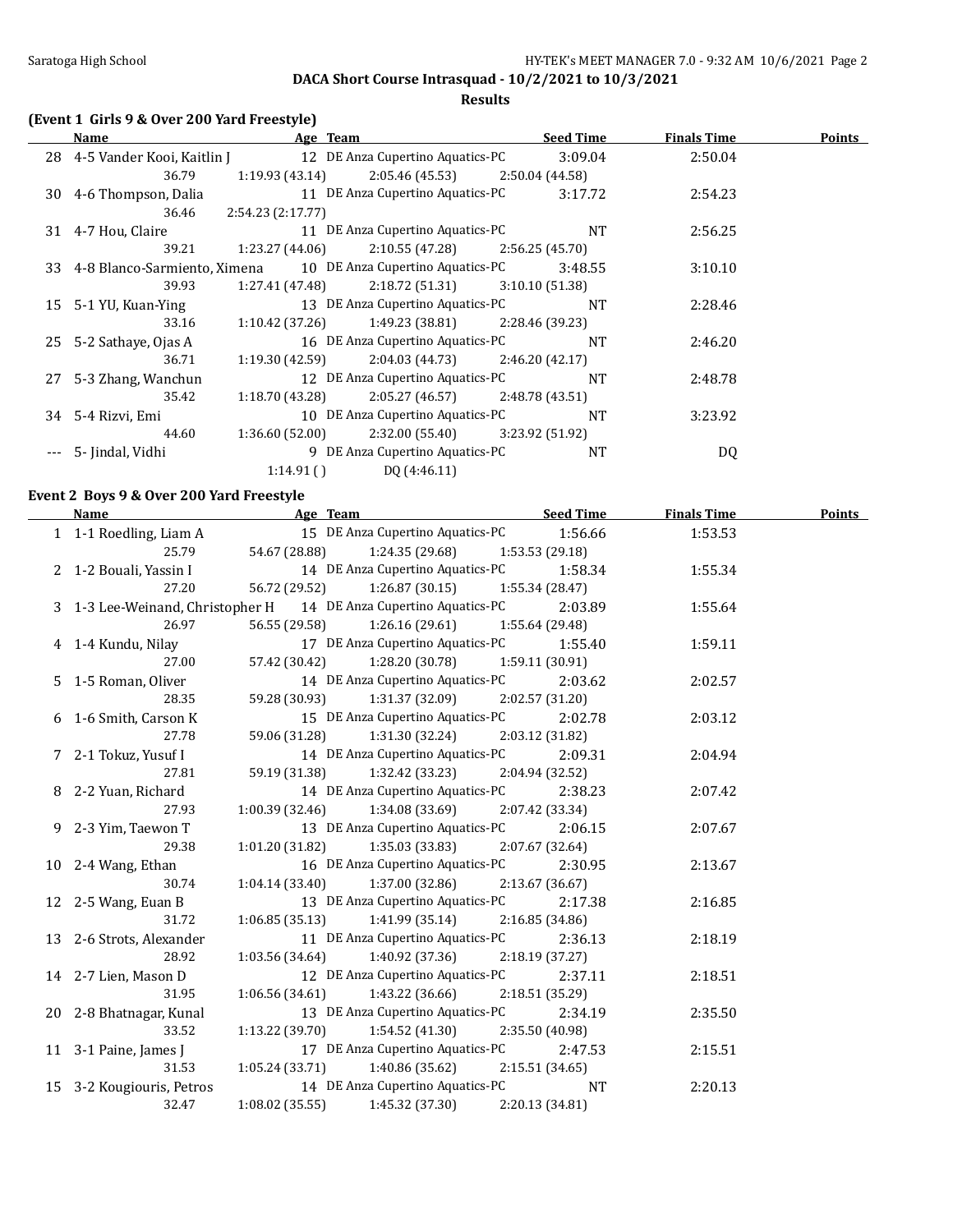DACA Short Course Intrasquad - 10/2/2021 to 10/3/2021

**Results**

### (Event 1 Girls 9 & Over 200 Yard Freestyle)

| | Name | Age | Team | Seed Time | Finals Time | Points |
|---|---|---|---|---|---|---|
| 28 | 4-5 Vander Kooi, Kaitlin J | 12 | DE Anza Cupertino Aquatics-PC | 3:09.04 | 2:50.04 | |
| | 36.79 | 1:19.93 (43.14) | 2:05.46 (45.53) | 2:50.04 (44.58) | | |
| 30 | 4-6 Thompson, Dalia | 11 | DE Anza Cupertino Aquatics-PC | 3:17.72 | 2:54.23 | |
| | 36.46 | 2:54.23 (2:17.77) | | | | |
| 31 | 4-7 Hou, Claire | 11 | DE Anza Cupertino Aquatics-PC | NT | 2:56.25 | |
| | 39.21 | 1:23.27 (44.06) | 2:10.55 (47.28) | 2:56.25 (45.70) | | |
| 33 | 4-8 Blanco-Sarmiento, Ximena | 10 | DE Anza Cupertino Aquatics-PC | 3:48.55 | 3:10.10 | |
| | 39.93 | 1:27.41 (47.48) | 2:18.72 (51.31) | 3:10.10 (51.38) | | |
| 15 | 5-1 YU, Kuan-Ying | 13 | DE Anza Cupertino Aquatics-PC | NT | 2:28.46 | |
| | 33.16 | 1:10.42 (37.26) | 1:49.23 (38.81) | 2:28.46 (39.23) | | |
| 25 | 5-2 Sathaye, Ojas A | 16 | DE Anza Cupertino Aquatics-PC | NT | 2:46.20 | |
| | 36.71 | 1:19.30 (42.59) | 2:04.03 (44.73) | 2:46.20 (42.17) | | |
| 27 | 5-3 Zhang, Wanchun | 12 | DE Anza Cupertino Aquatics-PC | NT | 2:48.78 | |
| | 35.42 | 1:18.70 (43.28) | 2:05.27 (46.57) | 2:48.78 (43.51) | | |
| 34 | 5-4 Rizvi, Emi | 10 | DE Anza Cupertino Aquatics-PC | NT | 3:23.92 | |
| | 44.60 | 1:36.60 (52.00) | 2:32.00 (55.40) | 3:23.92 (51.92) | | |
| --- | 5- Jindal, Vidhi | 9 | DE Anza Cupertino Aquatics-PC | NT | DQ | |
| | | 1:14.91 ( ) | DQ (4:46.11) | | | |

### Event 2 Boys 9 & Over 200 Yard Freestyle

| | Name | Age | Team | Seed Time | Finals Time | Points |
|---|---|---|---|---|---|---|
| 1 | 1-1 Roedling, Liam A | 15 | DE Anza Cupertino Aquatics-PC | 1:56.66 | 1:53.53 | |
| | 25.79 | 54.67 (28.88) | 1:24.35 (29.68) | 1:53.53 (29.18) | | |
| 2 | 1-2 Bouali, Yassin I | 14 | DE Anza Cupertino Aquatics-PC | 1:58.34 | 1:55.34 | |
| | 27.20 | 56.72 (29.52) | 1:26.87 (30.15) | 1:55.34 (28.47) | | |
| 3 | 1-3 Lee-Weinand, Christopher H | 14 | DE Anza Cupertino Aquatics-PC | 2:03.89 | 1:55.64 | |
| | 26.97 | 56.55 (29.58) | 1:26.16 (29.61) | 1:55.64 (29.48) | | |
| 4 | 1-4 Kundu, Nilay | 17 | DE Anza Cupertino Aquatics-PC | 1:55.40 | 1:59.11 | |
| | 27.00 | 57.42 (30.42) | 1:28.20 (30.78) | 1:59.11 (30.91) | | |
| 5 | 1-5 Roman, Oliver | 14 | DE Anza Cupertino Aquatics-PC | 2:03.62 | 2:02.57 | |
| | 28.35 | 59.28 (30.93) | 1:31.37 (32.09) | 2:02.57 (31.20) | | |
| 6 | 1-6 Smith, Carson K | 15 | DE Anza Cupertino Aquatics-PC | 2:02.78 | 2:03.12 | |
| | 27.78 | 59.06 (31.28) | 1:31.30 (32.24) | 2:03.12 (31.82) | | |
| 7 | 2-1 Tokuz, Yusuf I | 14 | DE Anza Cupertino Aquatics-PC | 2:09.31 | 2:04.94 | |
| | 27.81 | 59.19 (31.38) | 1:32.42 (33.23) | 2:04.94 (32.52) | | |
| 8 | 2-2 Yuan, Richard | 14 | DE Anza Cupertino Aquatics-PC | 2:38.23 | 2:07.42 | |
| | 27.93 | 1:00.39 (32.46) | 1:34.08 (33.69) | 2:07.42 (33.34) | | |
| 9 | 2-3 Yim, Taewon T | 13 | DE Anza Cupertino Aquatics-PC | 2:06.15 | 2:07.67 | |
| | 29.38 | 1:01.20 (31.82) | 1:35.03 (33.83) | 2:07.67 (32.64) | | |
| 10 | 2-4 Wang, Ethan | 16 | DE Anza Cupertino Aquatics-PC | 2:30.95 | 2:13.67 | |
| | 30.74 | 1:04.14 (33.40) | 1:37.00 (32.86) | 2:13.67 (36.67) | | |
| 12 | 2-5 Wang, Euan B | 13 | DE Anza Cupertino Aquatics-PC | 2:17.38 | 2:16.85 | |
| | 31.72 | 1:06.85 (35.13) | 1:41.99 (35.14) | 2:16.85 (34.86) | | |
| 13 | 2-6 Strots, Alexander | 11 | DE Anza Cupertino Aquatics-PC | 2:36.13 | 2:18.19 | |
| | 28.92 | 1:03.56 (34.64) | 1:40.92 (37.36) | 2:18.19 (37.27) | | |
| 14 | 2-7 Lien, Mason D | 12 | DE Anza Cupertino Aquatics-PC | 2:37.11 | 2:18.51 | |
| | 31.95 | 1:06.56 (34.61) | 1:43.22 (36.66) | 2:18.51 (35.29) | | |
| 20 | 2-8 Bhatnagar, Kunal | 13 | DE Anza Cupertino Aquatics-PC | 2:34.19 | 2:35.50 | |
| | 33.52 | 1:13.22 (39.70) | 1:54.52 (41.30) | 2:35.50 (40.98) | | |
| 11 | 3-1 Paine, James J | 17 | DE Anza Cupertino Aquatics-PC | 2:47.53 | 2:15.51 | |
| | 31.53 | 1:05.24 (33.71) | 1:40.86 (35.62) | 2:15.51 (34.65) | | |
| 15 | 3-2 Kougiouris, Petros | 14 | DE Anza Cupertino Aquatics-PC | NT | 2:20.13 | |
| | 32.47 | 1:08.02 (35.55) | 1:45.32 (37.30) | 2:20.13 (34.81) | | |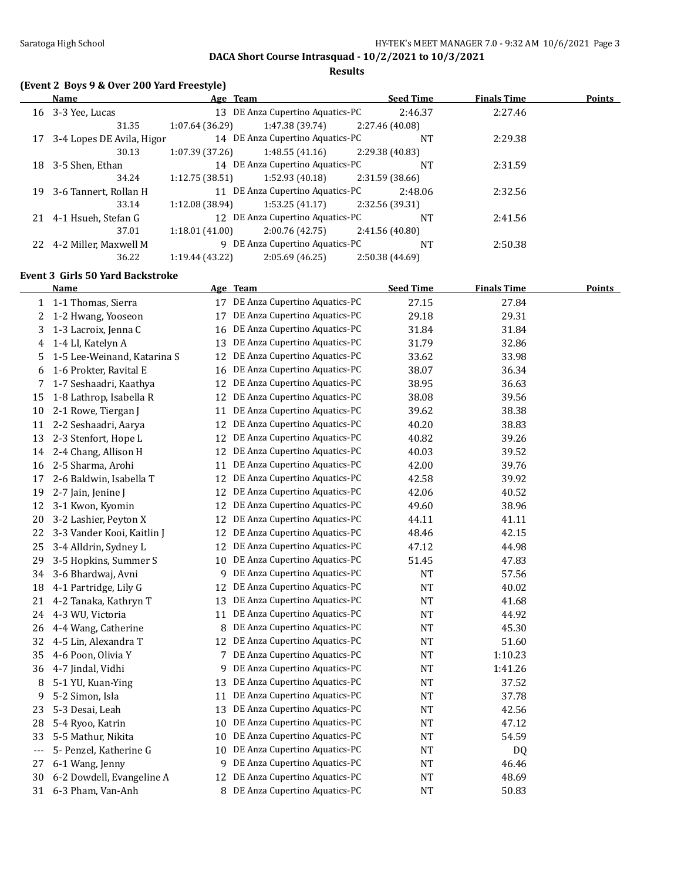DACA Short Course Intrasquad - 10/2/2021 to 10/3/2021

**Results**

### (Event 2 Boys 9 & Over 200 Yard Freestyle)

| | Name | Age | Team | Seed Time | Finals Time | Points |
|---|---|---|---|---|---|---|
| 16 | 3-3 Yee, Lucas | 13 | DE Anza Cupertino Aquatics-PC | 2:46.37 | 2:27.46 | |
| | 31.35 | 1:07.64 (36.29) | 1:47.38 (39.74) | 2:27.46 (40.08) | | |
| 17 | 3-4 Lopes DE Avila, Higor | 14 | DE Anza Cupertino Aquatics-PC | NT | 2:29.38 | |
| | 30.13 | 1:07.39 (37.26) | 1:48.55 (41.16) | 2:29.38 (40.83) | | |
| 18 | 3-5 Shen, Ethan | 14 | DE Anza Cupertino Aquatics-PC | NT | 2:31.59 | |
| | 34.24 | 1:12.75 (38.51) | 1:52.93 (40.18) | 2:31.59 (38.66) | | |
| 19 | 3-6 Tannert, Rollan H | 11 | DE Anza Cupertino Aquatics-PC | 2:48.06 | 2:32.56 | |
| | 33.14 | 1:12.08 (38.94) | 1:53.25 (41.17) | 2:32.56 (39.31) | | |
| 21 | 4-1 Hsueh, Stefan G | 12 | DE Anza Cupertino Aquatics-PC | NT | 2:41.56 | |
| | 37.01 | 1:18.01 (41.00) | 2:00.76 (42.75) | 2:41.56 (40.80) | | |
| 22 | 4-2 Miller, Maxwell M | 9 | DE Anza Cupertino Aquatics-PC | NT | 2:50.38 | |
| | 36.22 | 1:19.44 (43.22) | 2:05.69 (46.25) | 2:50.38 (44.69) | | |

### Event 3 Girls 50 Yard Backstroke

| | Name | Age | Team | Seed Time | Finals Time | Points |
|---|---|---|---|---|---|---|
| 1 | 1-1 Thomas, Sierra | 17 | DE Anza Cupertino Aquatics-PC | 27.15 | 27.84 | |
| 2 | 1-2 Hwang, Yooseon | 17 | DE Anza Cupertino Aquatics-PC | 29.18 | 29.31 | |
| 3 | 1-3 Lacroix, Jenna C | 16 | DE Anza Cupertino Aquatics-PC | 31.84 | 31.84 | |
| 4 | 1-4 LI, Katelyn A | 13 | DE Anza Cupertino Aquatics-PC | 31.79 | 32.86 | |
| 5 | 1-5 Lee-Weinand, Katarina S | 12 | DE Anza Cupertino Aquatics-PC | 33.62 | 33.98 | |
| 6 | 1-6 Prokter, Ravital E | 16 | DE Anza Cupertino Aquatics-PC | 38.07 | 36.34 | |
| 7 | 1-7 Seshaadri, Kaathya | 12 | DE Anza Cupertino Aquatics-PC | 38.95 | 36.63 | |
| 15 | 1-8 Lathrop, Isabella R | 12 | DE Anza Cupertino Aquatics-PC | 38.08 | 39.56 | |
| 10 | 2-1 Rowe, Tiergan J | 11 | DE Anza Cupertino Aquatics-PC | 39.62 | 38.38 | |
| 11 | 2-2 Seshaadri, Aarya | 12 | DE Anza Cupertino Aquatics-PC | 40.20 | 38.83 | |
| 13 | 2-3 Stenfort, Hope L | 12 | DE Anza Cupertino Aquatics-PC | 40.82 | 39.26 | |
| 14 | 2-4 Chang, Allison H | 12 | DE Anza Cupertino Aquatics-PC | 40.03 | 39.52 | |
| 16 | 2-5 Sharma, Arohi | 11 | DE Anza Cupertino Aquatics-PC | 42.00 | 39.76 | |
| 17 | 2-6 Baldwin, Isabella T | 12 | DE Anza Cupertino Aquatics-PC | 42.58 | 39.92 | |
| 19 | 2-7 Jain, Jenine J | 12 | DE Anza Cupertino Aquatics-PC | 42.06 | 40.52 | |
| 12 | 3-1 Kwon, Kyomin | 12 | DE Anza Cupertino Aquatics-PC | 49.60 | 38.96 | |
| 20 | 3-2 Lashier, Peyton X | 12 | DE Anza Cupertino Aquatics-PC | 44.11 | 41.11 | |
| 22 | 3-3 Vander Kooi, Kaitlin J | 12 | DE Anza Cupertino Aquatics-PC | 48.46 | 42.15 | |
| 25 | 3-4 Alldrin, Sydney L | 12 | DE Anza Cupertino Aquatics-PC | 47.12 | 44.98 | |
| 29 | 3-5 Hopkins, Summer S | 10 | DE Anza Cupertino Aquatics-PC | 51.45 | 47.83 | |
| 34 | 3-6 Bhardwaj, Avni | 9 | DE Anza Cupertino Aquatics-PC | NT | 57.56 | |
| 18 | 4-1 Partridge, Lily G | 12 | DE Anza Cupertino Aquatics-PC | NT | 40.02 | |
| 21 | 4-2 Tanaka, Kathryn T | 13 | DE Anza Cupertino Aquatics-PC | NT | 41.68 | |
| 24 | 4-3 WU, Victoria | 11 | DE Anza Cupertino Aquatics-PC | NT | 44.92 | |
| 26 | 4-4 Wang, Catherine | 8 | DE Anza Cupertino Aquatics-PC | NT | 45.30 | |
| 32 | 4-5 Lin, Alexandra T | 12 | DE Anza Cupertino Aquatics-PC | NT | 51.60 | |
| 35 | 4-6 Poon, Olivia Y | 7 | DE Anza Cupertino Aquatics-PC | NT | 1:10.23 | |
| 36 | 4-7 Jindal, Vidhi | 9 | DE Anza Cupertino Aquatics-PC | NT | 1:41.26 | |
| 8 | 5-1 YU, Kuan-Ying | 13 | DE Anza Cupertino Aquatics-PC | NT | 37.52 | |
| 9 | 5-2 Simon, Isla | 11 | DE Anza Cupertino Aquatics-PC | NT | 37.78 | |
| 23 | 5-3 Desai, Leah | 13 | DE Anza Cupertino Aquatics-PC | NT | 42.56 | |
| 28 | 5-4 Ryoo, Katrin | 10 | DE Anza Cupertino Aquatics-PC | NT | 47.12 | |
| 33 | 5-5 Mathur, Nikita | 10 | DE Anza Cupertino Aquatics-PC | NT | 54.59 | |
| --- | 5- Penzel, Katherine G | 10 | DE Anza Cupertino Aquatics-PC | NT | DQ | |
| 27 | 6-1 Wang, Jenny | 9 | DE Anza Cupertino Aquatics-PC | NT | 46.46 | |
| 30 | 6-2 Dowdell, Evangeline A | 12 | DE Anza Cupertino Aquatics-PC | NT | 48.69 | |
| 31 | 6-3 Pham, Van-Anh | 8 | DE Anza Cupertino Aquatics-PC | NT | 50.83 | |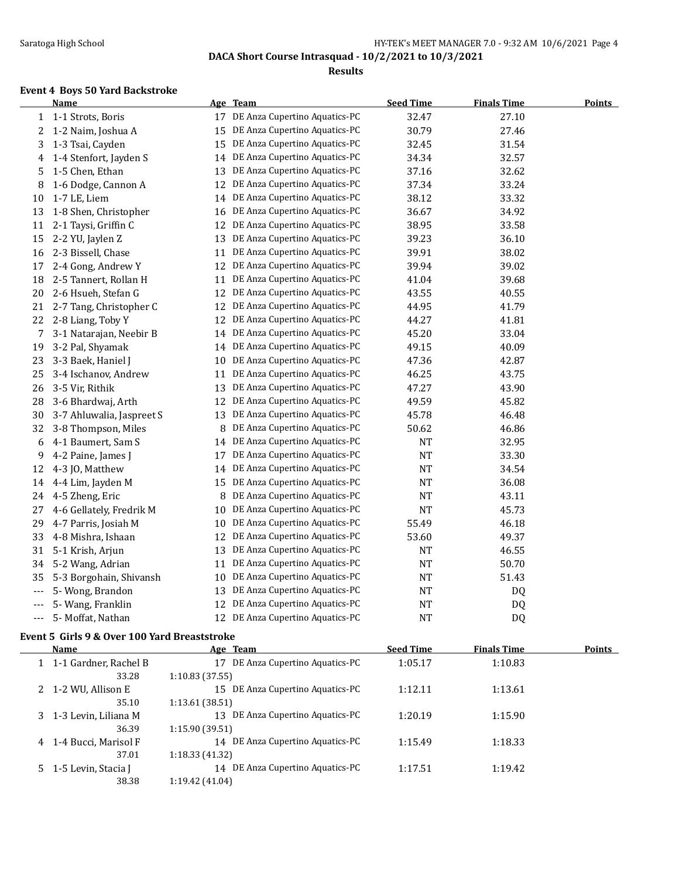## DACA Short Course Intrasquad - 10/2/2021 to 10/3/2021

### Results

#### Event 4 Boys 50 Yard Backstroke

| | Name | Age | Team | Seed Time | Finals Time | Points |
|---|---|---|---|---|---|---|
| 1 | 1-1 Strots, Boris | 17 | DE Anza Cupertino Aquatics-PC | 32.47 | 27.10 | |
| 2 | 1-2 Naim, Joshua A | 15 | DE Anza Cupertino Aquatics-PC | 30.79 | 27.46 | |
| 3 | 1-3 Tsai, Cayden | 15 | DE Anza Cupertino Aquatics-PC | 32.45 | 31.54 | |
| 4 | 1-4 Stenfort, Jayden S | 14 | DE Anza Cupertino Aquatics-PC | 34.34 | 32.57 | |
| 5 | 1-5 Chen, Ethan | 13 | DE Anza Cupertino Aquatics-PC | 37.16 | 32.62 | |
| 8 | 1-6 Dodge, Cannon A | 12 | DE Anza Cupertino Aquatics-PC | 37.34 | 33.24 | |
| 10 | 1-7 LE, Liem | 14 | DE Anza Cupertino Aquatics-PC | 38.12 | 33.32 | |
| 13 | 1-8 Shen, Christopher | 16 | DE Anza Cupertino Aquatics-PC | 36.67 | 34.92 | |
| 11 | 2-1 Taysi, Griffin C | 12 | DE Anza Cupertino Aquatics-PC | 38.95 | 33.58 | |
| 15 | 2-2 YU, Jaylen Z | 13 | DE Anza Cupertino Aquatics-PC | 39.23 | 36.10 | |
| 16 | 2-3 Bissell, Chase | 11 | DE Anza Cupertino Aquatics-PC | 39.91 | 38.02 | |
| 17 | 2-4 Gong, Andrew Y | 12 | DE Anza Cupertino Aquatics-PC | 39.94 | 39.02 | |
| 18 | 2-5 Tannert, Rollan H | 11 | DE Anza Cupertino Aquatics-PC | 41.04 | 39.68 | |
| 20 | 2-6 Hsueh, Stefan G | 12 | DE Anza Cupertino Aquatics-PC | 43.55 | 40.55 | |
| 21 | 2-7 Tang, Christopher C | 12 | DE Anza Cupertino Aquatics-PC | 44.95 | 41.79 | |
| 22 | 2-8 Liang, Toby Y | 12 | DE Anza Cupertino Aquatics-PC | 44.27 | 41.81 | |
| 7 | 3-1 Natarajan, Neebir B | 14 | DE Anza Cupertino Aquatics-PC | 45.20 | 33.04 | |
| 19 | 3-2 Pal, Shyamak | 14 | DE Anza Cupertino Aquatics-PC | 49.15 | 40.09 | |
| 23 | 3-3 Baek, Haniel J | 10 | DE Anza Cupertino Aquatics-PC | 47.36 | 42.87 | |
| 25 | 3-4 Ischanov, Andrew | 11 | DE Anza Cupertino Aquatics-PC | 46.25 | 43.75 | |
| 26 | 3-5 Vir, Rithik | 13 | DE Anza Cupertino Aquatics-PC | 47.27 | 43.90 | |
| 28 | 3-6 Bhardwaj, Arth | 12 | DE Anza Cupertino Aquatics-PC | 49.59 | 45.82 | |
| 30 | 3-7 Ahluwalia, Jaspreet S | 13 | DE Anza Cupertino Aquatics-PC | 45.78 | 46.48 | |
| 32 | 3-8 Thompson, Miles | 8 | DE Anza Cupertino Aquatics-PC | 50.62 | 46.86 | |
| 6 | 4-1 Baumert, Sam S | 14 | DE Anza Cupertino Aquatics-PC | NT | 32.95 | |
| 9 | 4-2 Paine, James J | 17 | DE Anza Cupertino Aquatics-PC | NT | 33.30 | |
| 12 | 4-3 JO, Matthew | 14 | DE Anza Cupertino Aquatics-PC | NT | 34.54 | |
| 14 | 4-4 Lim, Jayden M | 15 | DE Anza Cupertino Aquatics-PC | NT | 36.08 | |
| 24 | 4-5 Zheng, Eric | 8 | DE Anza Cupertino Aquatics-PC | NT | 43.11 | |
| 27 | 4-6 Gellately, Fredrik M | 10 | DE Anza Cupertino Aquatics-PC | NT | 45.73 | |
| 29 | 4-7 Parris, Josiah M | 10 | DE Anza Cupertino Aquatics-PC | 55.49 | 46.18 | |
| 33 | 4-8 Mishra, Ishaan | 12 | DE Anza Cupertino Aquatics-PC | 53.60 | 49.37 | |
| 31 | 5-1 Krish, Arjun | 13 | DE Anza Cupertino Aquatics-PC | NT | 46.55 | |
| 34 | 5-2 Wang, Adrian | 11 | DE Anza Cupertino Aquatics-PC | NT | 50.70 | |
| 35 | 5-3 Borgohain, Shivansh | 10 | DE Anza Cupertino Aquatics-PC | NT | 51.43 | |
| --- | 5- Wong, Brandon | 13 | DE Anza Cupertino Aquatics-PC | NT | DQ | |
| --- | 5- Wang, Franklin | 12 | DE Anza Cupertino Aquatics-PC | NT | DQ | |
| --- | 5- Moffat, Nathan | 12 | DE Anza Cupertino Aquatics-PC | NT | DQ | |

#### Event 5 Girls 9 & Over 100 Yard Breaststroke

| | Name | Age | Team | Seed Time | Finals Time | Points |
|---|---|---|---|---|---|---|
| 1 | 1-1 Gardner, Rachel B | 17 | DE Anza Cupertino Aquatics-PC | 1:05.17 | 1:10.83 | |
| | 33.28 | 1:10.83 (37.55) | | | | |
| 2 | 1-2 WU, Allison E | 15 | DE Anza Cupertino Aquatics-PC | 1:12.11 | 1:13.61 | |
| | 35.10 | 1:13.61 (38.51) | | | | |
| 3 | 1-3 Levin, Liliana M | 13 | DE Anza Cupertino Aquatics-PC | 1:20.19 | 1:15.90 | |
| | 36.39 | 1:15.90 (39.51) | | | | |
| 4 | 1-4 Bucci, Marisol F | 14 | DE Anza Cupertino Aquatics-PC | 1:15.49 | 1:18.33 | |
| | 37.01 | 1:18.33 (41.32) | | | | |
| 5 | 1-5 Levin, Stacia J | 14 | DE Anza Cupertino Aquatics-PC | 1:17.51 | 1:19.42 | |
| | 38.38 | 1:19.42 (41.04) | | | | |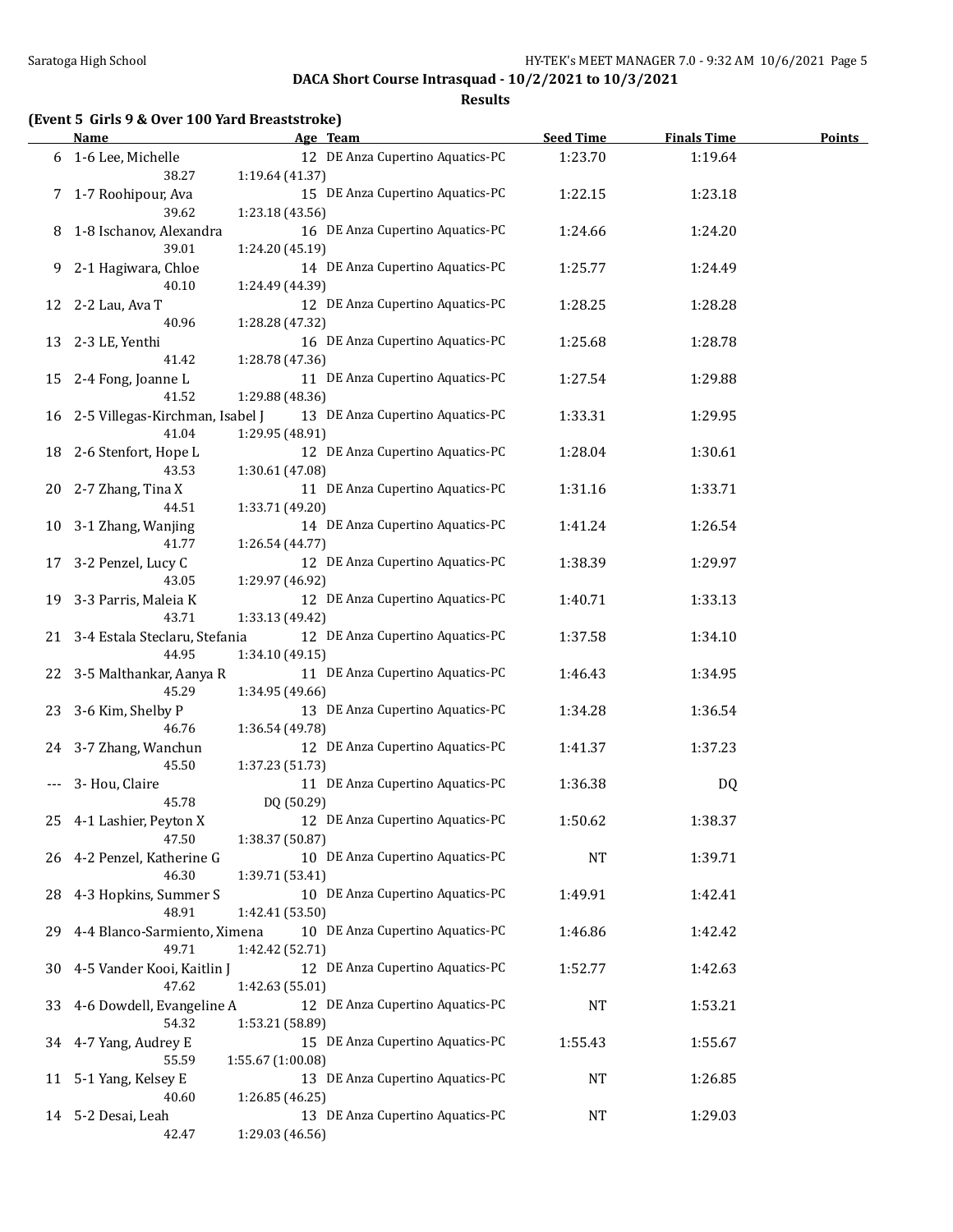## DACA Short Course Intrasquad - 10/2/2021 to 10/3/2021

### Results

**(Event 5 Girls 9 & Over 100 Yard Breaststroke)**

| | Name | Age | Team | Seed Time | Finals Time | Points |
|---|---|---|---|---|---|---|
| 6 | 1-6 Lee, Michelle | 12 | DE Anza Cupertino Aquatics-PC | 1:23.70 | 1:19.64 | |
| | 38.27 | 1:19.64 (41.37) | | | | |
| 7 | 1-7 Roohipour, Ava | 15 | DE Anza Cupertino Aquatics-PC | 1:22.15 | 1:23.18 | |
| | 39.62 | 1:23.18 (43.56) | | | | |
| 8 | 1-8 Ischanov, Alexandra | 16 | DE Anza Cupertino Aquatics-PC | 1:24.66 | 1:24.20 | |
| | 39.01 | 1:24.20 (45.19) | | | | |
| 9 | 2-1 Hagiwara, Chloe | 14 | DE Anza Cupertino Aquatics-PC | 1:25.77 | 1:24.49 | |
| | 40.10 | 1:24.49 (44.39) | | | | |
| 12 | 2-2 Lau, Ava T | 12 | DE Anza Cupertino Aquatics-PC | 1:28.25 | 1:28.28 | |
| | 40.96 | 1:28.28 (47.32) | | | | |
| 13 | 2-3 LE, Yenthi | 16 | DE Anza Cupertino Aquatics-PC | 1:25.68 | 1:28.78 | |
| | 41.42 | 1:28.78 (47.36) | | | | |
| 15 | 2-4 Fong, Joanne L | 11 | DE Anza Cupertino Aquatics-PC | 1:27.54 | 1:29.88 | |
| | 41.52 | 1:29.88 (48.36) | | | | |
| 16 | 2-5 Villegas-Kirchman, Isabel J | 13 | DE Anza Cupertino Aquatics-PC | 1:33.31 | 1:29.95 | |
| | 41.04 | 1:29.95 (48.91) | | | | |
| 18 | 2-6 Stenfort, Hope L | 12 | DE Anza Cupertino Aquatics-PC | 1:28.04 | 1:30.61 | |
| | 43.53 | 1:30.61 (47.08) | | | | |
| 20 | 2-7 Zhang, Tina X | 11 | DE Anza Cupertino Aquatics-PC | 1:31.16 | 1:33.71 | |
| | 44.51 | 1:33.71 (49.20) | | | | |
| 10 | 3-1 Zhang, Wanjing | 14 | DE Anza Cupertino Aquatics-PC | 1:41.24 | 1:26.54 | |
| | 41.77 | 1:26.54 (44.77) | | | | |
| 17 | 3-2 Penzel, Lucy C | 12 | DE Anza Cupertino Aquatics-PC | 1:38.39 | 1:29.97 | |
| | 43.05 | 1:29.97 (46.92) | | | | |
| 19 | 3-3 Parris, Maleia K | 12 | DE Anza Cupertino Aquatics-PC | 1:40.71 | 1:33.13 | |
| | 43.71 | 1:33.13 (49.42) | | | | |
| 21 | 3-4 Estala Steclaru, Stefania | 12 | DE Anza Cupertino Aquatics-PC | 1:37.58 | 1:34.10 | |
| | 44.95 | 1:34.10 (49.15) | | | | |
| 22 | 3-5 Malthankar, Aanya R | 11 | DE Anza Cupertino Aquatics-PC | 1:46.43 | 1:34.95 | |
| | 45.29 | 1:34.95 (49.66) | | | | |
| 23 | 3-6 Kim, Shelby P | 13 | DE Anza Cupertino Aquatics-PC | 1:34.28 | 1:36.54 | |
| | 46.76 | 1:36.54 (49.78) | | | | |
| 24 | 3-7 Zhang, Wanchun | 12 | DE Anza Cupertino Aquatics-PC | 1:41.37 | 1:37.23 | |
| | 45.50 | 1:37.23 (51.73) | | | | |
| --- | 3- Hou, Claire | 11 | DE Anza Cupertino Aquatics-PC | 1:36.38 | DQ | |
| | 45.78 | DQ (50.29) | | | | |
| 25 | 4-1 Lashier, Peyton X | 12 | DE Anza Cupertino Aquatics-PC | 1:50.62 | 1:38.37 | |
| | 47.50 | 1:38.37 (50.87) | | | | |
| 26 | 4-2 Penzel, Katherine G | 10 | DE Anza Cupertino Aquatics-PC | NT | 1:39.71 | |
| | 46.30 | 1:39.71 (53.41) | | | | |
| 28 | 4-3 Hopkins, Summer S | 10 | DE Anza Cupertino Aquatics-PC | 1:49.91 | 1:42.41 | |
| | 48.91 | 1:42.41 (53.50) | | | | |
| 29 | 4-4 Blanco-Sarmiento, Ximena | 10 | DE Anza Cupertino Aquatics-PC | 1:46.86 | 1:42.42 | |
| | 49.71 | 1:42.42 (52.71) | | | | |
| 30 | 4-5 Vander Kooi, Kaitlin J | 12 | DE Anza Cupertino Aquatics-PC | 1:52.77 | 1:42.63 | |
| | 47.62 | 1:42.63 (55.01) | | | | |
| 33 | 4-6 Dowdell, Evangeline A | 12 | DE Anza Cupertino Aquatics-PC | NT | 1:53.21 | |
| | 54.32 | 1:53.21 (58.89) | | | | |
| 34 | 4-7 Yang, Audrey E | 15 | DE Anza Cupertino Aquatics-PC | 1:55.43 | 1:55.67 | |
| | 55.59 | 1:55.67 (1:00.08) | | | | |
| 11 | 5-1 Yang, Kelsey E | 13 | DE Anza Cupertino Aquatics-PC | NT | 1:26.85 | |
| | 40.60 | 1:26.85 (46.25) | | | | |
| 14 | 5-2 Desai, Leah | 13 | DE Anza Cupertino Aquatics-PC | NT | 1:29.03 | |
| | 42.47 | 1:29.03 (46.56) | | | | |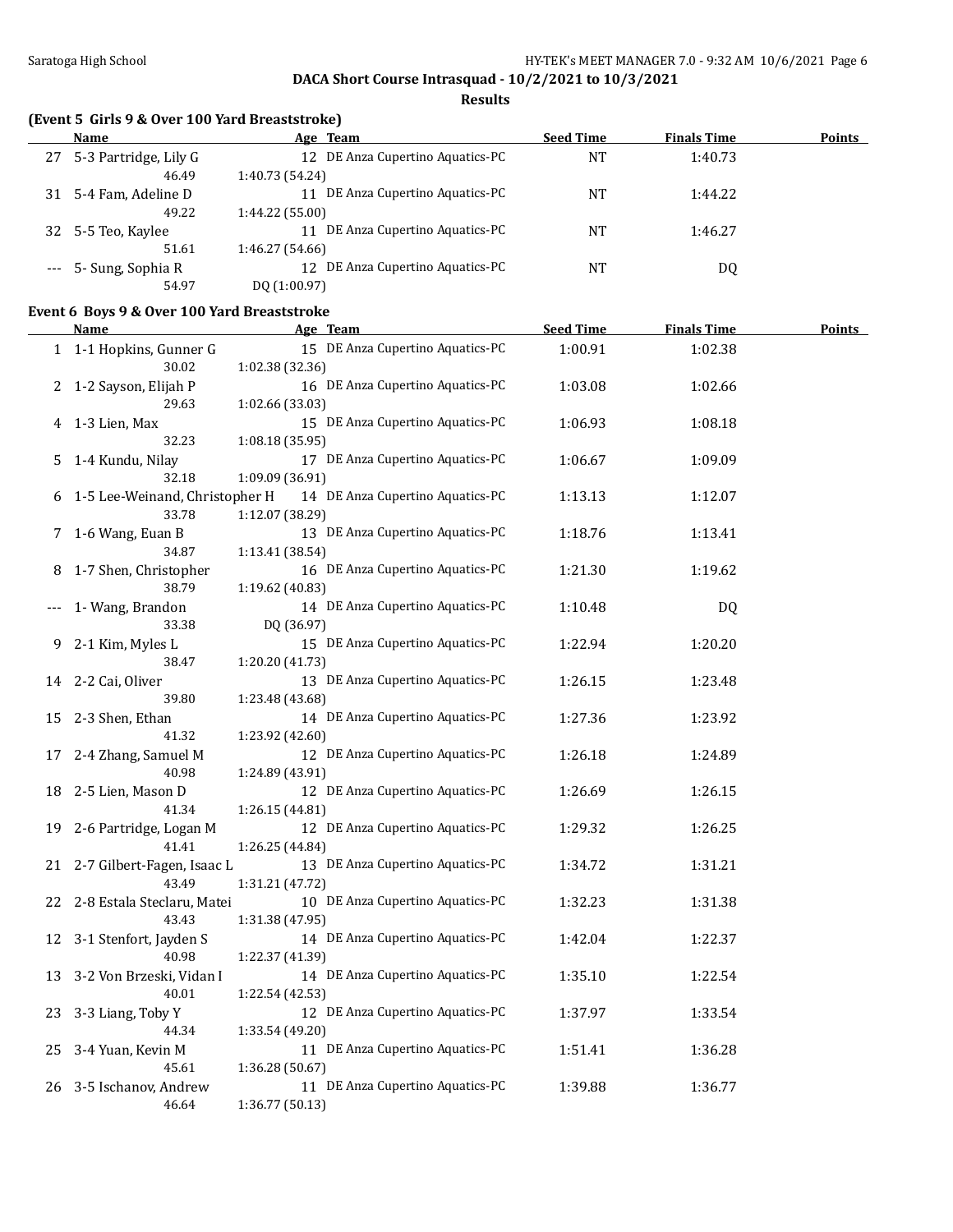**DACA Short Course Intrasquad - 10/2/2021 to 10/3/2021**

**Results**

### (Event 5 Girls 9 & Over 100 Yard Breaststroke)

| | Name | Age | Team | Seed Time | Finals Time | Points |
|---|---|---|---|---|---|---|
| 27 | 5-3 Partridge, Lily G | 12 | DE Anza Cupertino Aquatics-PC | NT | 1:40.73 | |
| | 46.49 | 1:40.73 (54.24) | | | | |
| 31 | 5-4 Fam, Adeline D | 11 | DE Anza Cupertino Aquatics-PC | NT | 1:44.22 | |
| | 49.22 | 1:44.22 (55.00) | | | | |
| 32 | 5-5 Teo, Kaylee | 11 | DE Anza Cupertino Aquatics-PC | NT | 1:46.27 | |
| | 51.61 | 1:46.27 (54.66) | | | | |
| --- | 5- Sung, Sophia R | 12 | DE Anza Cupertino Aquatics-PC | NT | DQ | |
| | 54.97 | DQ (1:00.97) | | | | |

### Event 6 Boys 9 & Over 100 Yard Breaststroke

| | Name | Age | Team | Seed Time | Finals Time | Points |
|---|---|---|---|---|---|---|
| 1 | 1-1 Hopkins, Gunner G | 15 | DE Anza Cupertino Aquatics-PC | 1:00.91 | 1:02.38 | |
| | 30.02 | 1:02.38 (32.36) | | | | |
| 2 | 1-2 Sayson, Elijah P | 16 | DE Anza Cupertino Aquatics-PC | 1:03.08 | 1:02.66 | |
| | 29.63 | 1:02.66 (33.03) | | | | |
| 4 | 1-3 Lien, Max | 15 | DE Anza Cupertino Aquatics-PC | 1:06.93 | 1:08.18 | |
| | 32.23 | 1:08.18 (35.95) | | | | |
| 5 | 1-4 Kundu, Nilay | 17 | DE Anza Cupertino Aquatics-PC | 1:06.67 | 1:09.09 | |
| | 32.18 | 1:09.09 (36.91) | | | | |
| 6 | 1-5 Lee-Weinand, Christopher H | 14 | DE Anza Cupertino Aquatics-PC | 1:13.13 | 1:12.07 | |
| | 33.78 | 1:12.07 (38.29) | | | | |
| 7 | 1-6 Wang, Euan B | 13 | DE Anza Cupertino Aquatics-PC | 1:18.76 | 1:13.41 | |
| | 34.87 | 1:13.41 (38.54) | | | | |
| 8 | 1-7 Shen, Christopher | 16 | DE Anza Cupertino Aquatics-PC | 1:21.30 | 1:19.62 | |
| | 38.79 | 1:19.62 (40.83) | | | | |
| --- | 1- Wang, Brandon | 14 | DE Anza Cupertino Aquatics-PC | 1:10.48 | DQ | |
| | 33.38 | DQ (36.97) | | | | |
| 9 | 2-1 Kim, Myles L | 15 | DE Anza Cupertino Aquatics-PC | 1:22.94 | 1:20.20 | |
| | 38.47 | 1:20.20 (41.73) | | | | |
| 14 | 2-2 Cai, Oliver | 13 | DE Anza Cupertino Aquatics-PC | 1:26.15 | 1:23.48 | |
| | 39.80 | 1:23.48 (43.68) | | | | |
| 15 | 2-3 Shen, Ethan | 14 | DE Anza Cupertino Aquatics-PC | 1:27.36 | 1:23.92 | |
| | 41.32 | 1:23.92 (42.60) | | | | |
| 17 | 2-4 Zhang, Samuel M | 12 | DE Anza Cupertino Aquatics-PC | 1:26.18 | 1:24.89 | |
| | 40.98 | 1:24.89 (43.91) | | | | |
| 18 | 2-5 Lien, Mason D | 12 | DE Anza Cupertino Aquatics-PC | 1:26.69 | 1:26.15 | |
| | 41.34 | 1:26.15 (44.81) | | | | |
| 19 | 2-6 Partridge, Logan M | 12 | DE Anza Cupertino Aquatics-PC | 1:29.32 | 1:26.25 | |
| | 41.41 | 1:26.25 (44.84) | | | | |
| 21 | 2-7 Gilbert-Fagen, Isaac L | 13 | DE Anza Cupertino Aquatics-PC | 1:34.72 | 1:31.21 | |
| | 43.49 | 1:31.21 (47.72) | | | | |
| 22 | 2-8 Estala Steclaru, Matei | 10 | DE Anza Cupertino Aquatics-PC | 1:32.23 | 1:31.38 | |
| | 43.43 | 1:31.38 (47.95) | | | | |
| 12 | 3-1 Stenfort, Jayden S | 14 | DE Anza Cupertino Aquatics-PC | 1:42.04 | 1:22.37 | |
| | 40.98 | 1:22.37 (41.39) | | | | |
| 13 | 3-2 Von Brzeski, Vidan I | 14 | DE Anza Cupertino Aquatics-PC | 1:35.10 | 1:22.54 | |
| | 40.01 | 1:22.54 (42.53) | | | | |
| 23 | 3-3 Liang, Toby Y | 12 | DE Anza Cupertino Aquatics-PC | 1:37.97 | 1:33.54 | |
| | 44.34 | 1:33.54 (49.20) | | | | |
| 25 | 3-4 Yuan, Kevin M | 11 | DE Anza Cupertino Aquatics-PC | 1:51.41 | 1:36.28 | |
| | 45.61 | 1:36.28 (50.67) | | | | |
| 26 | 3-5 Ischanov, Andrew | 11 | DE Anza Cupertino Aquatics-PC | 1:39.88 | 1:36.77 | |
| | 46.64 | 1:36.77 (50.13) | | | | |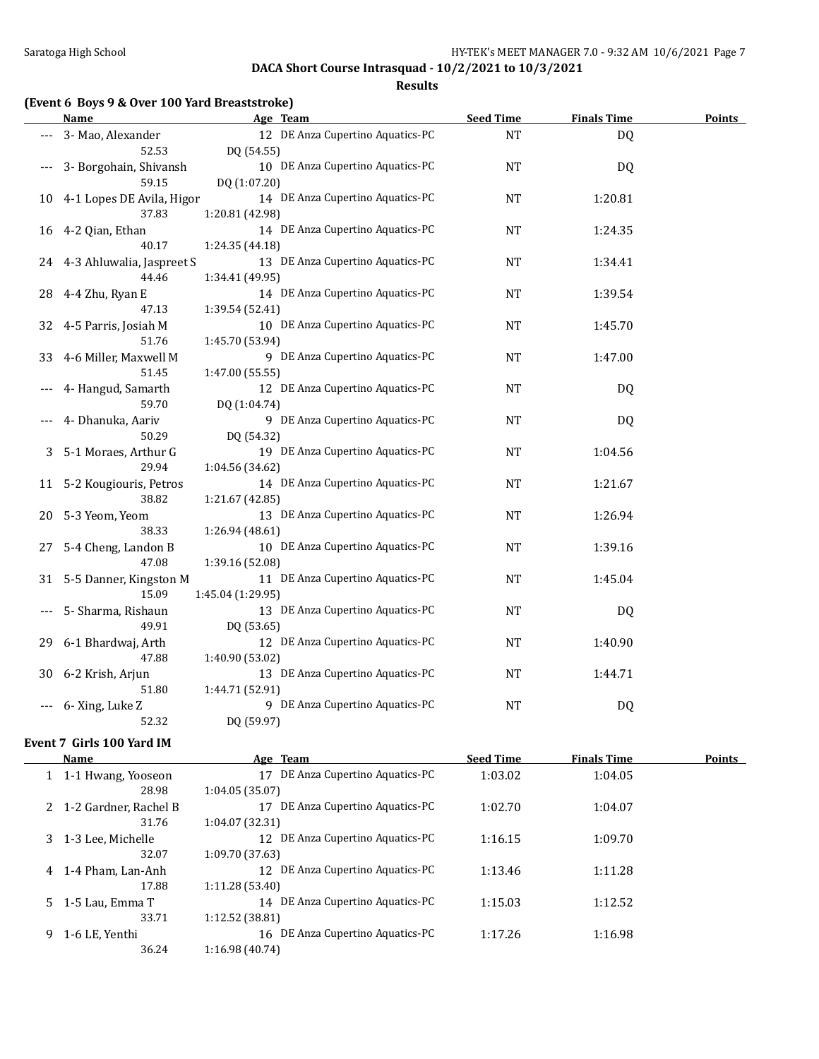DACA Short Course Intrasquad - 10/2/2021 to 10/3/2021

Results

### (Event 6 Boys 9 & Over 100 Yard Breaststroke)

| | Name | Age | Team | Seed Time | Finals Time | Points |
|---|---|---|---|---|---|---|
| --- | 3- Mao, Alexander | 12 | DE Anza Cupertino Aquatics-PC | NT | DQ | |
| | 52.53 | DQ (54.55) | | | | |
| --- | 3- Borgohain, Shivansh | 10 | DE Anza Cupertino Aquatics-PC | NT | DQ | |
| | 59.15 | DQ (1:07.20) | | | | |
| 10 | 4-1 Lopes DE Avila, Higor | 14 | DE Anza Cupertino Aquatics-PC | NT | 1:20.81 | |
| | 37.83 | 1:20.81 (42.98) | | | | |
| 16 | 4-2 Qian, Ethan | 14 | DE Anza Cupertino Aquatics-PC | NT | 1:24.35 | |
| | 40.17 | 1:24.35 (44.18) | | | | |
| 24 | 4-3 Ahluwalia, Jaspreet S | 13 | DE Anza Cupertino Aquatics-PC | NT | 1:34.41 | |
| | 44.46 | 1:34.41 (49.95) | | | | |
| 28 | 4-4 Zhu, Ryan E | 14 | DE Anza Cupertino Aquatics-PC | NT | 1:39.54 | |
| | 47.13 | 1:39.54 (52.41) | | | | |
| 32 | 4-5 Parris, Josiah M | 10 | DE Anza Cupertino Aquatics-PC | NT | 1:45.70 | |
| | 51.76 | 1:45.70 (53.94) | | | | |
| 33 | 4-6 Miller, Maxwell M | 9 | DE Anza Cupertino Aquatics-PC | NT | 1:47.00 | |
| | 51.45 | 1:47.00 (55.55) | | | | |
| --- | 4- Hangud, Samarth | 12 | DE Anza Cupertino Aquatics-PC | NT | DQ | |
| | 59.70 | DQ (1:04.74) | | | | |
| --- | 4- Dhanuka, Aariv | 9 | DE Anza Cupertino Aquatics-PC | NT | DQ | |
| | 50.29 | DQ (54.32) | | | | |
| 3 | 5-1 Moraes, Arthur G | 19 | DE Anza Cupertino Aquatics-PC | NT | 1:04.56 | |
| | 29.94 | 1:04.56 (34.62) | | | | |
| 11 | 5-2 Kougiouris, Petros | 14 | DE Anza Cupertino Aquatics-PC | NT | 1:21.67 | |
| | 38.82 | 1:21.67 (42.85) | | | | |
| 20 | 5-3 Yeom, Yeom | 13 | DE Anza Cupertino Aquatics-PC | NT | 1:26.94 | |
| | 38.33 | 1:26.94 (48.61) | | | | |
| 27 | 5-4 Cheng, Landon B | 10 | DE Anza Cupertino Aquatics-PC | NT | 1:39.16 | |
| | 47.08 | 1:39.16 (52.08) | | | | |
| 31 | 5-5 Danner, Kingston M | 11 | DE Anza Cupertino Aquatics-PC | NT | 1:45.04 | |
| | 15.09 | 1:45.04 (1:29.95) | | | | |
| --- | 5- Sharma, Rishaun | 13 | DE Anza Cupertino Aquatics-PC | NT | DQ | |
| | 49.91 | DQ (53.65) | | | | |
| 29 | 6-1 Bhardwaj, Arth | 12 | DE Anza Cupertino Aquatics-PC | NT | 1:40.90 | |
| | 47.88 | 1:40.90 (53.02) | | | | |
| 30 | 6-2 Krish, Arjun | 13 | DE Anza Cupertino Aquatics-PC | NT | 1:44.71 | |
| | 51.80 | 1:44.71 (52.91) | | | | |
| --- | 6- Xing, Luke Z | 9 | DE Anza Cupertino Aquatics-PC | NT | DQ | |
| | 52.32 | DQ (59.97) | | | | |

### Event 7 Girls 100 Yard IM

| | Name | Age | Team | Seed Time | Finals Time | Points |
|---|---|---|---|---|---|---|
| 1 | 1-1 Hwang, Yooseon | 17 | DE Anza Cupertino Aquatics-PC | 1:03.02 | 1:04.05 | |
| | 28.98 | 1:04.05 (35.07) | | | | |
| 2 | 1-2 Gardner, Rachel B | 17 | DE Anza Cupertino Aquatics-PC | 1:02.70 | 1:04.07 | |
| | 31.76 | 1:04.07 (32.31) | | | | |
| 3 | 1-3 Lee, Michelle | 12 | DE Anza Cupertino Aquatics-PC | 1:16.15 | 1:09.70 | |
| | 32.07 | 1:09.70 (37.63) | | | | |
| 4 | 1-4 Pham, Lan-Anh | 12 | DE Anza Cupertino Aquatics-PC | 1:13.46 | 1:11.28 | |
| | 17.88 | 1:11.28 (53.40) | | | | |
| 5 | 1-5 Lau, Emma T | 14 | DE Anza Cupertino Aquatics-PC | 1:15.03 | 1:12.52 | |
| | 33.71 | 1:12.52 (38.81) | | | | |
| 9 | 1-6 LE, Yenthi | 16 | DE Anza Cupertino Aquatics-PC | 1:17.26 | 1:16.98 | |
| | 36.24 | 1:16.98 (40.74) | | | | |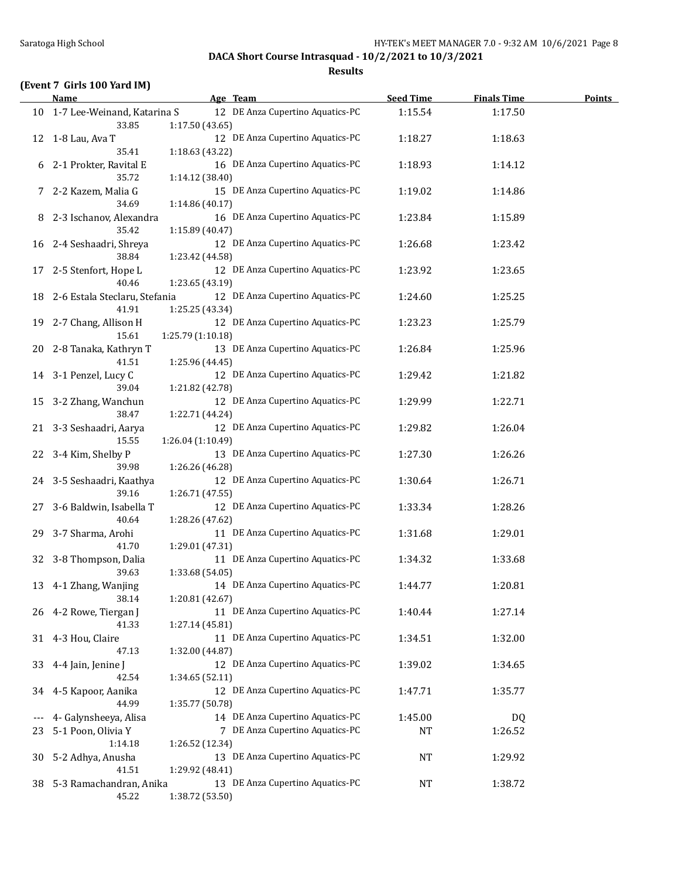## DACA Short Course Intrasquad - 10/2/2021 to 10/3/2021

### Results

**(Event 7 Girls 100 Yard IM)**

| | Name | Age | Team | Seed Time | Finals Time | Points |
|---|---|---|---|---|---|---|
| 10 | 1-7 Lee-Weinand, Katarina S | 12 | DE Anza Cupertino Aquatics-PC | 1:15.54 | 1:17.50 | |
| | 33.85 | 1:17.50 (43.65) | | | | |
| 12 | 1-8 Lau, Ava T | 12 | DE Anza Cupertino Aquatics-PC | 1:18.27 | 1:18.63 | |
| | 35.41 | 1:18.63 (43.22) | | | | |
| 6 | 2-1 Prokter, Ravital E | 16 | DE Anza Cupertino Aquatics-PC | 1:18.93 | 1:14.12 | |
| | 35.72 | 1:14.12 (38.40) | | | | |
| 7 | 2-2 Kazem, Malia G | 15 | DE Anza Cupertino Aquatics-PC | 1:19.02 | 1:14.86 | |
| | 34.69 | 1:14.86 (40.17) | | | | |
| 8 | 2-3 Ischanov, Alexandra | 16 | DE Anza Cupertino Aquatics-PC | 1:23.84 | 1:15.89 | |
| | 35.42 | 1:15.89 (40.47) | | | | |
| 16 | 2-4 Seshaadri, Shreya | 12 | DE Anza Cupertino Aquatics-PC | 1:26.68 | 1:23.42 | |
| | 38.84 | 1:23.42 (44.58) | | | | |
| 17 | 2-5 Stenfort, Hope L | 12 | DE Anza Cupertino Aquatics-PC | 1:23.92 | 1:23.65 | |
| | 40.46 | 1:23.65 (43.19) | | | | |
| 18 | 2-6 Estala Steclaru, Stefania | 12 | DE Anza Cupertino Aquatics-PC | 1:24.60 | 1:25.25 | |
| | 41.91 | 1:25.25 (43.34) | | | | |
| 19 | 2-7 Chang, Allison H | 12 | DE Anza Cupertino Aquatics-PC | 1:23.23 | 1:25.79 | |
| | 15.61 | 1:25.79 (1:10.18) | | | | |
| 20 | 2-8 Tanaka, Kathryn T | 13 | DE Anza Cupertino Aquatics-PC | 1:26.84 | 1:25.96 | |
| | 41.51 | 1:25.96 (44.45) | | | | |
| 14 | 3-1 Penzel, Lucy C | 12 | DE Anza Cupertino Aquatics-PC | 1:29.42 | 1:21.82 | |
| | 39.04 | 1:21.82 (42.78) | | | | |
| 15 | 3-2 Zhang, Wanchun | 12 | DE Anza Cupertino Aquatics-PC | 1:29.99 | 1:22.71 | |
| | 38.47 | 1:22.71 (44.24) | | | | |
| 21 | 3-3 Seshaadri, Aarya | 12 | DE Anza Cupertino Aquatics-PC | 1:29.82 | 1:26.04 | |
| | 15.55 | 1:26.04 (1:10.49) | | | | |
| 22 | 3-4 Kim, Shelby P | 13 | DE Anza Cupertino Aquatics-PC | 1:27.30 | 1:26.26 | |
| | 39.98 | 1:26.26 (46.28) | | | | |
| 24 | 3-5 Seshaadri, Kaathya | 12 | DE Anza Cupertino Aquatics-PC | 1:30.64 | 1:26.71 | |
| | 39.16 | 1:26.71 (47.55) | | | | |
| 27 | 3-6 Baldwin, Isabella T | 12 | DE Anza Cupertino Aquatics-PC | 1:33.34 | 1:28.26 | |
| | 40.64 | 1:28.26 (47.62) | | | | |
| 29 | 3-7 Sharma, Arohi | 11 | DE Anza Cupertino Aquatics-PC | 1:31.68 | 1:29.01 | |
| | 41.70 | 1:29.01 (47.31) | | | | |
| 32 | 3-8 Thompson, Dalia | 11 | DE Anza Cupertino Aquatics-PC | 1:34.32 | 1:33.68 | |
| | 39.63 | 1:33.68 (54.05) | | | | |
| 13 | 4-1 Zhang, Wanjing | 14 | DE Anza Cupertino Aquatics-PC | 1:44.77 | 1:20.81 | |
| | 38.14 | 1:20.81 (42.67) | | | | |
| 26 | 4-2 Rowe, Tiergan J | 11 | DE Anza Cupertino Aquatics-PC | 1:40.44 | 1:27.14 | |
| | 41.33 | 1:27.14 (45.81) | | | | |
| 31 | 4-3 Hou, Claire | 11 | DE Anza Cupertino Aquatics-PC | 1:34.51 | 1:32.00 | |
| | 47.13 | 1:32.00 (44.87) | | | | |
| 33 | 4-4 Jain, Jenine J | 12 | DE Anza Cupertino Aquatics-PC | 1:39.02 | 1:34.65 | |
| | 42.54 | 1:34.65 (52.11) | | | | |
| 34 | 4-5 Kapoor, Aanika | 12 | DE Anza Cupertino Aquatics-PC | 1:47.71 | 1:35.77 | |
| | 44.99 | 1:35.77 (50.78) | | | | |
| --- | 4- Galynsheeya, Alisa | 14 | DE Anza Cupertino Aquatics-PC | 1:45.00 | DQ | |
| 23 | 5-1 Poon, Olivia Y | 7 | DE Anza Cupertino Aquatics-PC | NT | 1:26.52 | |
| | 1:14.18 | 1:26.52 (12.34) | | | | |
| 30 | 5-2 Adhya, Anusha | 13 | DE Anza Cupertino Aquatics-PC | NT | 1:29.92 | |
| | 41.51 | 1:29.92 (48.41) | | | | |
| 38 | 5-3 Ramachandran, Anika | 13 | DE Anza Cupertino Aquatics-PC | NT | 1:38.72 | |
| | 45.22 | 1:38.72 (53.50) | | | | |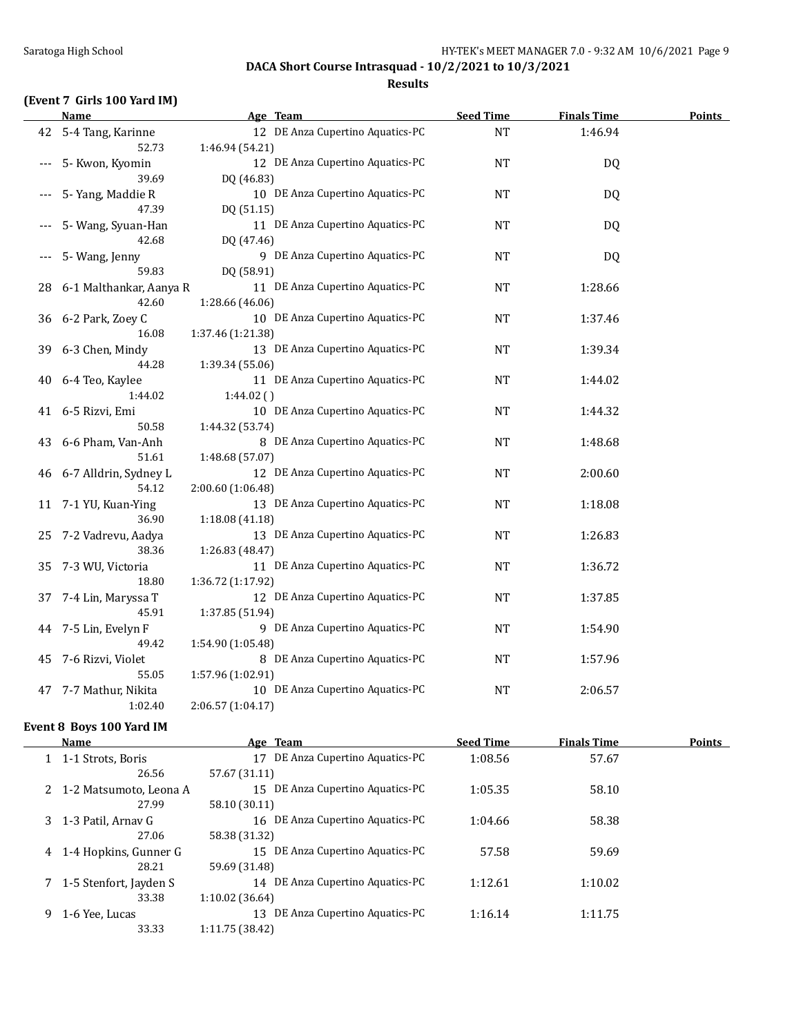## DACA Short Course Intrasquad - 10/2/2021 to 10/3/2021

### Results

### (Event 7 Girls 100 Yard IM)

| | Name | Age | Team | Seed Time | Finals Time | Points |
|---|---|---|---|---|---|---|
| 42 | 5-4 Tang, Karinne | 12 | DE Anza Cupertino Aquatics-PC | NT | 1:46.94 | |
| | 52.73 | 1:46.94 (54.21) | | | | |
| --- | 5- Kwon, Kyomin | 12 | DE Anza Cupertino Aquatics-PC | NT | DQ | |
| | 39.69 | DQ (46.83) | | | | |
| --- | 5- Yang, Maddie R | 10 | DE Anza Cupertino Aquatics-PC | NT | DQ | |
| | 47.39 | DQ (51.15) | | | | |
| --- | 5- Wang, Syuan-Han | 11 | DE Anza Cupertino Aquatics-PC | NT | DQ | |
| | 42.68 | DQ (47.46) | | | | |
| --- | 5- Wang, Jenny | 9 | DE Anza Cupertino Aquatics-PC | NT | DQ | |
| | 59.83 | DQ (58.91) | | | | |
| 28 | 6-1 Malthankar, Aanya R | 11 | DE Anza Cupertino Aquatics-PC | NT | 1:28.66 | |
| | 42.60 | 1:28.66 (46.06) | | | | |
| 36 | 6-2 Park, Zoey C | 10 | DE Anza Cupertino Aquatics-PC | NT | 1:37.46 | |
| | 16.08 | 1:37.46 (1:21.38) | | | | |
| 39 | 6-3 Chen, Mindy | 13 | DE Anza Cupertino Aquatics-PC | NT | 1:39.34 | |
| | 44.28 | 1:39.34 (55.06) | | | | |
| 40 | 6-4 Teo, Kaylee | 11 | DE Anza Cupertino Aquatics-PC | NT | 1:44.02 | |
| | 1:44.02 | 1:44.02 ( ) | | | | |
| 41 | 6-5 Rizvi, Emi | 10 | DE Anza Cupertino Aquatics-PC | NT | 1:44.32 | |
| | 50.58 | 1:44.32 (53.74) | | | | |
| 43 | 6-6 Pham, Van-Anh | 8 | DE Anza Cupertino Aquatics-PC | NT | 1:48.68 | |
| | 51.61 | 1:48.68 (57.07) | | | | |
| 46 | 6-7 Alldrin, Sydney L | 12 | DE Anza Cupertino Aquatics-PC | NT | 2:00.60 | |
| | 54.12 | 2:00.60 (1:06.48) | | | | |
| 11 | 7-1 YU, Kuan-Ying | 13 | DE Anza Cupertino Aquatics-PC | NT | 1:18.08 | |
| | 36.90 | 1:18.08 (41.18) | | | | |
| 25 | 7-2 Vadrevu, Aadya | 13 | DE Anza Cupertino Aquatics-PC | NT | 1:26.83 | |
| | 38.36 | 1:26.83 (48.47) | | | | |
| 35 | 7-3 WU, Victoria | 11 | DE Anza Cupertino Aquatics-PC | NT | 1:36.72 | |
| | 18.80 | 1:36.72 (1:17.92) | | | | |
| 37 | 7-4 Lin, Maryssa T | 12 | DE Anza Cupertino Aquatics-PC | NT | 1:37.85 | |
| | 45.91 | 1:37.85 (51.94) | | | | |
| 44 | 7-5 Lin, Evelyn F | 9 | DE Anza Cupertino Aquatics-PC | NT | 1:54.90 | |
| | 49.42 | 1:54.90 (1:05.48) | | | | |
| 45 | 7-6 Rizvi, Violet | 8 | DE Anza Cupertino Aquatics-PC | NT | 1:57.96 | |
| | 55.05 | 1:57.96 (1:02.91) | | | | |
| 47 | 7-7 Mathur, Nikita | 10 | DE Anza Cupertino Aquatics-PC | NT | 2:06.57 | |
| | 1:02.40 | 2:06.57 (1:04.17) | | | | |

### Event 8 Boys 100 Yard IM

| | Name | Age | Team | Seed Time | Finals Time | Points |
|---|---|---|---|---|---|---|
| 1 | 1-1 Strots, Boris | 17 | DE Anza Cupertino Aquatics-PC | 1:08.56 | 57.67 | |
| | 26.56 | 57.67 (31.11) | | | | |
| 2 | 1-2 Matsumoto, Leona A | 15 | DE Anza Cupertino Aquatics-PC | 1:05.35 | 58.10 | |
| | 27.99 | 58.10 (30.11) | | | | |
| 3 | 1-3 Patil, Arnav G | 16 | DE Anza Cupertino Aquatics-PC | 1:04.66 | 58.38 | |
| | 27.06 | 58.38 (31.32) | | | | |
| 4 | 1-4 Hopkins, Gunner G | 15 | DE Anza Cupertino Aquatics-PC | 57.58 | 59.69 | |
| | 28.21 | 59.69 (31.48) | | | | |
| 7 | 1-5 Stenfort, Jayden S | 14 | DE Anza Cupertino Aquatics-PC | 1:12.61 | 1:10.02 | |
| | 33.38 | 1:10.02 (36.64) | | | | |
| 9 | 1-6 Yee, Lucas | 13 | DE Anza Cupertino Aquatics-PC | 1:16.14 | 1:11.75 | |
| | 33.33 | 1:11.75 (38.42) | | | | |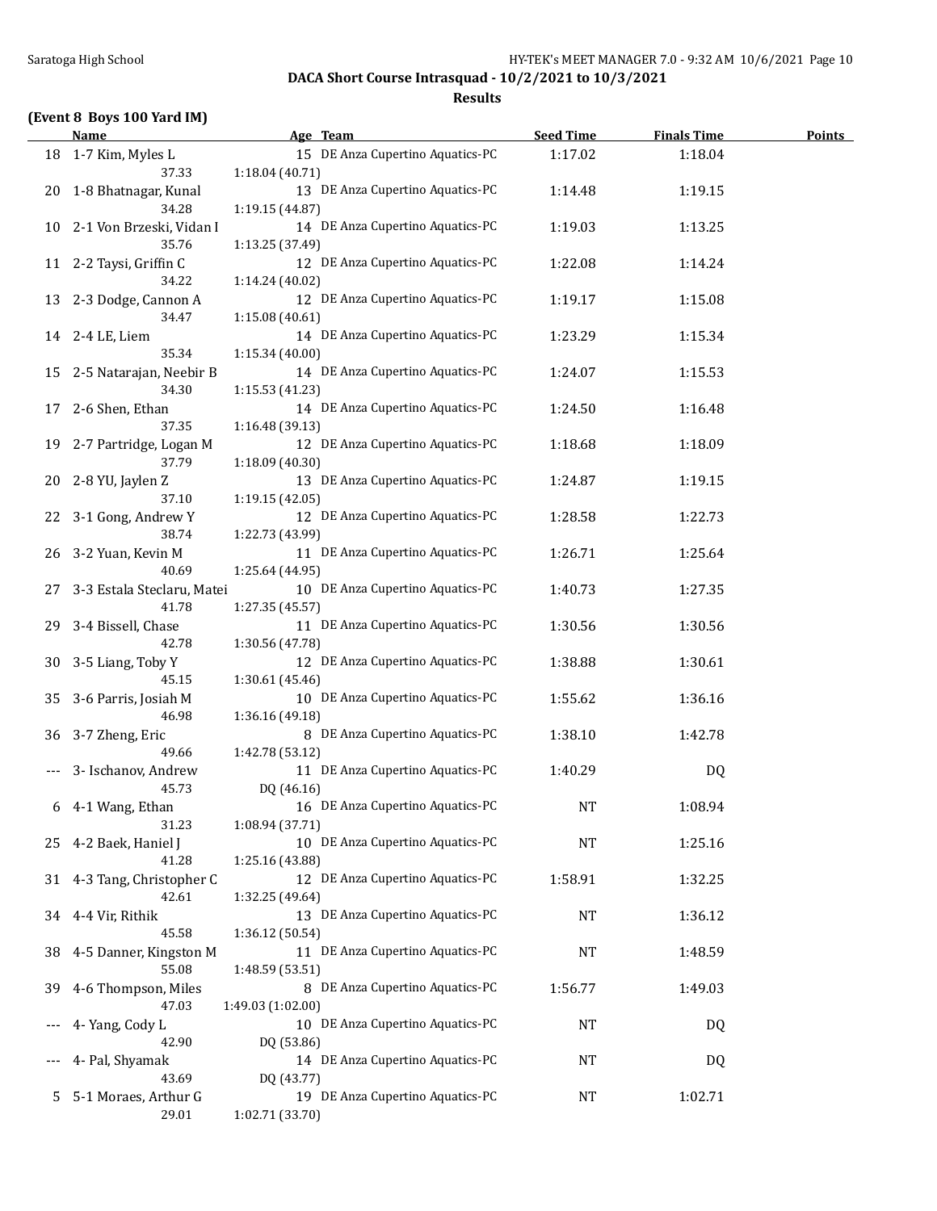## DACA Short Course Intrasquad - 10/2/2021 to 10/3/2021

### Results

**(Event 8 Boys 100 Yard IM)**

| | Name | Age | Team | Seed Time | Finals Time | Points |
|---|---|---|---|---|---|---|
| 18 | 1-7 Kim, Myles L | 15 | DE Anza Cupertino Aquatics-PC | 1:17.02 | 1:18.04 | |
| | 37.33 | 1:18.04 (40.71) | | | | |
| 20 | 1-8 Bhatnagar, Kunal | 13 | DE Anza Cupertino Aquatics-PC | 1:14.48 | 1:19.15 | |
| | 34.28 | 1:19.15 (44.87) | | | | |
| 10 | 2-1 Von Brzeski, Vidan I | 14 | DE Anza Cupertino Aquatics-PC | 1:19.03 | 1:13.25 | |
| | 35.76 | 1:13.25 (37.49) | | | | |
| 11 | 2-2 Taysi, Griffin C | 12 | DE Anza Cupertino Aquatics-PC | 1:22.08 | 1:14.24 | |
| | 34.22 | 1:14.24 (40.02) | | | | |
| 13 | 2-3 Dodge, Cannon A | 12 | DE Anza Cupertino Aquatics-PC | 1:19.17 | 1:15.08 | |
| | 34.47 | 1:15.08 (40.61) | | | | |
| 14 | 2-4 LE, Liem | 14 | DE Anza Cupertino Aquatics-PC | 1:23.29 | 1:15.34 | |
| | 35.34 | 1:15.34 (40.00) | | | | |
| 15 | 2-5 Natarajan, Neebir B | 14 | DE Anza Cupertino Aquatics-PC | 1:24.07 | 1:15.53 | |
| | 34.30 | 1:15.53 (41.23) | | | | |
| 17 | 2-6 Shen, Ethan | 14 | DE Anza Cupertino Aquatics-PC | 1:24.50 | 1:16.48 | |
| | 37.35 | 1:16.48 (39.13) | | | | |
| 19 | 2-7 Partridge, Logan M | 12 | DE Anza Cupertino Aquatics-PC | 1:18.68 | 1:18.09 | |
| | 37.79 | 1:18.09 (40.30) | | | | |
| 20 | 2-8 YU, Jaylen Z | 13 | DE Anza Cupertino Aquatics-PC | 1:24.87 | 1:19.15 | |
| | 37.10 | 1:19.15 (42.05) | | | | |
| 22 | 3-1 Gong, Andrew Y | 12 | DE Anza Cupertino Aquatics-PC | 1:28.58 | 1:22.73 | |
| | 38.74 | 1:22.73 (43.99) | | | | |
| 26 | 3-2 Yuan, Kevin M | 11 | DE Anza Cupertino Aquatics-PC | 1:26.71 | 1:25.64 | |
| | 40.69 | 1:25.64 (44.95) | | | | |
| 27 | 3-3 Estala Steclaru, Matei | 10 | DE Anza Cupertino Aquatics-PC | 1:40.73 | 1:27.35 | |
| | 41.78 | 1:27.35 (45.57) | | | | |
| 29 | 3-4 Bissell, Chase | 11 | DE Anza Cupertino Aquatics-PC | 1:30.56 | 1:30.56 | |
| | 42.78 | 1:30.56 (47.78) | | | | |
| 30 | 3-5 Liang, Toby Y | 12 | DE Anza Cupertino Aquatics-PC | 1:38.88 | 1:30.61 | |
| | 45.15 | 1:30.61 (45.46) | | | | |
| 35 | 3-6 Parris, Josiah M | 10 | DE Anza Cupertino Aquatics-PC | 1:55.62 | 1:36.16 | |
| | 46.98 | 1:36.16 (49.18) | | | | |
| 36 | 3-7 Zheng, Eric | 8 | DE Anza Cupertino Aquatics-PC | 1:38.10 | 1:42.78 | |
| | 49.66 | 1:42.78 (53.12) | | | | |
| --- | 3- Ischanov, Andrew | 11 | DE Anza Cupertino Aquatics-PC | 1:40.29 | DQ | |
| | 45.73 | DQ (46.16) | | | | |
| 6 | 4-1 Wang, Ethan | 16 | DE Anza Cupertino Aquatics-PC | NT | 1:08.94 | |
| | 31.23 | 1:08.94 (37.71) | | | | |
| 25 | 4-2 Baek, Haniel J | 10 | DE Anza Cupertino Aquatics-PC | NT | 1:25.16 | |
| | 41.28 | 1:25.16 (43.88) | | | | |
| 31 | 4-3 Tang, Christopher C | 12 | DE Anza Cupertino Aquatics-PC | 1:58.91 | 1:32.25 | |
| | 42.61 | 1:32.25 (49.64) | | | | |
| 34 | 4-4 Vir, Rithik | 13 | DE Anza Cupertino Aquatics-PC | NT | 1:36.12 | |
| | 45.58 | 1:36.12 (50.54) | | | | |
| 38 | 4-5 Danner, Kingston M | 11 | DE Anza Cupertino Aquatics-PC | NT | 1:48.59 | |
| | 55.08 | 1:48.59 (53.51) | | | | |
| 39 | 4-6 Thompson, Miles | 8 | DE Anza Cupertino Aquatics-PC | 1:56.77 | 1:49.03 | |
| | 47.03 | 1:49.03 (1:02.00) | | | | |
| --- | 4- Yang, Cody L | 10 | DE Anza Cupertino Aquatics-PC | NT | DQ | |
| | 42.90 | DQ (53.86) | | | | |
| --- | 4- Pal, Shyamak | 14 | DE Anza Cupertino Aquatics-PC | NT | DQ | |
| | 43.69 | DQ (43.77) | | | | |
| 5 | 5-1 Moraes, Arthur G | 19 | DE Anza Cupertino Aquatics-PC | NT | 1:02.71 | |
| | 29.01 | 1:02.71 (33.70) | | | | |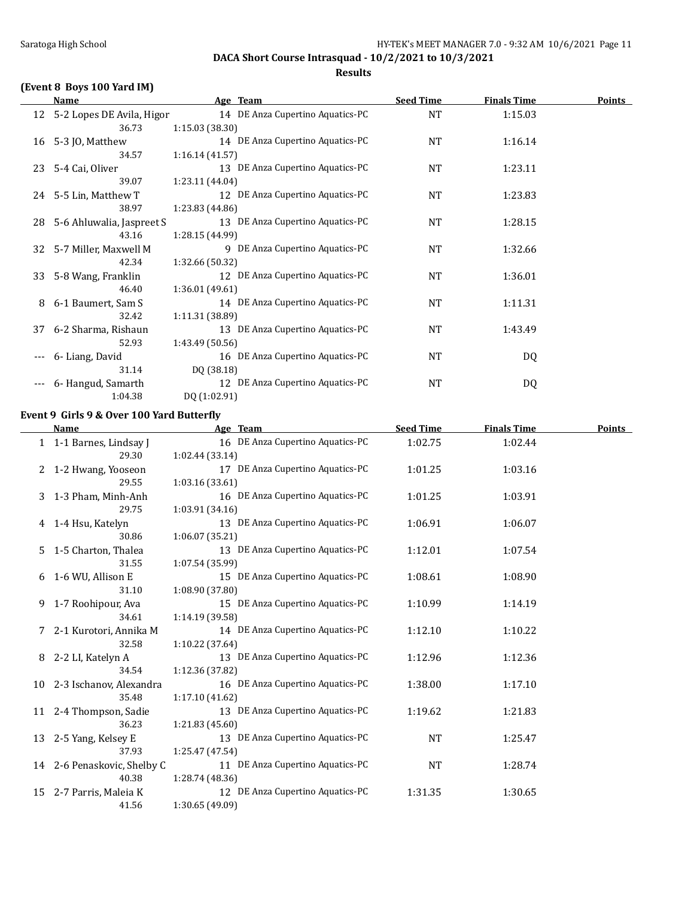**DACA Short Course Intrasquad - 10/2/2021 to 10/3/2021**

**Results**

### (Event 8 Boys 100 Yard IM)

| | Name | Age | Team | Seed Time | Finals Time | Points |
|---|---|---|---|---|---|---|
| 12 | 5-2 Lopes DE Avila, Higor | 14 | DE Anza Cupertino Aquatics-PC | NT | 1:15.03 | |
| | 36.73 | 1:15.03 (38.30) | | | | |
| 16 | 5-3 JO, Matthew | 14 | DE Anza Cupertino Aquatics-PC | NT | 1:16.14 | |
| | 34.57 | 1:16.14 (41.57) | | | | |
| 23 | 5-4 Cai, Oliver | 13 | DE Anza Cupertino Aquatics-PC | NT | 1:23.11 | |
| | 39.07 | 1:23.11 (44.04) | | | | |
| 24 | 5-5 Lin, Matthew T | 12 | DE Anza Cupertino Aquatics-PC | NT | 1:23.83 | |
| | 38.97 | 1:23.83 (44.86) | | | | |
| 28 | 5-6 Ahluwalia, Jaspreet S | 13 | DE Anza Cupertino Aquatics-PC | NT | 1:28.15 | |
| | 43.16 | 1:28.15 (44.99) | | | | |
| 32 | 5-7 Miller, Maxwell M | 9 | DE Anza Cupertino Aquatics-PC | NT | 1:32.66 | |
| | 42.34 | 1:32.66 (50.32) | | | | |
| 33 | 5-8 Wang, Franklin | 12 | DE Anza Cupertino Aquatics-PC | NT | 1:36.01 | |
| | 46.40 | 1:36.01 (49.61) | | | | |
| 8 | 6-1 Baumert, Sam S | 14 | DE Anza Cupertino Aquatics-PC | NT | 1:11.31 | |
| | 32.42 | 1:11.31 (38.89) | | | | |
| 37 | 6-2 Sharma, Rishaun | 13 | DE Anza Cupertino Aquatics-PC | NT | 1:43.49 | |
| | 52.93 | 1:43.49 (50.56) | | | | |
| --- | 6- Liang, David | 16 | DE Anza Cupertino Aquatics-PC | NT | DQ | |
| | 31.14 | DQ (38.18) | | | | |
| --- | 6- Hangud, Samarth | 12 | DE Anza Cupertino Aquatics-PC | NT | DQ | |
| | 1:04.38 | DQ (1:02.91) | | | | |

### Event 9 Girls 9 & Over 100 Yard Butterfly

| | Name | Age | Team | Seed Time | Finals Time | Points |
|---|---|---|---|---|---|---|
| 1 | 1-1 Barnes, Lindsay J | 16 | DE Anza Cupertino Aquatics-PC | 1:02.75 | 1:02.44 | |
| | 29.30 | 1:02.44 (33.14) | | | | |
| 2 | 1-2 Hwang, Yooseon | 17 | DE Anza Cupertino Aquatics-PC | 1:01.25 | 1:03.16 | |
| | 29.55 | 1:03.16 (33.61) | | | | |
| 3 | 1-3 Pham, Minh-Anh | 16 | DE Anza Cupertino Aquatics-PC | 1:01.25 | 1:03.91 | |
| | 29.75 | 1:03.91 (34.16) | | | | |
| 4 | 1-4 Hsu, Katelyn | 13 | DE Anza Cupertino Aquatics-PC | 1:06.91 | 1:06.07 | |
| | 30.86 | 1:06.07 (35.21) | | | | |
| 5 | 1-5 Charton, Thalea | 13 | DE Anza Cupertino Aquatics-PC | 1:12.01 | 1:07.54 | |
| | 31.55 | 1:07.54 (35.99) | | | | |
| 6 | 1-6 WU, Allison E | 15 | DE Anza Cupertino Aquatics-PC | 1:08.61 | 1:08.90 | |
| | 31.10 | 1:08.90 (37.80) | | | | |
| 9 | 1-7 Roohipour, Ava | 15 | DE Anza Cupertino Aquatics-PC | 1:10.99 | 1:14.19 | |
| | 34.61 | 1:14.19 (39.58) | | | | |
| 7 | 2-1 Kurotori, Annika M | 14 | DE Anza Cupertino Aquatics-PC | 1:12.10 | 1:10.22 | |
| | 32.58 | 1:10.22 (37.64) | | | | |
| 8 | 2-2 LI, Katelyn A | 13 | DE Anza Cupertino Aquatics-PC | 1:12.96 | 1:12.36 | |
| | 34.54 | 1:12.36 (37.82) | | | | |
| 10 | 2-3 Ischanov, Alexandra | 16 | DE Anza Cupertino Aquatics-PC | 1:38.00 | 1:17.10 | |
| | 35.48 | 1:17.10 (41.62) | | | | |
| 11 | 2-4 Thompson, Sadie | 13 | DE Anza Cupertino Aquatics-PC | 1:19.62 | 1:21.83 | |
| | 36.23 | 1:21.83 (45.60) | | | | |
| 13 | 2-5 Yang, Kelsey E | 13 | DE Anza Cupertino Aquatics-PC | NT | 1:25.47 | |
| | 37.93 | 1:25.47 (47.54) | | | | |
| 14 | 2-6 Penaskovic, Shelby C | 11 | DE Anza Cupertino Aquatics-PC | NT | 1:28.74 | |
| | 40.38 | 1:28.74 (48.36) | | | | |
| 15 | 2-7 Parris, Maleia K | 12 | DE Anza Cupertino Aquatics-PC | 1:31.35 | 1:30.65 | |
| | 41.56 | 1:30.65 (49.09) | | | | |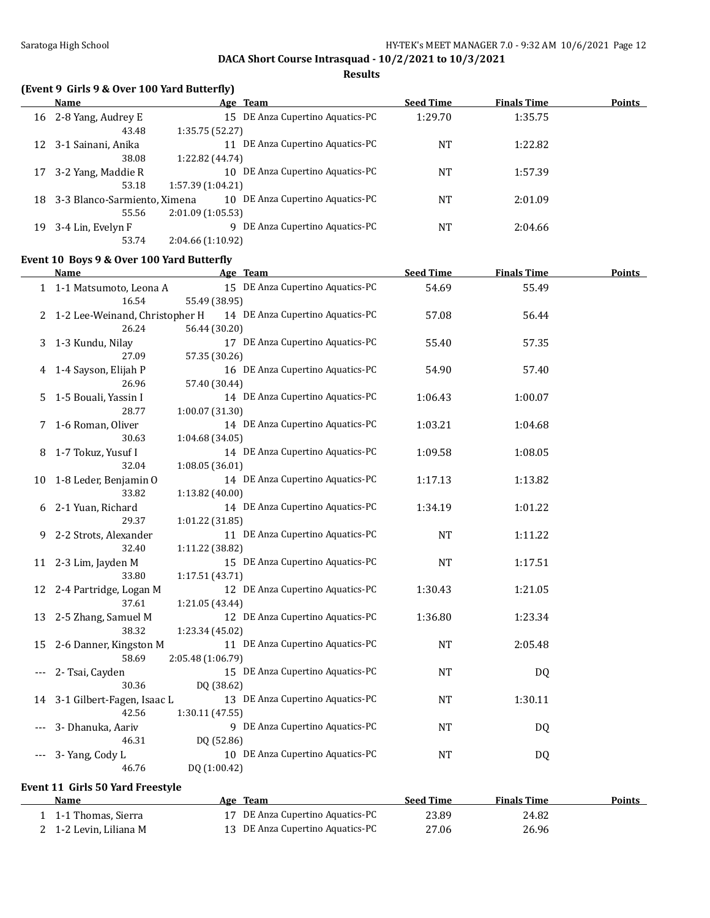**DACA Short Course Intrasquad - 10/2/2021 to 10/3/2021**

**Results**

### (Event 9 Girls 9 & Over 100 Yard Butterfly)

| | Name | Age | Team | Seed Time | Finals Time | Points |
|---|---|---|---|---|---|---|
| 16 | 2-8 Yang, Audrey E | 15 | DE Anza Cupertino Aquatics-PC | 1:29.70 | 1:35.75 | |
| | 43.48 | 1:35.75 (52.27) | | | | |
| 12 | 3-1 Sainani, Anika | 11 | DE Anza Cupertino Aquatics-PC | NT | 1:22.82 | |
| | 38.08 | 1:22.82 (44.74) | | | | |
| 17 | 3-2 Yang, Maddie R | 10 | DE Anza Cupertino Aquatics-PC | NT | 1:57.39 | |
| | 53.18 | 1:57.39 (1:04.21) | | | | |
| 18 | 3-3 Blanco-Sarmiento, Ximena | 10 | DE Anza Cupertino Aquatics-PC | NT | 2:01.09 | |
| | 55.56 | 2:01.09 (1:05.53) | | | | |
| 19 | 3-4 Lin, Evelyn F | 9 | DE Anza Cupertino Aquatics-PC | NT | 2:04.66 | |
| | 53.74 | 2:04.66 (1:10.92) | | | | |

### Event 10 Boys 9 & Over 100 Yard Butterfly

| | Name | Age | Team | Seed Time | Finals Time | Points |
|---|---|---|---|---|---|---|
| 1 | 1-1 Matsumoto, Leona A | 15 | DE Anza Cupertino Aquatics-PC | 54.69 | 55.49 | |
| | 16.54 | 55.49 (38.95) | | | | |
| 2 | 1-2 Lee-Weinand, Christopher H | 14 | DE Anza Cupertino Aquatics-PC | 57.08 | 56.44 | |
| | 26.24 | 56.44 (30.20) | | | | |
| 3 | 1-3 Kundu, Nilay | 17 | DE Anza Cupertino Aquatics-PC | 55.40 | 57.35 | |
| | 27.09 | 57.35 (30.26) | | | | |
| 4 | 1-4 Sayson, Elijah P | 16 | DE Anza Cupertino Aquatics-PC | 54.90 | 57.40 | |
| | 26.96 | 57.40 (30.44) | | | | |
| 5 | 1-5 Bouali, Yassin I | 14 | DE Anza Cupertino Aquatics-PC | 1:06.43 | 1:00.07 | |
| | 28.77 | 1:00.07 (31.30) | | | | |
| 7 | 1-6 Roman, Oliver | 14 | DE Anza Cupertino Aquatics-PC | 1:03.21 | 1:04.68 | |
| | 30.63 | 1:04.68 (34.05) | | | | |
| 8 | 1-7 Tokuz, Yusuf I | 14 | DE Anza Cupertino Aquatics-PC | 1:09.58 | 1:08.05 | |
| | 32.04 | 1:08.05 (36.01) | | | | |
| 10 | 1-8 Leder, Benjamin O | 14 | DE Anza Cupertino Aquatics-PC | 1:17.13 | 1:13.82 | |
| | 33.82 | 1:13.82 (40.00) | | | | |
| 6 | 2-1 Yuan, Richard | 14 | DE Anza Cupertino Aquatics-PC | 1:34.19 | 1:01.22 | |
| | 29.37 | 1:01.22 (31.85) | | | | |
| 9 | 2-2 Strots, Alexander | 11 | DE Anza Cupertino Aquatics-PC | NT | 1:11.22 | |
| | 32.40 | 1:11.22 (38.82) | | | | |
| 11 | 2-3 Lim, Jayden M | 15 | DE Anza Cupertino Aquatics-PC | NT | 1:17.51 | |
| | 33.80 | 1:17.51 (43.71) | | | | |
| 12 | 2-4 Partridge, Logan M | 12 | DE Anza Cupertino Aquatics-PC | 1:30.43 | 1:21.05 | |
| | 37.61 | 1:21.05 (43.44) | | | | |
| 13 | 2-5 Zhang, Samuel M | 12 | DE Anza Cupertino Aquatics-PC | 1:36.80 | 1:23.34 | |
| | 38.32 | 1:23.34 (45.02) | | | | |
| 15 | 2-6 Danner, Kingston M | 11 | DE Anza Cupertino Aquatics-PC | NT | 2:05.48 | |
| | 58.69 | 2:05.48 (1:06.79) | | | | |
| --- | 2- Tsai, Cayden | 15 | DE Anza Cupertino Aquatics-PC | NT | DQ | |
| | 30.36 | DQ (38.62) | | | | |
| 14 | 3-1 Gilbert-Fagen, Isaac L | 13 | DE Anza Cupertino Aquatics-PC | NT | 1:30.11 | |
| | 42.56 | 1:30.11 (47.55) | | | | |
| --- | 3- Dhanuka, Aariv | 9 | DE Anza Cupertino Aquatics-PC | NT | DQ | |
| | 46.31 | DQ (52.86) | | | | |
| --- | 3- Yang, Cody L | 10 | DE Anza Cupertino Aquatics-PC | NT | DQ | |
| | 46.76 | DQ (1:00.42) | | | | |

### Event 11 Girls 50 Yard Freestyle

| | Name | Age | Team | Seed Time | Finals Time | Points |
|---|---|---|---|---|---|---|
| 1 | 1-1 Thomas, Sierra | 17 | DE Anza Cupertino Aquatics-PC | 23.89 | 24.82 | |
| 2 | 1-2 Levin, Liliana M | 13 | DE Anza Cupertino Aquatics-PC | 27.06 | 26.96 | |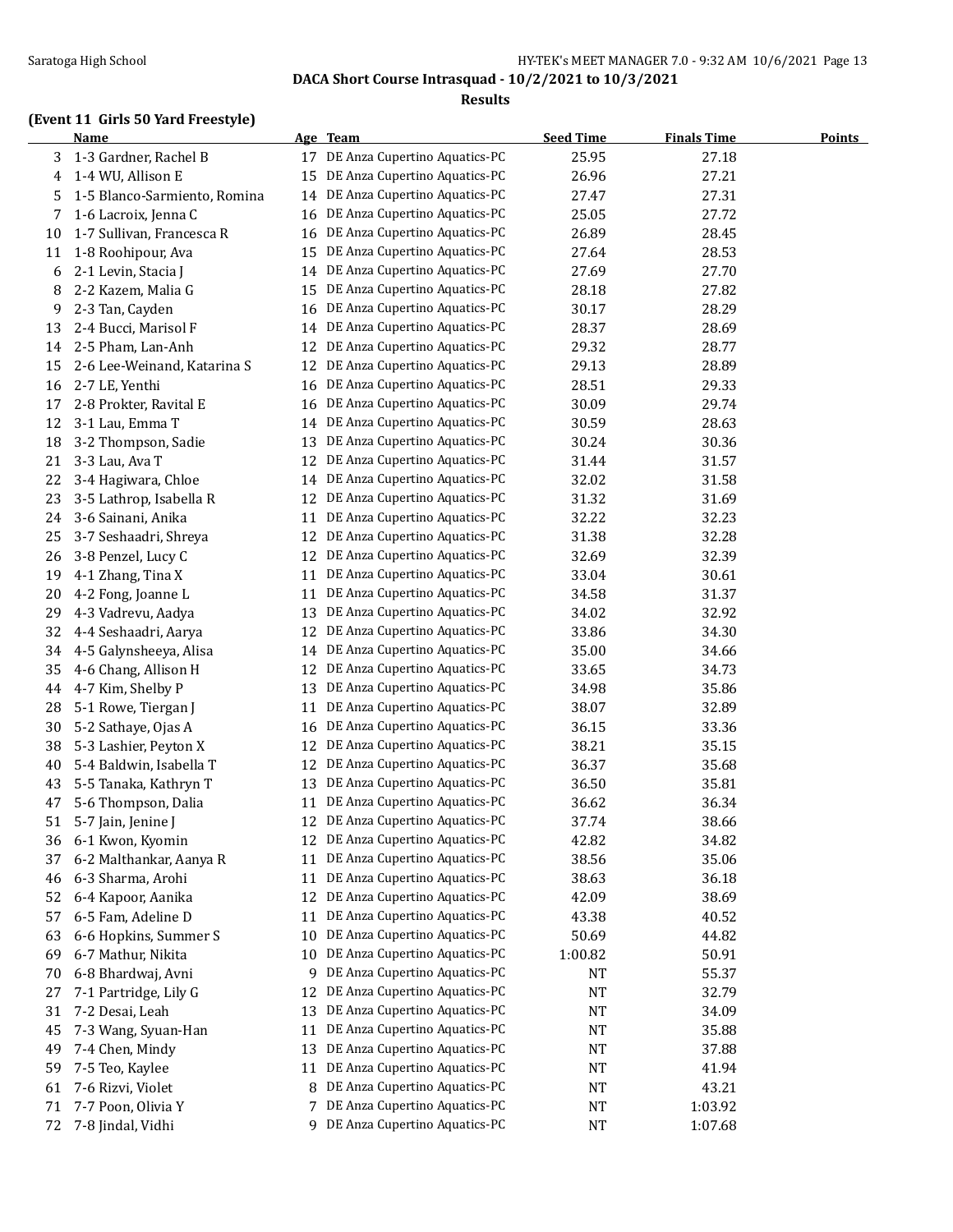## DACA Short Course Intrasquad - 10/2/2021 to 10/3/2021

### Results

**(Event 11 Girls 50 Yard Freestyle)**

| | Name | Age | Team | Seed Time | Finals Time | Points |
|---|---|---|---|---|---|---|
| 3 | 1-3 Gardner, Rachel B | 17 | DE Anza Cupertino Aquatics-PC | 25.95 | 27.18 | |
| 4 | 1-4 WU, Allison E | 15 | DE Anza Cupertino Aquatics-PC | 26.96 | 27.21 | |
| 5 | 1-5 Blanco-Sarmiento, Romina | 14 | DE Anza Cupertino Aquatics-PC | 27.47 | 27.31 | |
| 7 | 1-6 Lacroix, Jenna C | 16 | DE Anza Cupertino Aquatics-PC | 25.05 | 27.72 | |
| 10 | 1-7 Sullivan, Francesca R | 16 | DE Anza Cupertino Aquatics-PC | 26.89 | 28.45 | |
| 11 | 1-8 Roohipour, Ava | 15 | DE Anza Cupertino Aquatics-PC | 27.64 | 28.53 | |
| 6 | 2-1 Levin, Stacia J | 14 | DE Anza Cupertino Aquatics-PC | 27.69 | 27.70 | |
| 8 | 2-2 Kazem, Malia G | 15 | DE Anza Cupertino Aquatics-PC | 28.18 | 27.82 | |
| 9 | 2-3 Tan, Cayden | 16 | DE Anza Cupertino Aquatics-PC | 30.17 | 28.29 | |
| 13 | 2-4 Bucci, Marisol F | 14 | DE Anza Cupertino Aquatics-PC | 28.37 | 28.69 | |
| 14 | 2-5 Pham, Lan-Anh | 12 | DE Anza Cupertino Aquatics-PC | 29.32 | 28.77 | |
| 15 | 2-6 Lee-Weinand, Katarina S | 12 | DE Anza Cupertino Aquatics-PC | 29.13 | 28.89 | |
| 16 | 2-7 LE, Yenthi | 16 | DE Anza Cupertino Aquatics-PC | 28.51 | 29.33 | |
| 17 | 2-8 Prokter, Ravital E | 16 | DE Anza Cupertino Aquatics-PC | 30.09 | 29.74 | |
| 12 | 3-1 Lau, Emma T | 14 | DE Anza Cupertino Aquatics-PC | 30.59 | 28.63 | |
| 18 | 3-2 Thompson, Sadie | 13 | DE Anza Cupertino Aquatics-PC | 30.24 | 30.36 | |
| 21 | 3-3 Lau, Ava T | 12 | DE Anza Cupertino Aquatics-PC | 31.44 | 31.57 | |
| 22 | 3-4 Hagiwara, Chloe | 14 | DE Anza Cupertino Aquatics-PC | 32.02 | 31.58 | |
| 23 | 3-5 Lathrop, Isabella R | 12 | DE Anza Cupertino Aquatics-PC | 31.32 | 31.69 | |
| 24 | 3-6 Sainani, Anika | 11 | DE Anza Cupertino Aquatics-PC | 32.22 | 32.23 | |
| 25 | 3-7 Seshaadri, Shreya | 12 | DE Anza Cupertino Aquatics-PC | 31.38 | 32.28 | |
| 26 | 3-8 Penzel, Lucy C | 12 | DE Anza Cupertino Aquatics-PC | 32.69 | 32.39 | |
| 19 | 4-1 Zhang, Tina X | 11 | DE Anza Cupertino Aquatics-PC | 33.04 | 30.61 | |
| 20 | 4-2 Fong, Joanne L | 11 | DE Anza Cupertino Aquatics-PC | 34.58 | 31.37 | |
| 29 | 4-3 Vadrevu, Aadya | 13 | DE Anza Cupertino Aquatics-PC | 34.02 | 32.92 | |
| 32 | 4-4 Seshaadri, Aarya | 12 | DE Anza Cupertino Aquatics-PC | 33.86 | 34.30 | |
| 34 | 4-5 Galynsheeya, Alisa | 14 | DE Anza Cupertino Aquatics-PC | 35.00 | 34.66 | |
| 35 | 4-6 Chang, Allison H | 12 | DE Anza Cupertino Aquatics-PC | 33.65 | 34.73 | |
| 44 | 4-7 Kim, Shelby P | 13 | DE Anza Cupertino Aquatics-PC | 34.98 | 35.86 | |
| 28 | 5-1 Rowe, Tiergan J | 11 | DE Anza Cupertino Aquatics-PC | 38.07 | 32.89 | |
| 30 | 5-2 Sathaye, Ojas A | 16 | DE Anza Cupertino Aquatics-PC | 36.15 | 33.36 | |
| 38 | 5-3 Lashier, Peyton X | 12 | DE Anza Cupertino Aquatics-PC | 38.21 | 35.15 | |
| 40 | 5-4 Baldwin, Isabella T | 12 | DE Anza Cupertino Aquatics-PC | 36.37 | 35.68 | |
| 43 | 5-5 Tanaka, Kathryn T | 13 | DE Anza Cupertino Aquatics-PC | 36.50 | 35.81 | |
| 47 | 5-6 Thompson, Dalia | 11 | DE Anza Cupertino Aquatics-PC | 36.62 | 36.34 | |
| 51 | 5-7 Jain, Jenine J | 12 | DE Anza Cupertino Aquatics-PC | 37.74 | 38.66 | |
| 36 | 6-1 Kwon, Kyomin | 12 | DE Anza Cupertino Aquatics-PC | 42.82 | 34.82 | |
| 37 | 6-2 Malthankar, Aanya R | 11 | DE Anza Cupertino Aquatics-PC | 38.56 | 35.06 | |
| 46 | 6-3 Sharma, Arohi | 11 | DE Anza Cupertino Aquatics-PC | 38.63 | 36.18 | |
| 52 | 6-4 Kapoor, Aanika | 12 | DE Anza Cupertino Aquatics-PC | 42.09 | 38.69 | |
| 57 | 6-5 Fam, Adeline D | 11 | DE Anza Cupertino Aquatics-PC | 43.38 | 40.52 | |
| 63 | 6-6 Hopkins, Summer S | 10 | DE Anza Cupertino Aquatics-PC | 50.69 | 44.82 | |
| 69 | 6-7 Mathur, Nikita | 10 | DE Anza Cupertino Aquatics-PC | 1:00.82 | 50.91 | |
| 70 | 6-8 Bhardwaj, Avni | 9 | DE Anza Cupertino Aquatics-PC | NT | 55.37 | |
| 27 | 7-1 Partridge, Lily G | 12 | DE Anza Cupertino Aquatics-PC | NT | 32.79 | |
| 31 | 7-2 Desai, Leah | 13 | DE Anza Cupertino Aquatics-PC | NT | 34.09 | |
| 45 | 7-3 Wang, Syuan-Han | 11 | DE Anza Cupertino Aquatics-PC | NT | 35.88 | |
| 49 | 7-4 Chen, Mindy | 13 | DE Anza Cupertino Aquatics-PC | NT | 37.88 | |
| 59 | 7-5 Teo, Kaylee | 11 | DE Anza Cupertino Aquatics-PC | NT | 41.94 | |
| 61 | 7-6 Rizvi, Violet | 8 | DE Anza Cupertino Aquatics-PC | NT | 43.21 | |
| 71 | 7-7 Poon, Olivia Y | 7 | DE Anza Cupertino Aquatics-PC | NT | 1:03.92 | |
| 72 | 7-8 Jindal, Vidhi | 9 | DE Anza Cupertino Aquatics-PC | NT | 1:07.68 | |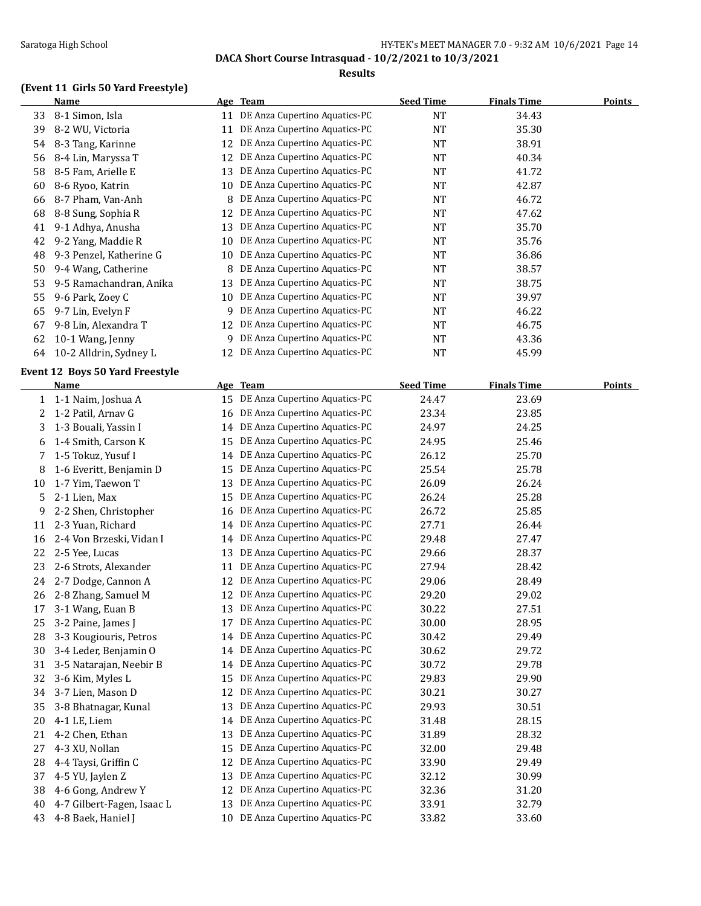**DACA Short Course Intrasquad - 10/2/2021 to 10/3/2021**

**Results**

### (Event 11 Girls 50 Yard Freestyle)

| | Name | Age | Team | Seed Time | Finals Time | Points |
|---|---|---|---|---|---|---|
| 33 | 8-1 Simon, Isla | 11 | DE Anza Cupertino Aquatics-PC | NT | 34.43 | |
| 39 | 8-2 WU, Victoria | 11 | DE Anza Cupertino Aquatics-PC | NT | 35.30 | |
| 54 | 8-3 Tang, Karinne | 12 | DE Anza Cupertino Aquatics-PC | NT | 38.91 | |
| 56 | 8-4 Lin, Maryssa T | 12 | DE Anza Cupertino Aquatics-PC | NT | 40.34 | |
| 58 | 8-5 Fam, Arielle E | 13 | DE Anza Cupertino Aquatics-PC | NT | 41.72 | |
| 60 | 8-6 Ryoo, Katrin | 10 | DE Anza Cupertino Aquatics-PC | NT | 42.87 | |
| 66 | 8-7 Pham, Van-Anh | 8 | DE Anza Cupertino Aquatics-PC | NT | 46.72 | |
| 68 | 8-8 Sung, Sophia R | 12 | DE Anza Cupertino Aquatics-PC | NT | 47.62 | |
| 41 | 9-1 Adhya, Anusha | 13 | DE Anza Cupertino Aquatics-PC | NT | 35.70 | |
| 42 | 9-2 Yang, Maddie R | 10 | DE Anza Cupertino Aquatics-PC | NT | 35.76 | |
| 48 | 9-3 Penzel, Katherine G | 10 | DE Anza Cupertino Aquatics-PC | NT | 36.86 | |
| 50 | 9-4 Wang, Catherine | 8 | DE Anza Cupertino Aquatics-PC | NT | 38.57 | |
| 53 | 9-5 Ramachandran, Anika | 13 | DE Anza Cupertino Aquatics-PC | NT | 38.75 | |
| 55 | 9-6 Park, Zoey C | 10 | DE Anza Cupertino Aquatics-PC | NT | 39.97 | |
| 65 | 9-7 Lin, Evelyn F | 9 | DE Anza Cupertino Aquatics-PC | NT | 46.22 | |
| 67 | 9-8 Lin, Alexandra T | 12 | DE Anza Cupertino Aquatics-PC | NT | 46.75 | |
| 62 | 10-1 Wang, Jenny | 9 | DE Anza Cupertino Aquatics-PC | NT | 43.36 | |
| 64 | 10-2 Alldrin, Sydney L | 12 | DE Anza Cupertino Aquatics-PC | NT | 45.99 | |

### Event 12 Boys 50 Yard Freestyle

| | Name | Age | Team | Seed Time | Finals Time | Points |
|---|---|---|---|---|---|---|
| 1 | 1-1 Naim, Joshua A | 15 | DE Anza Cupertino Aquatics-PC | 24.47 | 23.69 | |
| 2 | 1-2 Patil, Arnav G | 16 | DE Anza Cupertino Aquatics-PC | 23.34 | 23.85 | |
| 3 | 1-3 Bouali, Yassin I | 14 | DE Anza Cupertino Aquatics-PC | 24.97 | 24.25 | |
| 6 | 1-4 Smith, Carson K | 15 | DE Anza Cupertino Aquatics-PC | 24.95 | 25.46 | |
| 7 | 1-5 Tokuz, Yusuf I | 14 | DE Anza Cupertino Aquatics-PC | 26.12 | 25.70 | |
| 8 | 1-6 Everitt, Benjamin D | 15 | DE Anza Cupertino Aquatics-PC | 25.54 | 25.78 | |
| 10 | 1-7 Yim, Taewon T | 13 | DE Anza Cupertino Aquatics-PC | 26.09 | 26.24 | |
| 5 | 2-1 Lien, Max | 15 | DE Anza Cupertino Aquatics-PC | 26.24 | 25.28 | |
| 9 | 2-2 Shen, Christopher | 16 | DE Anza Cupertino Aquatics-PC | 26.72 | 25.85 | |
| 11 | 2-3 Yuan, Richard | 14 | DE Anza Cupertino Aquatics-PC | 27.71 | 26.44 | |
| 16 | 2-4 Von Brzeski, Vidan I | 14 | DE Anza Cupertino Aquatics-PC | 29.48 | 27.47 | |
| 22 | 2-5 Yee, Lucas | 13 | DE Anza Cupertino Aquatics-PC | 29.66 | 28.37 | |
| 23 | 2-6 Strots, Alexander | 11 | DE Anza Cupertino Aquatics-PC | 27.94 | 28.42 | |
| 24 | 2-7 Dodge, Cannon A | 12 | DE Anza Cupertino Aquatics-PC | 29.06 | 28.49 | |
| 26 | 2-8 Zhang, Samuel M | 12 | DE Anza Cupertino Aquatics-PC | 29.20 | 29.02 | |
| 17 | 3-1 Wang, Euan B | 13 | DE Anza Cupertino Aquatics-PC | 30.22 | 27.51 | |
| 25 | 3-2 Paine, James J | 17 | DE Anza Cupertino Aquatics-PC | 30.00 | 28.95 | |
| 28 | 3-3 Kougiouris, Petros | 14 | DE Anza Cupertino Aquatics-PC | 30.42 | 29.49 | |
| 30 | 3-4 Leder, Benjamin O | 14 | DE Anza Cupertino Aquatics-PC | 30.62 | 29.72 | |
| 31 | 3-5 Natarajan, Neebir B | 14 | DE Anza Cupertino Aquatics-PC | 30.72 | 29.78 | |
| 32 | 3-6 Kim, Myles L | 15 | DE Anza Cupertino Aquatics-PC | 29.83 | 29.90 | |
| 34 | 3-7 Lien, Mason D | 12 | DE Anza Cupertino Aquatics-PC | 30.21 | 30.27 | |
| 35 | 3-8 Bhatnagar, Kunal | 13 | DE Anza Cupertino Aquatics-PC | 29.93 | 30.51 | |
| 20 | 4-1 LE, Liem | 14 | DE Anza Cupertino Aquatics-PC | 31.48 | 28.15 | |
| 21 | 4-2 Chen, Ethan | 13 | DE Anza Cupertino Aquatics-PC | 31.89 | 28.32 | |
| 27 | 4-3 XU, Nollan | 15 | DE Anza Cupertino Aquatics-PC | 32.00 | 29.48 | |
| 28 | 4-4 Taysi, Griffin C | 12 | DE Anza Cupertino Aquatics-PC | 33.90 | 29.49 | |
| 37 | 4-5 YU, Jaylen Z | 13 | DE Anza Cupertino Aquatics-PC | 32.12 | 30.99 | |
| 38 | 4-6 Gong, Andrew Y | 12 | DE Anza Cupertino Aquatics-PC | 32.36 | 31.20 | |
| 40 | 4-7 Gilbert-Fagen, Isaac L | 13 | DE Anza Cupertino Aquatics-PC | 33.91 | 32.79 | |
| 43 | 4-8 Baek, Haniel J | 10 | DE Anza Cupertino Aquatics-PC | 33.82 | 33.60 | |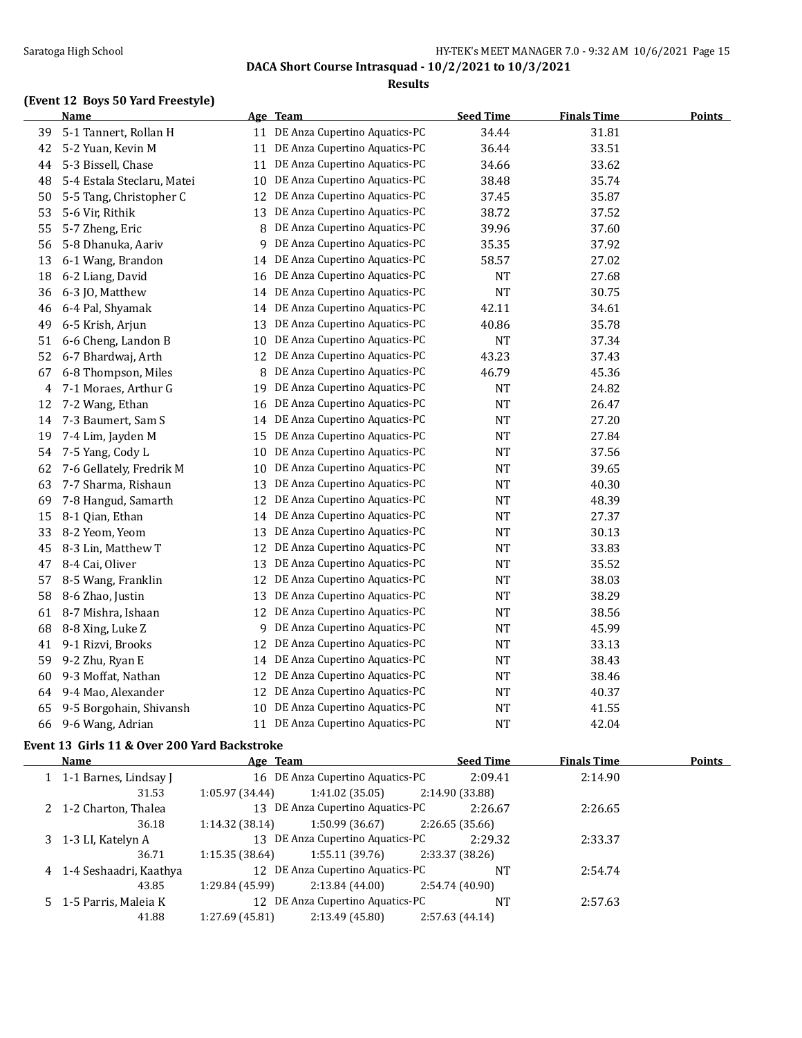DACA Short Course Intrasquad - 10/2/2021 to 10/3/2021

Results

### (Event 12 Boys 50 Yard Freestyle)

| | Name | Age | Team | Seed Time | Finals Time | Points |
|---|---|---|---|---|---|---|
| 39 | 5-1 Tannert, Rollan H | 11 | DE Anza Cupertino Aquatics-PC | 34.44 | 31.81 | |
| 42 | 5-2 Yuan, Kevin M | 11 | DE Anza Cupertino Aquatics-PC | 36.44 | 33.51 | |
| 44 | 5-3 Bissell, Chase | 11 | DE Anza Cupertino Aquatics-PC | 34.66 | 33.62 | |
| 48 | 5-4 Estala Steclaru, Matei | 10 | DE Anza Cupertino Aquatics-PC | 38.48 | 35.74 | |
| 50 | 5-5 Tang, Christopher C | 12 | DE Anza Cupertino Aquatics-PC | 37.45 | 35.87 | |
| 53 | 5-6 Vir, Rithik | 13 | DE Anza Cupertino Aquatics-PC | 38.72 | 37.52 | |
| 55 | 5-7 Zheng, Eric | 8 | DE Anza Cupertino Aquatics-PC | 39.96 | 37.60 | |
| 56 | 5-8 Dhanuka, Aariv | 9 | DE Anza Cupertino Aquatics-PC | 35.35 | 37.92 | |
| 13 | 6-1 Wang, Brandon | 14 | DE Anza Cupertino Aquatics-PC | 58.57 | 27.02 | |
| 18 | 6-2 Liang, David | 16 | DE Anza Cupertino Aquatics-PC | NT | 27.68 | |
| 36 | 6-3 JO, Matthew | 14 | DE Anza Cupertino Aquatics-PC | NT | 30.75 | |
| 46 | 6-4 Pal, Shyamak | 14 | DE Anza Cupertino Aquatics-PC | 42.11 | 34.61 | |
| 49 | 6-5 Krish, Arjun | 13 | DE Anza Cupertino Aquatics-PC | 40.86 | 35.78 | |
| 51 | 6-6 Cheng, Landon B | 10 | DE Anza Cupertino Aquatics-PC | NT | 37.34 | |
| 52 | 6-7 Bhardwaj, Arth | 12 | DE Anza Cupertino Aquatics-PC | 43.23 | 37.43 | |
| 67 | 6-8 Thompson, Miles | 8 | DE Anza Cupertino Aquatics-PC | 46.79 | 45.36 | |
| 4 | 7-1 Moraes, Arthur G | 19 | DE Anza Cupertino Aquatics-PC | NT | 24.82 | |
| 12 | 7-2 Wang, Ethan | 16 | DE Anza Cupertino Aquatics-PC | NT | 26.47 | |
| 14 | 7-3 Baumert, Sam S | 14 | DE Anza Cupertino Aquatics-PC | NT | 27.20 | |
| 19 | 7-4 Lim, Jayden M | 15 | DE Anza Cupertino Aquatics-PC | NT | 27.84 | |
| 54 | 7-5 Yang, Cody L | 10 | DE Anza Cupertino Aquatics-PC | NT | 37.56 | |
| 62 | 7-6 Gellately, Fredrik M | 10 | DE Anza Cupertino Aquatics-PC | NT | 39.65 | |
| 63 | 7-7 Sharma, Rishaun | 13 | DE Anza Cupertino Aquatics-PC | NT | 40.30 | |
| 69 | 7-8 Hangud, Samarth | 12 | DE Anza Cupertino Aquatics-PC | NT | 48.39 | |
| 15 | 8-1 Qian, Ethan | 14 | DE Anza Cupertino Aquatics-PC | NT | 27.37 | |
| 33 | 8-2 Yeom, Yeom | 13 | DE Anza Cupertino Aquatics-PC | NT | 30.13 | |
| 45 | 8-3 Lin, Matthew T | 12 | DE Anza Cupertino Aquatics-PC | NT | 33.83 | |
| 47 | 8-4 Cai, Oliver | 13 | DE Anza Cupertino Aquatics-PC | NT | 35.52 | |
| 57 | 8-5 Wang, Franklin | 12 | DE Anza Cupertino Aquatics-PC | NT | 38.03 | |
| 58 | 8-6 Zhao, Justin | 13 | DE Anza Cupertino Aquatics-PC | NT | 38.29 | |
| 61 | 8-7 Mishra, Ishaan | 12 | DE Anza Cupertino Aquatics-PC | NT | 38.56 | |
| 68 | 8-8 Xing, Luke Z | 9 | DE Anza Cupertino Aquatics-PC | NT | 45.99 | |
| 41 | 9-1 Rizvi, Brooks | 12 | DE Anza Cupertino Aquatics-PC | NT | 33.13 | |
| 59 | 9-2 Zhu, Ryan E | 14 | DE Anza Cupertino Aquatics-PC | NT | 38.43 | |
| 60 | 9-3 Moffat, Nathan | 12 | DE Anza Cupertino Aquatics-PC | NT | 38.46 | |
| 64 | 9-4 Mao, Alexander | 12 | DE Anza Cupertino Aquatics-PC | NT | 40.37 | |
| 65 | 9-5 Borgohain, Shivansh | 10 | DE Anza Cupertino Aquatics-PC | NT | 41.55 | |
| 66 | 9-6 Wang, Adrian | 11 | DE Anza Cupertino Aquatics-PC | NT | 42.04 | |

### Event 13 Girls 11 & Over 200 Yard Backstroke

| | Name | Age | Team | Seed Time | Finals Time | Points |
|---|---|---|---|---|---|---|
| 1 | 1-1 Barnes, Lindsay J | 16 | DE Anza Cupertino Aquatics-PC | 2:09.41 | 2:14.90 | |
| | 31.53 | 1:05.97 (34.44) | 1:41.02 (35.05) | 2:14.90 (33.88) | | |
| 2 | 1-2 Charton, Thalea | 13 | DE Anza Cupertino Aquatics-PC | 2:26.67 | 2:26.65 | |
| | 36.18 | 1:14.32 (38.14) | 1:50.99 (36.67) | 2:26.65 (35.66) | | |
| 3 | 1-3 LI, Katelyn A | 13 | DE Anza Cupertino Aquatics-PC | 2:29.32 | 2:33.37 | |
| | 36.71 | 1:15.35 (38.64) | 1:55.11 (39.76) | 2:33.37 (38.26) | | |
| 4 | 1-4 Seshaadri, Kaathya | 12 | DE Anza Cupertino Aquatics-PC | NT | 2:54.74 | |
| | 43.85 | 1:29.84 (45.99) | 2:13.84 (44.00) | 2:54.74 (40.90) | | |
| 5 | 1-5 Parris, Maleia K | 12 | DE Anza Cupertino Aquatics-PC | NT | 2:57.63 | |
| | 41.88 | 1:27.69 (45.81) | 2:13.49 (45.80) | 2:57.63 (44.14) | | |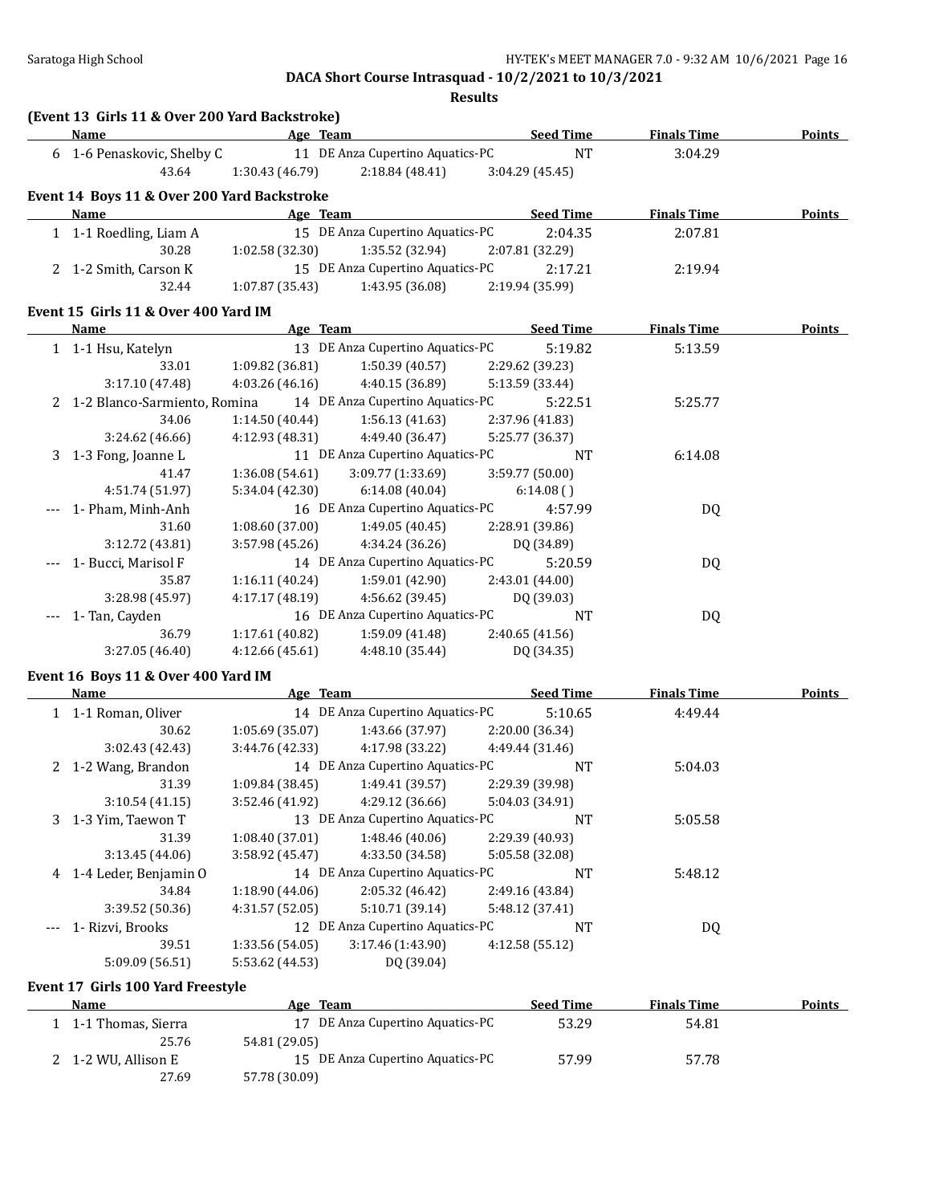**DACA Short Course Intrasquad - 10/2/2021 to 10/3/2021**

**Results**

### (Event 13 Girls 11 & Over 200 Yard Backstroke)

| | Name | Age | Team | Seed Time | Finals Time | Points |
|---|---|---|---|---|---|---|
| 6 | 1-6 Penaskovic, Shelby C | 11 | DE Anza Cupertino Aquatics-PC | NT | 3:04.29 | |
| | 43.64 | 1:30.43 (46.79) | 2:18.84 (48.41) | 3:04.29 (45.45) | | |

### Event 14 Boys 11 & Over 200 Yard Backstroke

| | Name | Age | Team | Seed Time | Finals Time | Points |
|---|---|---|---|---|---|---|
| 1 | 1-1 Roedling, Liam A | 15 | DE Anza Cupertino Aquatics-PC | 2:04.35 | 2:07.81 | |
| | 30.28 | 1:02.58 (32.30) | 1:35.52 (32.94) | 2:07.81 (32.29) | | |
| 2 | 1-2 Smith, Carson K | 15 | DE Anza Cupertino Aquatics-PC | 2:17.21 | 2:19.94 | |
| | 32.44 | 1:07.87 (35.43) | 1:43.95 (36.08) | 2:19.94 (35.99) | | |

### Event 15 Girls 11 & Over 400 Yard IM

| | Name | Age | Team | Seed Time | Finals Time | Points |
|---|---|---|---|---|---|---|
| 1 | 1-1 Hsu, Katelyn | 13 | DE Anza Cupertino Aquatics-PC | 5:19.82 | 5:13.59 | |
| | 33.01 | 1:09.82 (36.81) | 1:50.39 (40.57) | 2:29.62 (39.23) | | |
| | 3:17.10 (47.48) | 4:03.26 (46.16) | 4:40.15 (36.89) | 5:13.59 (33.44) | | |
| 2 | 1-2 Blanco-Sarmiento, Romina | 14 | DE Anza Cupertino Aquatics-PC | 5:22.51 | 5:25.77 | |
| | 34.06 | 1:14.50 (40.44) | 1:56.13 (41.63) | 2:37.96 (41.83) | | |
| | 3:24.62 (46.66) | 4:12.93 (48.31) | 4:49.40 (36.47) | 5:25.77 (36.37) | | |
| 3 | 1-3 Fong, Joanne L | 11 | DE Anza Cupertino Aquatics-PC | NT | 6:14.08 | |
| | 41.47 | 1:36.08 (54.61) | 3:09.77 (1:33.69) | 3:59.77 (50.00) | | |
| | 4:51.74 (51.97) | 5:34.04 (42.30) | 6:14.08 (40.04) | 6:14.08 ( ) | | |
| --- | 1- Pham, Minh-Anh | 16 | DE Anza Cupertino Aquatics-PC | 4:57.99 | DQ | |
| | 31.60 | 1:08.60 (37.00) | 1:49.05 (40.45) | 2:28.91 (39.86) | | |
| | 3:12.72 (43.81) | 3:57.98 (45.26) | 4:34.24 (36.26) | DQ (34.89) | | |
| --- | 1- Bucci, Marisol F | 14 | DE Anza Cupertino Aquatics-PC | 5:20.59 | DQ | |
| | 35.87 | 1:16.11 (40.24) | 1:59.01 (42.90) | 2:43.01 (44.00) | | |
| | 3:28.98 (45.97) | 4:17.17 (48.19) | 4:56.62 (39.45) | DQ (39.03) | | |
| --- | 1- Tan, Cayden | 16 | DE Anza Cupertino Aquatics-PC | NT | DQ | |
| | 36.79 | 1:17.61 (40.82) | 1:59.09 (41.48) | 2:40.65 (41.56) | | |
| | 3:27.05 (46.40) | 4:12.66 (45.61) | 4:48.10 (35.44) | DQ (34.35) | | |

### Event 16 Boys 11 & Over 400 Yard IM

| | Name | Age | Team | Seed Time | Finals Time | Points |
|---|---|---|---|---|---|---|
| 1 | 1-1 Roman, Oliver | 14 | DE Anza Cupertino Aquatics-PC | 5:10.65 | 4:49.44 | |
| | 30.62 | 1:05.69 (35.07) | 1:43.66 (37.97) | 2:20.00 (36.34) | | |
| | 3:02.43 (42.43) | 3:44.76 (42.33) | 4:17.98 (33.22) | 4:49.44 (31.46) | | |
| 2 | 1-2 Wang, Brandon | 14 | DE Anza Cupertino Aquatics-PC | NT | 5:04.03 | |
| | 31.39 | 1:09.84 (38.45) | 1:49.41 (39.57) | 2:29.39 (39.98) | | |
| | 3:10.54 (41.15) | 3:52.46 (41.92) | 4:29.12 (36.66) | 5:04.03 (34.91) | | |
| 3 | 1-3 Yim, Taewon T | 13 | DE Anza Cupertino Aquatics-PC | NT | 5:05.58 | |
| | 31.39 | 1:08.40 (37.01) | 1:48.46 (40.06) | 2:29.39 (40.93) | | |
| | 3:13.45 (44.06) | 3:58.92 (45.47) | 4:33.50 (34.58) | 5:05.58 (32.08) | | |
| 4 | 1-4 Leder, Benjamin O | 14 | DE Anza Cupertino Aquatics-PC | NT | 5:48.12 | |
| | 34.84 | 1:18.90 (44.06) | 2:05.32 (46.42) | 2:49.16 (43.84) | | |
| | 3:39.52 (50.36) | 4:31.57 (52.05) | 5:10.71 (39.14) | 5:48.12 (37.41) | | |
| --- | 1- Rizvi, Brooks | 12 | DE Anza Cupertino Aquatics-PC | NT | DQ | |
| | 39.51 | 1:33.56 (54.05) | 3:17.46 (1:43.90) | 4:12.58 (55.12) | | |
| | 5:09.09 (56.51) | 5:53.62 (44.53) | DQ (39.04) | | | |

### Event 17 Girls 100 Yard Freestyle

| | Name | Age | Team | Seed Time | Finals Time | Points |
|---|---|---|---|---|---|---|
| 1 | 1-1 Thomas, Sierra | 17 | DE Anza Cupertino Aquatics-PC | 53.29 | 54.81 | |
| | 25.76 | 54.81 (29.05) | | | | |
| 2 | 1-2 WU, Allison E | 15 | DE Anza Cupertino Aquatics-PC | 57.99 | 57.78 | |
| | 27.69 | 57.78 (30.09) | | | | |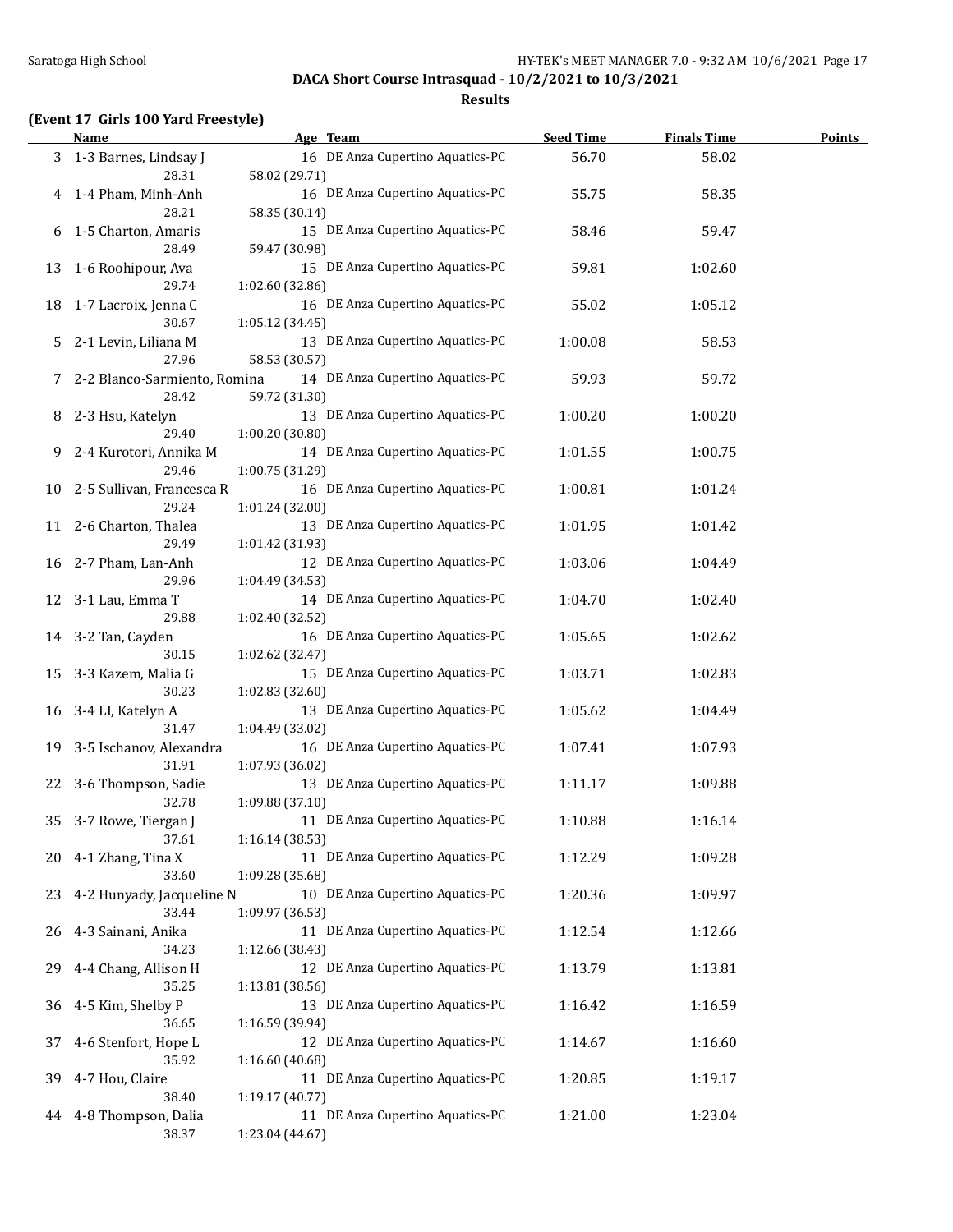DACA Short Course Intrasquad - 10/2/2021 to 10/3/2021

**Results**

**(Event 17 Girls 100 Yard Freestyle)**

| | Name | Age | Team | Seed Time | Finals Time | Points |
|---|---|---|---|---|---|---|
| 3 | 1-3 Barnes, Lindsay J | 16 | DE Anza Cupertino Aquatics-PC | 56.70 | 58.02 | |
| | 28.31 | 58.02 (29.71) | | | | |
| 4 | 1-4 Pham, Minh-Anh | 16 | DE Anza Cupertino Aquatics-PC | 55.75 | 58.35 | |
| | 28.21 | 58.35 (30.14) | | | | |
| 6 | 1-5 Charton, Amaris | 15 | DE Anza Cupertino Aquatics-PC | 58.46 | 59.47 | |
| | 28.49 | 59.47 (30.98) | | | | |
| 13 | 1-6 Roohipour, Ava | 15 | DE Anza Cupertino Aquatics-PC | 59.81 | 1:02.60 | |
| | 29.74 | 1:02.60 (32.86) | | | | |
| 18 | 1-7 Lacroix, Jenna C | 16 | DE Anza Cupertino Aquatics-PC | 55.02 | 1:05.12 | |
| | 30.67 | 1:05.12 (34.45) | | | | |
| 5 | 2-1 Levin, Liliana M | 13 | DE Anza Cupertino Aquatics-PC | 1:00.08 | 58.53 | |
| | 27.96 | 58.53 (30.57) | | | | |
| 7 | 2-2 Blanco-Sarmiento, Romina | 14 | DE Anza Cupertino Aquatics-PC | 59.93 | 59.72 | |
| | 28.42 | 59.72 (31.30) | | | | |
| 8 | 2-3 Hsu, Katelyn | 13 | DE Anza Cupertino Aquatics-PC | 1:00.20 | 1:00.20 | |
| | 29.40 | 1:00.20 (30.80) | | | | |
| 9 | 2-4 Kurotori, Annika M | 14 | DE Anza Cupertino Aquatics-PC | 1:01.55 | 1:00.75 | |
| | 29.46 | 1:00.75 (31.29) | | | | |
| 10 | 2-5 Sullivan, Francesca R | 16 | DE Anza Cupertino Aquatics-PC | 1:00.81 | 1:01.24 | |
| | 29.24 | 1:01.24 (32.00) | | | | |
| 11 | 2-6 Charton, Thalea | 13 | DE Anza Cupertino Aquatics-PC | 1:01.95 | 1:01.42 | |
| | 29.49 | 1:01.42 (31.93) | | | | |
| 16 | 2-7 Pham, Lan-Anh | 12 | DE Anza Cupertino Aquatics-PC | 1:03.06 | 1:04.49 | |
| | 29.96 | 1:04.49 (34.53) | | | | |
| 12 | 3-1 Lau, Emma T | 14 | DE Anza Cupertino Aquatics-PC | 1:04.70 | 1:02.40 | |
| | 29.88 | 1:02.40 (32.52) | | | | |
| 14 | 3-2 Tan, Cayden | 16 | DE Anza Cupertino Aquatics-PC | 1:05.65 | 1:02.62 | |
| | 30.15 | 1:02.62 (32.47) | | | | |
| 15 | 3-3 Kazem, Malia G | 15 | DE Anza Cupertino Aquatics-PC | 1:03.71 | 1:02.83 | |
| | 30.23 | 1:02.83 (32.60) | | | | |
| 16 | 3-4 LI, Katelyn A | 13 | DE Anza Cupertino Aquatics-PC | 1:05.62 | 1:04.49 | |
| | 31.47 | 1:04.49 (33.02) | | | | |
| 19 | 3-5 Ischanov, Alexandra | 16 | DE Anza Cupertino Aquatics-PC | 1:07.41 | 1:07.93 | |
| | 31.91 | 1:07.93 (36.02) | | | | |
| 22 | 3-6 Thompson, Sadie | 13 | DE Anza Cupertino Aquatics-PC | 1:11.17 | 1:09.88 | |
| | 32.78 | 1:09.88 (37.10) | | | | |
| 35 | 3-7 Rowe, Tiergan J | 11 | DE Anza Cupertino Aquatics-PC | 1:10.88 | 1:16.14 | |
| | 37.61 | 1:16.14 (38.53) | | | | |
| 20 | 4-1 Zhang, Tina X | 11 | DE Anza Cupertino Aquatics-PC | 1:12.29 | 1:09.28 | |
| | 33.60 | 1:09.28 (35.68) | | | | |
| 23 | 4-2 Hunyady, Jacqueline N | 10 | DE Anza Cupertino Aquatics-PC | 1:20.36 | 1:09.97 | |
| | 33.44 | 1:09.97 (36.53) | | | | |
| 26 | 4-3 Sainani, Anika | 11 | DE Anza Cupertino Aquatics-PC | 1:12.54 | 1:12.66 | |
| | 34.23 | 1:12.66 (38.43) | | | | |
| 29 | 4-4 Chang, Allison H | 12 | DE Anza Cupertino Aquatics-PC | 1:13.79 | 1:13.81 | |
| | 35.25 | 1:13.81 (38.56) | | | | |
| 36 | 4-5 Kim, Shelby P | 13 | DE Anza Cupertino Aquatics-PC | 1:16.42 | 1:16.59 | |
| | 36.65 | 1:16.59 (39.94) | | | | |
| 37 | 4-6 Stenfort, Hope L | 12 | DE Anza Cupertino Aquatics-PC | 1:14.67 | 1:16.60 | |
| | 35.92 | 1:16.60 (40.68) | | | | |
| 39 | 4-7 Hou, Claire | 11 | DE Anza Cupertino Aquatics-PC | 1:20.85 | 1:19.17 | |
| | 38.40 | 1:19.17 (40.77) | | | | |
| 44 | 4-8 Thompson, Dalia | 11 | DE Anza Cupertino Aquatics-PC | 1:21.00 | 1:23.04 | |
| | 38.37 | 1:23.04 (44.67) | | | | |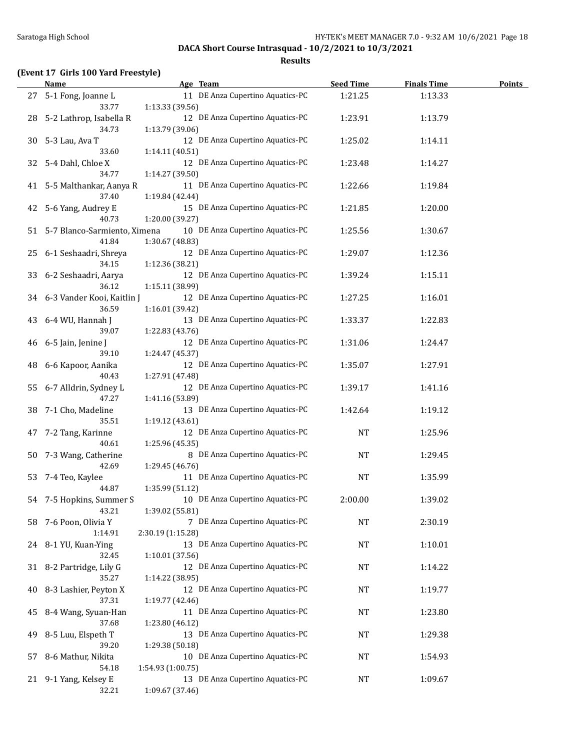## DACA Short Course Intrasquad - 10/2/2021 to 10/3/2021

### Results

**(Event 17 Girls 100 Yard Freestyle)**

| | Name | Age | Team | Seed Time | Finals Time | Points |
|---|---|---|---|---|---|---|
| 27 | 5-1 Fong, Joanne L | 11 | DE Anza Cupertino Aquatics-PC | 1:21.25 | 1:13.33 | |
| | 33.77 | 1:13.33 (39.56) | | | | |
| 28 | 5-2 Lathrop, Isabella R | 12 | DE Anza Cupertino Aquatics-PC | 1:23.91 | 1:13.79 | |
| | 34.73 | 1:13.79 (39.06) | | | | |
| 30 | 5-3 Lau, Ava T | 12 | DE Anza Cupertino Aquatics-PC | 1:25.02 | 1:14.11 | |
| | 33.60 | 1:14.11 (40.51) | | | | |
| 32 | 5-4 Dahl, Chloe X | 12 | DE Anza Cupertino Aquatics-PC | 1:23.48 | 1:14.27 | |
| | 34.77 | 1:14.27 (39.50) | | | | |
| 41 | 5-5 Malthankar, Aanya R | 11 | DE Anza Cupertino Aquatics-PC | 1:22.66 | 1:19.84 | |
| | 37.40 | 1:19.84 (42.44) | | | | |
| 42 | 5-6 Yang, Audrey E | 15 | DE Anza Cupertino Aquatics-PC | 1:21.85 | 1:20.00 | |
| | 40.73 | 1:20.00 (39.27) | | | | |
| 51 | 5-7 Blanco-Sarmiento, Ximena | 10 | DE Anza Cupertino Aquatics-PC | 1:25.56 | 1:30.67 | |
| | 41.84 | 1:30.67 (48.83) | | | | |
| 25 | 6-1 Seshaadri, Shreya | 12 | DE Anza Cupertino Aquatics-PC | 1:29.07 | 1:12.36 | |
| | 34.15 | 1:12.36 (38.21) | | | | |
| 33 | 6-2 Seshaadri, Aarya | 12 | DE Anza Cupertino Aquatics-PC | 1:39.24 | 1:15.11 | |
| | 36.12 | 1:15.11 (38.99) | | | | |
| 34 | 6-3 Vander Kooi, Kaitlin J | 12 | DE Anza Cupertino Aquatics-PC | 1:27.25 | 1:16.01 | |
| | 36.59 | 1:16.01 (39.42) | | | | |
| 43 | 6-4 WU, Hannah J | 13 | DE Anza Cupertino Aquatics-PC | 1:33.37 | 1:22.83 | |
| | 39.07 | 1:22.83 (43.76) | | | | |
| 46 | 6-5 Jain, Jenine J | 12 | DE Anza Cupertino Aquatics-PC | 1:31.06 | 1:24.47 | |
| | 39.10 | 1:24.47 (45.37) | | | | |
| 48 | 6-6 Kapoor, Aanika | 12 | DE Anza Cupertino Aquatics-PC | 1:35.07 | 1:27.91 | |
| | 40.43 | 1:27.91 (47.48) | | | | |
| 55 | 6-7 Alldrin, Sydney L | 12 | DE Anza Cupertino Aquatics-PC | 1:39.17 | 1:41.16 | |
| | 47.27 | 1:41.16 (53.89) | | | | |
| 38 | 7-1 Cho, Madeline | 13 | DE Anza Cupertino Aquatics-PC | 1:42.64 | 1:19.12 | |
| | 35.51 | 1:19.12 (43.61) | | | | |
| 47 | 7-2 Tang, Karinne | 12 | DE Anza Cupertino Aquatics-PC | NT | 1:25.96 | |
| | 40.61 | 1:25.96 (45.35) | | | | |
| 50 | 7-3 Wang, Catherine | 8 | DE Anza Cupertino Aquatics-PC | NT | 1:29.45 | |
| | 42.69 | 1:29.45 (46.76) | | | | |
| 53 | 7-4 Teo, Kaylee | 11 | DE Anza Cupertino Aquatics-PC | NT | 1:35.99 | |
| | 44.87 | 1:35.99 (51.12) | | | | |
| 54 | 7-5 Hopkins, Summer S | 10 | DE Anza Cupertino Aquatics-PC | 2:00.00 | 1:39.02 | |
| | 43.21 | 1:39.02 (55.81) | | | | |
| 58 | 7-6 Poon, Olivia Y | 7 | DE Anza Cupertino Aquatics-PC | NT | 2:30.19 | |
| | 1:14.91 | 2:30.19 (1:15.28) | | | | |
| 24 | 8-1 YU, Kuan-Ying | 13 | DE Anza Cupertino Aquatics-PC | NT | 1:10.01 | |
| | 32.45 | 1:10.01 (37.56) | | | | |
| 31 | 8-2 Partridge, Lily G | 12 | DE Anza Cupertino Aquatics-PC | NT | 1:14.22 | |
| | 35.27 | 1:14.22 (38.95) | | | | |
| 40 | 8-3 Lashier, Peyton X | 12 | DE Anza Cupertino Aquatics-PC | NT | 1:19.77 | |
| | 37.31 | 1:19.77 (42.46) | | | | |
| 45 | 8-4 Wang, Syuan-Han | 11 | DE Anza Cupertino Aquatics-PC | NT | 1:23.80 | |
| | 37.68 | 1:23.80 (46.12) | | | | |
| 49 | 8-5 Luu, Elspeth T | 13 | DE Anza Cupertino Aquatics-PC | NT | 1:29.38 | |
| | 39.20 | 1:29.38 (50.18) | | | | |
| 57 | 8-6 Mathur, Nikita | 10 | DE Anza Cupertino Aquatics-PC | NT | 1:54.93 | |
| | 54.18 | 1:54.93 (1:00.75) | | | | |
| 21 | 9-1 Yang, Kelsey E | 13 | DE Anza Cupertino Aquatics-PC | NT | 1:09.67 | |
| | 32.21 | 1:09.67 (37.46) | | | | |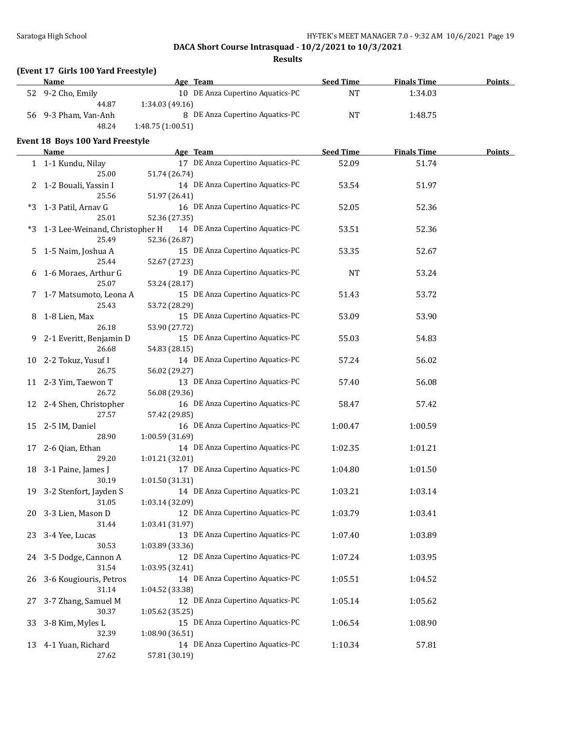DACA Short Course Intrasquad - 10/2/2021 to 10/3/2021

**Results**

### (Event 17 Girls 100 Yard Freestyle)

| | Name | Age | Team | Seed Time | Finals Time | Points |
|---|---|---|---|---|---|---|
| 52 | 9-2 Cho, Emily | 10 | DE Anza Cupertino Aquatics-PC | NT | 1:34.03 | |
| | 44.87 | 1:34.03 (49.16) | | | | |
| 56 | 9-3 Pham, Van-Anh | 8 | DE Anza Cupertino Aquatics-PC | NT | 1:48.75 | |
| | 48.24 | 1:48.75 (1:00.51) | | | | |

### Event 18 Boys 100 Yard Freestyle

| | Name | Age | Team | Seed Time | Finals Time | Points |
|---|---|---|---|---|---|---|
| 1 | 1-1 Kundu, Nilay | 17 | DE Anza Cupertino Aquatics-PC | 52.09 | 51.74 | |
| | 25.00 | 51.74 (26.74) | | | | |
| 2 | 1-2 Bouali, Yassin I | 14 | DE Anza Cupertino Aquatics-PC | 53.54 | 51.97 | |
| | 25.56 | 51.97 (26.41) | | | | |
| *3 | 1-3 Patil, Arnav G | 16 | DE Anza Cupertino Aquatics-PC | 52.05 | 52.36 | |
| | 25.01 | 52.36 (27.35) | | | | |
| *3 | 1-3 Lee-Weinand, Christopher H | 14 | DE Anza Cupertino Aquatics-PC | 53.51 | 52.36 | |
| | 25.49 | 52.36 (26.87) | | | | |
| 5 | 1-5 Naim, Joshua A | 15 | DE Anza Cupertino Aquatics-PC | 53.35 | 52.67 | |
| | 25.44 | 52.67 (27.23) | | | | |
| 6 | 1-6 Moraes, Arthur G | 19 | DE Anza Cupertino Aquatics-PC | NT | 53.24 | |
| | 25.07 | 53.24 (28.17) | | | | |
| 7 | 1-7 Matsumoto, Leona A | 15 | DE Anza Cupertino Aquatics-PC | 51.43 | 53.72 | |
| | 25.43 | 53.72 (28.29) | | | | |
| 8 | 1-8 Lien, Max | 15 | DE Anza Cupertino Aquatics-PC | 53.09 | 53.90 | |
| | 26.18 | 53.90 (27.72) | | | | |
| 9 | 2-1 Everitt, Benjamin D | 15 | DE Anza Cupertino Aquatics-PC | 55.03 | 54.83 | |
| | 26.68 | 54.83 (28.15) | | | | |
| 10 | 2-2 Tokuz, Yusuf I | 14 | DE Anza Cupertino Aquatics-PC | 57.24 | 56.02 | |
| | 26.75 | 56.02 (29.27) | | | | |
| 11 | 2-3 Yim, Taewon T | 13 | DE Anza Cupertino Aquatics-PC | 57.40 | 56.08 | |
| | 26.72 | 56.08 (29.36) | | | | |
| 12 | 2-4 Shen, Christopher | 16 | DE Anza Cupertino Aquatics-PC | 58.47 | 57.42 | |
| | 27.57 | 57.42 (29.85) | | | | |
| 15 | 2-5 IM, Daniel | 16 | DE Anza Cupertino Aquatics-PC | 1:00.47 | 1:00.59 | |
| | 28.90 | 1:00.59 (31.69) | | | | |
| 17 | 2-6 Qian, Ethan | 14 | DE Anza Cupertino Aquatics-PC | 1:02.35 | 1:01.21 | |
| | 29.20 | 1:01.21 (32.01) | | | | |
| 18 | 3-1 Paine, James J | 17 | DE Anza Cupertino Aquatics-PC | 1:04.80 | 1:01.50 | |
| | 30.19 | 1:01.50 (31.31) | | | | |
| 19 | 3-2 Stenfort, Jayden S | 14 | DE Anza Cupertino Aquatics-PC | 1:03.21 | 1:03.14 | |
| | 31.05 | 1:03.14 (32.09) | | | | |
| 20 | 3-3 Lien, Mason D | 12 | DE Anza Cupertino Aquatics-PC | 1:03.79 | 1:03.41 | |
| | 31.44 | 1:03.41 (31.97) | | | | |
| 23 | 3-4 Yee, Lucas | 13 | DE Anza Cupertino Aquatics-PC | 1:07.40 | 1:03.89 | |
| | 30.53 | 1:03.89 (33.36) | | | | |
| 24 | 3-5 Dodge, Cannon A | 12 | DE Anza Cupertino Aquatics-PC | 1:07.24 | 1:03.95 | |
| | 31.54 | 1:03.95 (32.41) | | | | |
| 26 | 3-6 Kougiouris, Petros | 14 | DE Anza Cupertino Aquatics-PC | 1:05.51 | 1:04.52 | |
| | 31.14 | 1:04.52 (33.38) | | | | |
| 27 | 3-7 Zhang, Samuel M | 12 | DE Anza Cupertino Aquatics-PC | 1:05.14 | 1:05.62 | |
| | 30.37 | 1:05.62 (35.25) | | | | |
| 33 | 3-8 Kim, Myles L | 15 | DE Anza Cupertino Aquatics-PC | 1:06.54 | 1:08.90 | |
| | 32.39 | 1:08.90 (36.51) | | | | |
| 13 | 4-1 Yuan, Richard | 14 | DE Anza Cupertino Aquatics-PC | 1:10.34 | 57.81 | |
| | 27.62 | 57.81 (30.19) | | | | |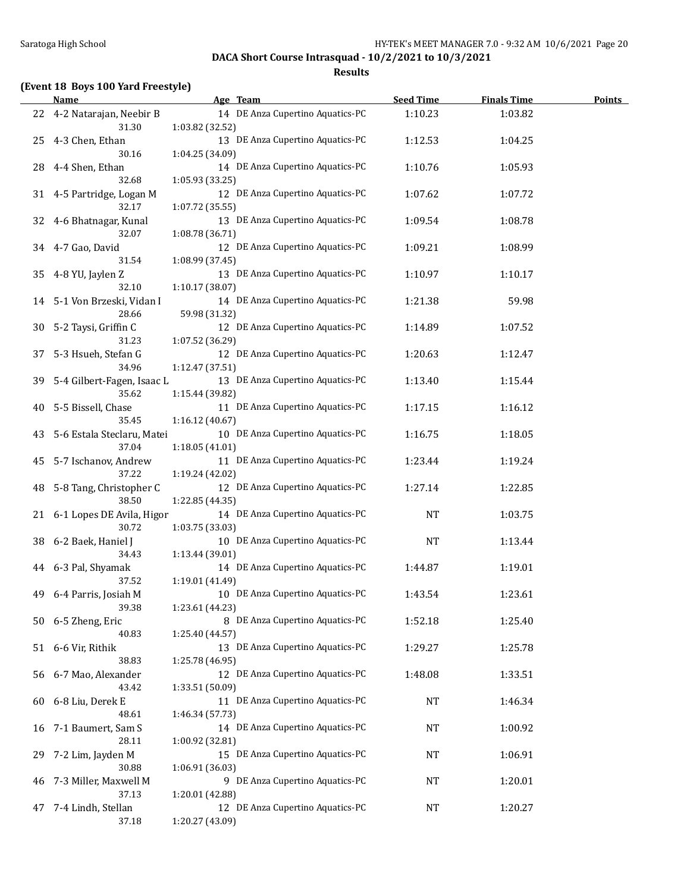**DACA Short Course Intrasquad - 10/2/2021 to 10/3/2021**

**Results**

### (Event 18 Boys 100 Yard Freestyle)

| | Name | Age | Team | Seed Time | Finals Time | Points |
|---|---|---|---|---|---|---|
| 22 | 4-2 Natarajan, Neebir B | 14 | DE Anza Cupertino Aquatics-PC | 1:10.23 | 1:03.82 | |
| | 31.30 | 1:03.82 (32.52) | | | | |
| 25 | 4-3 Chen, Ethan | 13 | DE Anza Cupertino Aquatics-PC | 1:12.53 | 1:04.25 | |
| | 30.16 | 1:04.25 (34.09) | | | | |
| 28 | 4-4 Shen, Ethan | 14 | DE Anza Cupertino Aquatics-PC | 1:10.76 | 1:05.93 | |
| | 32.68 | 1:05.93 (33.25) | | | | |
| 31 | 4-5 Partridge, Logan M | 12 | DE Anza Cupertino Aquatics-PC | 1:07.62 | 1:07.72 | |
| | 32.17 | 1:07.72 (35.55) | | | | |
| 32 | 4-6 Bhatnagar, Kunal | 13 | DE Anza Cupertino Aquatics-PC | 1:09.54 | 1:08.78 | |
| | 32.07 | 1:08.78 (36.71) | | | | |
| 34 | 4-7 Gao, David | 12 | DE Anza Cupertino Aquatics-PC | 1:09.21 | 1:08.99 | |
| | 31.54 | 1:08.99 (37.45) | | | | |
| 35 | 4-8 YU, Jaylen Z | 13 | DE Anza Cupertino Aquatics-PC | 1:10.97 | 1:10.17 | |
| | 32.10 | 1:10.17 (38.07) | | | | |
| 14 | 5-1 Von Brzeski, Vidan I | 14 | DE Anza Cupertino Aquatics-PC | 1:21.38 | 59.98 | |
| | 28.66 | 59.98 (31.32) | | | | |
| 30 | 5-2 Taysi, Griffin C | 12 | DE Anza Cupertino Aquatics-PC | 1:14.89 | 1:07.52 | |
| | 31.23 | 1:07.52 (36.29) | | | | |
| 37 | 5-3 Hsueh, Stefan G | 12 | DE Anza Cupertino Aquatics-PC | 1:20.63 | 1:12.47 | |
| | 34.96 | 1:12.47 (37.51) | | | | |
| 39 | 5-4 Gilbert-Fagen, Isaac L | 13 | DE Anza Cupertino Aquatics-PC | 1:13.40 | 1:15.44 | |
| | 35.62 | 1:15.44 (39.82) | | | | |
| 40 | 5-5 Bissell, Chase | 11 | DE Anza Cupertino Aquatics-PC | 1:17.15 | 1:16.12 | |
| | 35.45 | 1:16.12 (40.67) | | | | |
| 43 | 5-6 Estala Steclaru, Matei | 10 | DE Anza Cupertino Aquatics-PC | 1:16.75 | 1:18.05 | |
| | 37.04 | 1:18.05 (41.01) | | | | |
| 45 | 5-7 Ischanov, Andrew | 11 | DE Anza Cupertino Aquatics-PC | 1:23.44 | 1:19.24 | |
| | 37.22 | 1:19.24 (42.02) | | | | |
| 48 | 5-8 Tang, Christopher C | 12 | DE Anza Cupertino Aquatics-PC | 1:27.14 | 1:22.85 | |
| | 38.50 | 1:22.85 (44.35) | | | | |
| 21 | 6-1 Lopes DE Avila, Higor | 14 | DE Anza Cupertino Aquatics-PC | NT | 1:03.75 | |
| | 30.72 | 1:03.75 (33.03) | | | | |
| 38 | 6-2 Baek, Haniel J | 10 | DE Anza Cupertino Aquatics-PC | NT | 1:13.44 | |
| | 34.43 | 1:13.44 (39.01) | | | | |
| 44 | 6-3 Pal, Shyamak | 14 | DE Anza Cupertino Aquatics-PC | 1:44.87 | 1:19.01 | |
| | 37.52 | 1:19.01 (41.49) | | | | |
| 49 | 6-4 Parris, Josiah M | 10 | DE Anza Cupertino Aquatics-PC | 1:43.54 | 1:23.61 | |
| | 39.38 | 1:23.61 (44.23) | | | | |
| 50 | 6-5 Zheng, Eric | 8 | DE Anza Cupertino Aquatics-PC | 1:52.18 | 1:25.40 | |
| | 40.83 | 1:25.40 (44.57) | | | | |
| 51 | 6-6 Vir, Rithik | 13 | DE Anza Cupertino Aquatics-PC | 1:29.27 | 1:25.78 | |
| | 38.83 | 1:25.78 (46.95) | | | | |
| 56 | 6-7 Mao, Alexander | 12 | DE Anza Cupertino Aquatics-PC | 1:48.08 | 1:33.51 | |
| | 43.42 | 1:33.51 (50.09) | | | | |
| 60 | 6-8 Liu, Derek E | 11 | DE Anza Cupertino Aquatics-PC | NT | 1:46.34 | |
| | 48.61 | 1:46.34 (57.73) | | | | |
| 16 | 7-1 Baumert, Sam S | 14 | DE Anza Cupertino Aquatics-PC | NT | 1:00.92 | |
| | 28.11 | 1:00.92 (32.81) | | | | |
| 29 | 7-2 Lim, Jayden M | 15 | DE Anza Cupertino Aquatics-PC | NT | 1:06.91 | |
| | 30.88 | 1:06.91 (36.03) | | | | |
| 46 | 7-3 Miller, Maxwell M | 9 | DE Anza Cupertino Aquatics-PC | NT | 1:20.01 | |
| | 37.13 | 1:20.01 (42.88) | | | | |
| 47 | 7-4 Lindh, Stellan | 12 | DE Anza Cupertino Aquatics-PC | NT | 1:20.27 | |
| | 37.18 | 1:20.27 (43.09) | | | | |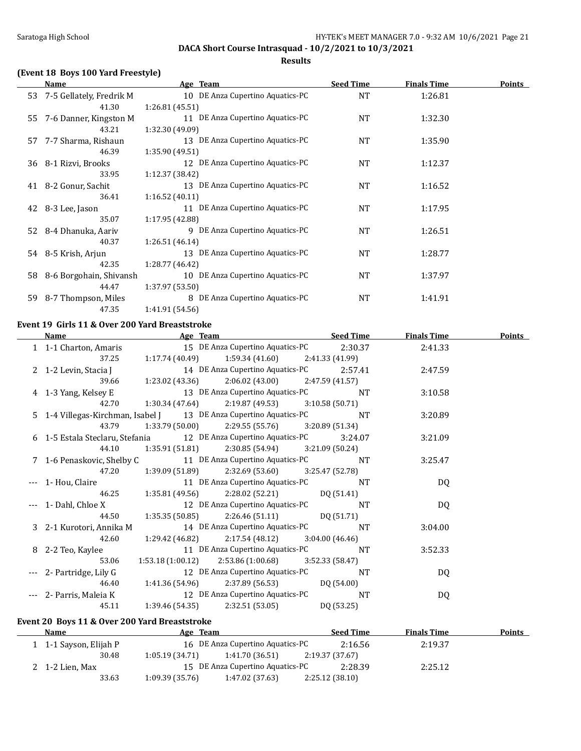## DACA Short Course Intrasquad - 10/2/2021 to 10/3/2021

### Results

#### (Event 18 Boys 100 Yard Freestyle)

| | Name | Age | Team | Seed Time | Finals Time | Points |
|---|---|---|---|---|---|---|
| 53 | 7-5 Gellately, Fredrik M | 10 | DE Anza Cupertino Aquatics-PC | NT | 1:26.81 | |
| | 41.30 | 1:26.81 (45.51) | | | | |
| 55 | 7-6 Danner, Kingston M | 11 | DE Anza Cupertino Aquatics-PC | NT | 1:32.30 | |
| | 43.21 | 1:32.30 (49.09) | | | | |
| 57 | 7-7 Sharma, Rishaun | 13 | DE Anza Cupertino Aquatics-PC | NT | 1:35.90 | |
| | 46.39 | 1:35.90 (49.51) | | | | |
| 36 | 8-1 Rizvi, Brooks | 12 | DE Anza Cupertino Aquatics-PC | NT | 1:12.37 | |
| | 33.95 | 1:12.37 (38.42) | | | | |
| 41 | 8-2 Gonur, Sachit | 13 | DE Anza Cupertino Aquatics-PC | NT | 1:16.52 | |
| | 36.41 | 1:16.52 (40.11) | | | | |
| 42 | 8-3 Lee, Jason | 11 | DE Anza Cupertino Aquatics-PC | NT | 1:17.95 | |
| | 35.07 | 1:17.95 (42.88) | | | | |
| 52 | 8-4 Dhanuka, Aariv | 9 | DE Anza Cupertino Aquatics-PC | NT | 1:26.51 | |
| | 40.37 | 1:26.51 (46.14) | | | | |
| 54 | 8-5 Krish, Arjun | 13 | DE Anza Cupertino Aquatics-PC | NT | 1:28.77 | |
| | 42.35 | 1:28.77 (46.42) | | | | |
| 58 | 8-6 Borgohain, Shivansh | 10 | DE Anza Cupertino Aquatics-PC | NT | 1:37.97 | |
| | 44.47 | 1:37.97 (53.50) | | | | |
| 59 | 8-7 Thompson, Miles | 8 | DE Anza Cupertino Aquatics-PC | NT | 1:41.91 | |
| | 47.35 | 1:41.91 (54.56) | | | | |

#### Event 19 Girls 11 & Over 200 Yard Breaststroke

| | Name | Age | Team | Seed Time | Finals Time | Points |
|---|---|---|---|---|---|---|
| 1 | 1-1 Charton, Amaris | 15 | DE Anza Cupertino Aquatics-PC | 2:30.37 | 2:41.33 | |
| | 37.25 | 1:17.74 (40.49) | 1:59.34 (41.60) | 2:41.33 (41.99) | | |
| 2 | 1-2 Levin, Stacia J | 14 | DE Anza Cupertino Aquatics-PC | 2:57.41 | 2:47.59 | |
| | 39.66 | 1:23.02 (43.36) | 2:06.02 (43.00) | 2:47.59 (41.57) | | |
| 4 | 1-3 Yang, Kelsey E | 13 | DE Anza Cupertino Aquatics-PC | NT | 3:10.58 | |
| | 42.70 | 1:30.34 (47.64) | 2:19.87 (49.53) | 3:10.58 (50.71) | | |
| 5 | 1-4 Villegas-Kirchman, Isabel J | 13 | DE Anza Cupertino Aquatics-PC | NT | 3:20.89 | |
| | 43.79 | 1:33.79 (50.00) | 2:29.55 (55.76) | 3:20.89 (51.34) | | |
| 6 | 1-5 Estala Steclaru, Stefania | 12 | DE Anza Cupertino Aquatics-PC | 3:24.07 | 3:21.09 | |
| | 44.10 | 1:35.91 (51.81) | 2:30.85 (54.94) | 3:21.09 (50.24) | | |
| 7 | 1-6 Penaskovic, Shelby C | 11 | DE Anza Cupertino Aquatics-PC | NT | 3:25.47 | |
| | 47.20 | 1:39.09 (51.89) | 2:32.69 (53.60) | 3:25.47 (52.78) | | |
| --- | 1- Hou, Claire | 11 | DE Anza Cupertino Aquatics-PC | NT | DQ | |
| | 46.25 | 1:35.81 (49.56) | 2:28.02 (52.21) | DQ (51.41) | | |
| --- | 1- Dahl, Chloe X | 12 | DE Anza Cupertino Aquatics-PC | NT | DQ | |
| | 44.50 | 1:35.35 (50.85) | 2:26.46 (51.11) | DQ (51.71) | | |
| 3 | 2-1 Kurotori, Annika M | 14 | DE Anza Cupertino Aquatics-PC | NT | 3:04.00 | |
| | 42.60 | 1:29.42 (46.82) | 2:17.54 (48.12) | 3:04.00 (46.46) | | |
| 8 | 2-2 Teo, Kaylee | 11 | DE Anza Cupertino Aquatics-PC | NT | 3:52.33 | |
| | 53.06 | 1:53.18 (1:00.12) | 2:53.86 (1:00.68) | 3:52.33 (58.47) | | |
| --- | 2- Partridge, Lily G | 12 | DE Anza Cupertino Aquatics-PC | NT | DQ | |
| | 46.40 | 1:41.36 (54.96) | 2:37.89 (56.53) | DQ (54.00) | | |
| --- | 2- Parris, Maleia K | 12 | DE Anza Cupertino Aquatics-PC | NT | DQ | |
| | 45.11 | 1:39.46 (54.35) | 2:32.51 (53.05) | DQ (53.25) | | |

#### Event 20 Boys 11 & Over 200 Yard Breaststroke

| | Name | Age | Team | Seed Time | Finals Time | Points |
|---|---|---|---|---|---|---|
| 1 | 1-1 Sayson, Elijah P | 16 | DE Anza Cupertino Aquatics-PC | 2:16.56 | 2:19.37 | |
| | 30.48 | 1:05.19 (34.71) | 1:41.70 (36.51) | 2:19.37 (37.67) | | |
| 2 | 1-2 Lien, Max | 15 | DE Anza Cupertino Aquatics-PC | 2:28.39 | 2:25.12 | |
| | 33.63 | 1:09.39 (35.76) | 1:47.02 (37.63) | 2:25.12 (38.10) | | |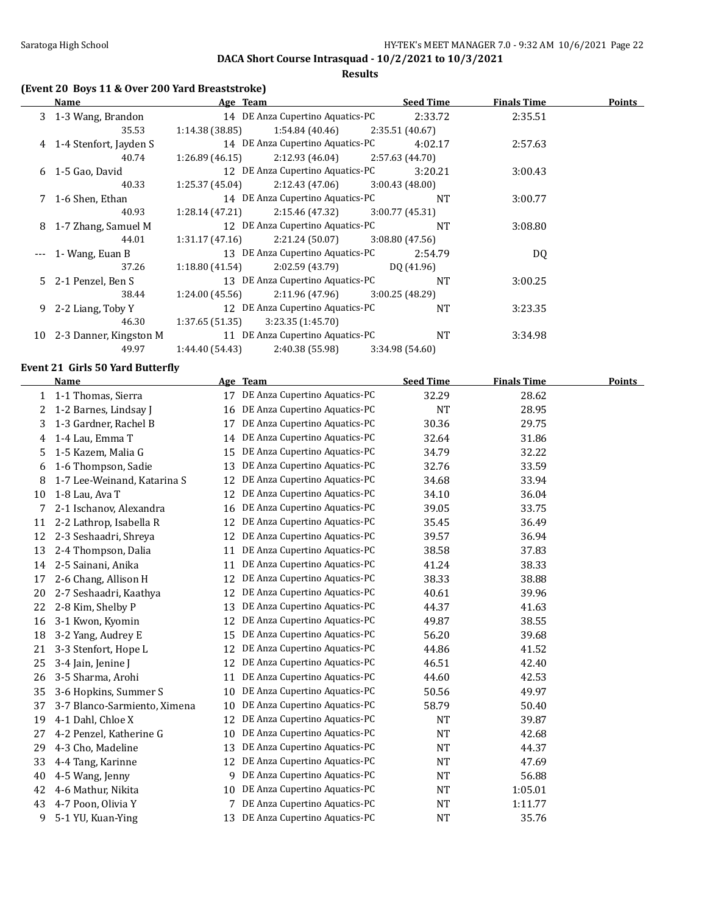## DACA Short Course Intrasquad - 10/2/2021 to 10/3/2021

### Results

#### (Event 20 Boys 11 & Over 200 Yard Breaststroke)

| | Name | Age | Team | Seed Time | Finals Time | Points |
|---|---|---|---|---|---|---|
| 3 | 1-3 Wang, Brandon | 14 | DE Anza Cupertino Aquatics-PC | 2:33.72 | 2:35.51 | |
| | 35.53 | 1:14.38 (38.85) | 1:54.84 (40.46) | 2:35.51 (40.67) | | |
| 4 | 1-4 Stenfort, Jayden S | 14 | DE Anza Cupertino Aquatics-PC | 4:02.17 | 2:57.63 | |
| | 40.74 | 1:26.89 (46.15) | 2:12.93 (46.04) | 2:57.63 (44.70) | | |
| 6 | 1-5 Gao, David | 12 | DE Anza Cupertino Aquatics-PC | 3:20.21 | 3:00.43 | |
| | 40.33 | 1:25.37 (45.04) | 2:12.43 (47.06) | 3:00.43 (48.00) | | |
| 7 | 1-6 Shen, Ethan | 14 | DE Anza Cupertino Aquatics-PC | NT | 3:00.77 | |
| | 40.93 | 1:28.14 (47.21) | 2:15.46 (47.32) | 3:00.77 (45.31) | | |
| 8 | 1-7 Zhang, Samuel M | 12 | DE Anza Cupertino Aquatics-PC | NT | 3:08.80 | |
| | 44.01 | 1:31.17 (47.16) | 2:21.24 (50.07) | 3:08.80 (47.56) | | |
| --- | 1- Wang, Euan B | 13 | DE Anza Cupertino Aquatics-PC | 2:54.79 | DQ | |
| | 37.26 | 1:18.80 (41.54) | 2:02.59 (43.79) | DQ (41.96) | | |
| 5 | 2-1 Penzel, Ben S | 13 | DE Anza Cupertino Aquatics-PC | NT | 3:00.25 | |
| | 38.44 | 1:24.00 (45.56) | 2:11.96 (47.96) | 3:00.25 (48.29) | | |
| 9 | 2-2 Liang, Toby Y | 12 | DE Anza Cupertino Aquatics-PC | NT | 3:23.35 | |
| | 46.30 | 1:37.65 (51.35) | 3:23.35 (1:45.70) | | | |
| 10 | 2-3 Danner, Kingston M | 11 | DE Anza Cupertino Aquatics-PC | NT | 3:34.98 | |
| | 49.97 | 1:44.40 (54.43) | 2:40.38 (55.98) | 3:34.98 (54.60) | | |

#### Event 21 Girls 50 Yard Butterfly

| | Name | Age | Team | Seed Time | Finals Time | Points |
|---|---|---|---|---|---|---|
| 1 | 1-1 Thomas, Sierra | 17 | DE Anza Cupertino Aquatics-PC | 32.29 | 28.62 | |
| 2 | 1-2 Barnes, Lindsay J | 16 | DE Anza Cupertino Aquatics-PC | NT | 28.95 | |
| 3 | 1-3 Gardner, Rachel B | 17 | DE Anza Cupertino Aquatics-PC | 30.36 | 29.75 | |
| 4 | 1-4 Lau, Emma T | 14 | DE Anza Cupertino Aquatics-PC | 32.64 | 31.86 | |
| 5 | 1-5 Kazem, Malia G | 15 | DE Anza Cupertino Aquatics-PC | 34.79 | 32.22 | |
| 6 | 1-6 Thompson, Sadie | 13 | DE Anza Cupertino Aquatics-PC | 32.76 | 33.59 | |
| 8 | 1-7 Lee-Weinand, Katarina S | 12 | DE Anza Cupertino Aquatics-PC | 34.68 | 33.94 | |
| 10 | 1-8 Lau, Ava T | 12 | DE Anza Cupertino Aquatics-PC | 34.10 | 36.04 | |
| 7 | 2-1 Ischanov, Alexandra | 16 | DE Anza Cupertino Aquatics-PC | 39.05 | 33.75 | |
| 11 | 2-2 Lathrop, Isabella R | 12 | DE Anza Cupertino Aquatics-PC | 35.45 | 36.49 | |
| 12 | 2-3 Seshaadri, Shreya | 12 | DE Anza Cupertino Aquatics-PC | 39.57 | 36.94 | |
| 13 | 2-4 Thompson, Dalia | 11 | DE Anza Cupertino Aquatics-PC | 38.58 | 37.83 | |
| 14 | 2-5 Sainani, Anika | 11 | DE Anza Cupertino Aquatics-PC | 41.24 | 38.33 | |
| 17 | 2-6 Chang, Allison H | 12 | DE Anza Cupertino Aquatics-PC | 38.33 | 38.88 | |
| 20 | 2-7 Seshaadri, Kaathya | 12 | DE Anza Cupertino Aquatics-PC | 40.61 | 39.96 | |
| 22 | 2-8 Kim, Shelby P | 13 | DE Anza Cupertino Aquatics-PC | 44.37 | 41.63 | |
| 16 | 3-1 Kwon, Kyomin | 12 | DE Anza Cupertino Aquatics-PC | 49.87 | 38.55 | |
| 18 | 3-2 Yang, Audrey E | 15 | DE Anza Cupertino Aquatics-PC | 56.20 | 39.68 | |
| 21 | 3-3 Stenfort, Hope L | 12 | DE Anza Cupertino Aquatics-PC | 44.86 | 41.52 | |
| 25 | 3-4 Jain, Jenine J | 12 | DE Anza Cupertino Aquatics-PC | 46.51 | 42.40 | |
| 26 | 3-5 Sharma, Arohi | 11 | DE Anza Cupertino Aquatics-PC | 44.60 | 42.53 | |
| 35 | 3-6 Hopkins, Summer S | 10 | DE Anza Cupertino Aquatics-PC | 50.56 | 49.97 | |
| 37 | 3-7 Blanco-Sarmiento, Ximena | 10 | DE Anza Cupertino Aquatics-PC | 58.79 | 50.40 | |
| 19 | 4-1 Dahl, Chloe X | 12 | DE Anza Cupertino Aquatics-PC | NT | 39.87 | |
| 27 | 4-2 Penzel, Katherine G | 10 | DE Anza Cupertino Aquatics-PC | NT | 42.68 | |
| 29 | 4-3 Cho, Madeline | 13 | DE Anza Cupertino Aquatics-PC | NT | 44.37 | |
| 33 | 4-4 Tang, Karinne | 12 | DE Anza Cupertino Aquatics-PC | NT | 47.69 | |
| 40 | 4-5 Wang, Jenny | 9 | DE Anza Cupertino Aquatics-PC | NT | 56.88 | |
| 42 | 4-6 Mathur, Nikita | 10 | DE Anza Cupertino Aquatics-PC | NT | 1:05.01 | |
| 43 | 4-7 Poon, Olivia Y | 7 | DE Anza Cupertino Aquatics-PC | NT | 1:11.77 | |
| 9 | 5-1 YU, Kuan-Ying | 13 | DE Anza Cupertino Aquatics-PC | NT | 35.76 | |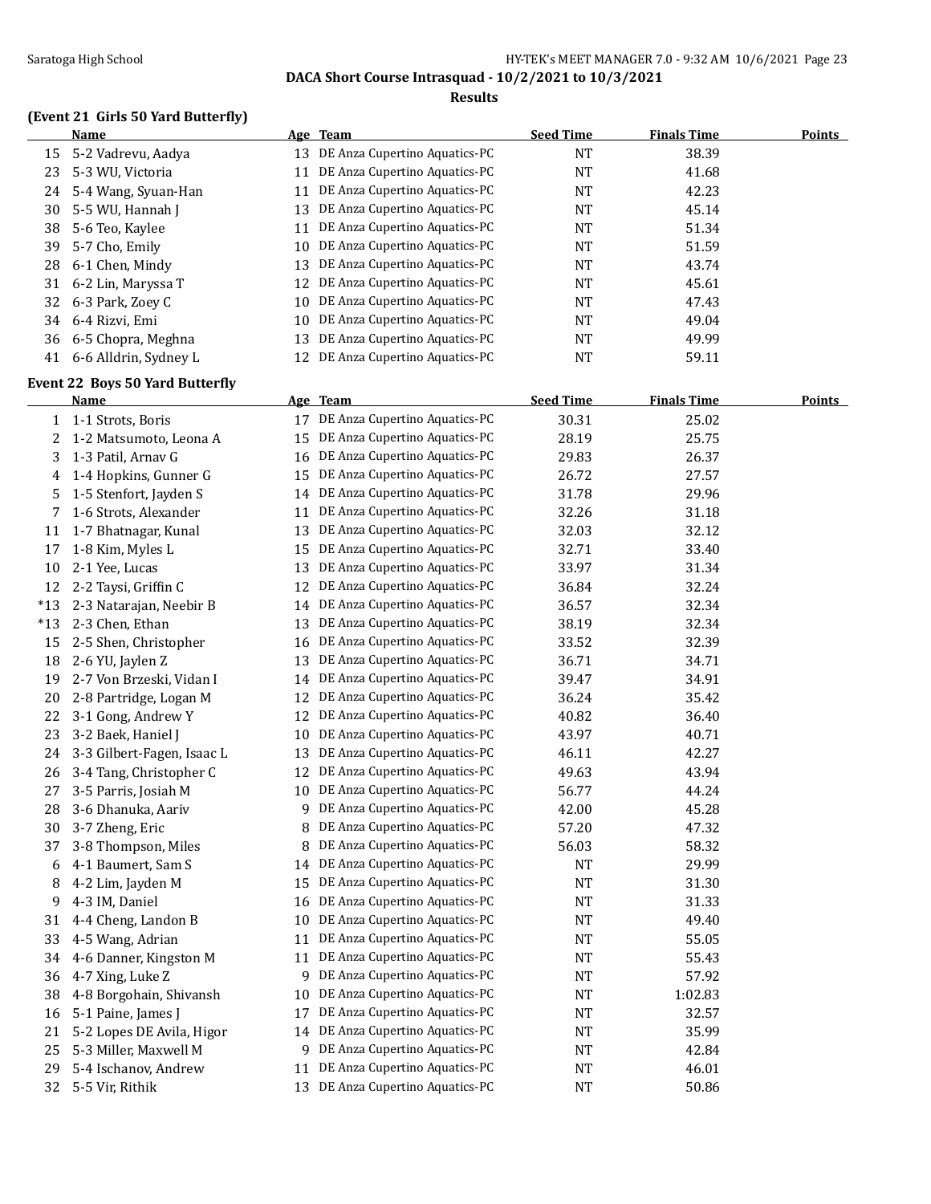DACA Short Course Intrasquad - 10/2/2021 to 10/3/2021

**Results**

### (Event 21 Girls 50 Yard Butterfly)

| | Name | Age | Team | Seed Time | Finals Time | Points |
|---|---|---|---|---|---|---|
| 15 | 5-2 Vadrevu, Aadya | 13 | DE Anza Cupertino Aquatics-PC | NT | 38.39 | |
| 23 | 5-3 WU, Victoria | 11 | DE Anza Cupertino Aquatics-PC | NT | 41.68 | |
| 24 | 5-4 Wang, Syuan-Han | 11 | DE Anza Cupertino Aquatics-PC | NT | 42.23 | |
| 30 | 5-5 WU, Hannah J | 13 | DE Anza Cupertino Aquatics-PC | NT | 45.14 | |
| 38 | 5-6 Teo, Kaylee | 11 | DE Anza Cupertino Aquatics-PC | NT | 51.34 | |
| 39 | 5-7 Cho, Emily | 10 | DE Anza Cupertino Aquatics-PC | NT | 51.59 | |
| 28 | 6-1 Chen, Mindy | 13 | DE Anza Cupertino Aquatics-PC | NT | 43.74 | |
| 31 | 6-2 Lin, Maryssa T | 12 | DE Anza Cupertino Aquatics-PC | NT | 45.61 | |
| 32 | 6-3 Park, Zoey C | 10 | DE Anza Cupertino Aquatics-PC | NT | 47.43 | |
| 34 | 6-4 Rizvi, Emi | 10 | DE Anza Cupertino Aquatics-PC | NT | 49.04 | |
| 36 | 6-5 Chopra, Meghna | 13 | DE Anza Cupertino Aquatics-PC | NT | 49.99 | |
| 41 | 6-6 Alldrin, Sydney L | 12 | DE Anza Cupertino Aquatics-PC | NT | 59.11 | |

### Event 22 Boys 50 Yard Butterfly

| | Name | Age | Team | Seed Time | Finals Time | Points |
|---|---|---|---|---|---|---|
| 1 | 1-1 Strots, Boris | 17 | DE Anza Cupertino Aquatics-PC | 30.31 | 25.02 | |
| 2 | 1-2 Matsumoto, Leona A | 15 | DE Anza Cupertino Aquatics-PC | 28.19 | 25.75 | |
| 3 | 1-3 Patil, Arnav G | 16 | DE Anza Cupertino Aquatics-PC | 29.83 | 26.37 | |
| 4 | 1-4 Hopkins, Gunner G | 15 | DE Anza Cupertino Aquatics-PC | 26.72 | 27.57 | |
| 5 | 1-5 Stenfort, Jayden S | 14 | DE Anza Cupertino Aquatics-PC | 31.78 | 29.96 | |
| 7 | 1-6 Strots, Alexander | 11 | DE Anza Cupertino Aquatics-PC | 32.26 | 31.18 | |
| 11 | 1-7 Bhatnagar, Kunal | 13 | DE Anza Cupertino Aquatics-PC | 32.03 | 32.12 | |
| 17 | 1-8 Kim, Myles L | 15 | DE Anza Cupertino Aquatics-PC | 32.71 | 33.40 | |
| 10 | 2-1 Yee, Lucas | 13 | DE Anza Cupertino Aquatics-PC | 33.97 | 31.34 | |
| 12 | 2-2 Taysi, Griffin C | 12 | DE Anza Cupertino Aquatics-PC | 36.84 | 32.24 | |
| *13 | 2-3 Natarajan, Neebir B | 14 | DE Anza Cupertino Aquatics-PC | 36.57 | 32.34 | |
| *13 | 2-3 Chen, Ethan | 13 | DE Anza Cupertino Aquatics-PC | 38.19 | 32.34 | |
| 15 | 2-5 Shen, Christopher | 16 | DE Anza Cupertino Aquatics-PC | 33.52 | 32.39 | |
| 18 | 2-6 YU, Jaylen Z | 13 | DE Anza Cupertino Aquatics-PC | 36.71 | 34.71 | |
| 19 | 2-7 Von Brzeski, Vidan I | 14 | DE Anza Cupertino Aquatics-PC | 39.47 | 34.91 | |
| 20 | 2-8 Partridge, Logan M | 12 | DE Anza Cupertino Aquatics-PC | 36.24 | 35.42 | |
| 22 | 3-1 Gong, Andrew Y | 12 | DE Anza Cupertino Aquatics-PC | 40.82 | 36.40 | |
| 23 | 3-2 Baek, Haniel J | 10 | DE Anza Cupertino Aquatics-PC | 43.97 | 40.71 | |
| 24 | 3-3 Gilbert-Fagen, Isaac L | 13 | DE Anza Cupertino Aquatics-PC | 46.11 | 42.27 | |
| 26 | 3-4 Tang, Christopher C | 12 | DE Anza Cupertino Aquatics-PC | 49.63 | 43.94 | |
| 27 | 3-5 Parris, Josiah M | 10 | DE Anza Cupertino Aquatics-PC | 56.77 | 44.24 | |
| 28 | 3-6 Dhanuka, Aariv | 9 | DE Anza Cupertino Aquatics-PC | 42.00 | 45.28 | |
| 30 | 3-7 Zheng, Eric | 8 | DE Anza Cupertino Aquatics-PC | 57.20 | 47.32 | |
| 37 | 3-8 Thompson, Miles | 8 | DE Anza Cupertino Aquatics-PC | 56.03 | 58.32 | |
| 6 | 4-1 Baumert, Sam S | 14 | DE Anza Cupertino Aquatics-PC | NT | 29.99 | |
| 8 | 4-2 Lim, Jayden M | 15 | DE Anza Cupertino Aquatics-PC | NT | 31.30 | |
| 9 | 4-3 IM, Daniel | 16 | DE Anza Cupertino Aquatics-PC | NT | 31.33 | |
| 31 | 4-4 Cheng, Landon B | 10 | DE Anza Cupertino Aquatics-PC | NT | 49.40 | |
| 33 | 4-5 Wang, Adrian | 11 | DE Anza Cupertino Aquatics-PC | NT | 55.05 | |
| 34 | 4-6 Danner, Kingston M | 11 | DE Anza Cupertino Aquatics-PC | NT | 55.43 | |
| 36 | 4-7 Xing, Luke Z | 9 | DE Anza Cupertino Aquatics-PC | NT | 57.92 | |
| 38 | 4-8 Borgohain, Shivansh | 10 | DE Anza Cupertino Aquatics-PC | NT | 1:02.83 | |
| 16 | 5-1 Paine, James J | 17 | DE Anza Cupertino Aquatics-PC | NT | 32.57 | |
| 21 | 5-2 Lopes DE Avila, Higor | 14 | DE Anza Cupertino Aquatics-PC | NT | 35.99 | |
| 25 | 5-3 Miller, Maxwell M | 9 | DE Anza Cupertino Aquatics-PC | NT | 42.84 | |
| 29 | 5-4 Ischanov, Andrew | 11 | DE Anza Cupertino Aquatics-PC | NT | 46.01 | |
| 32 | 5-5 Vir, Rithik | 13 | DE Anza Cupertino Aquatics-PC | NT | 50.86 | |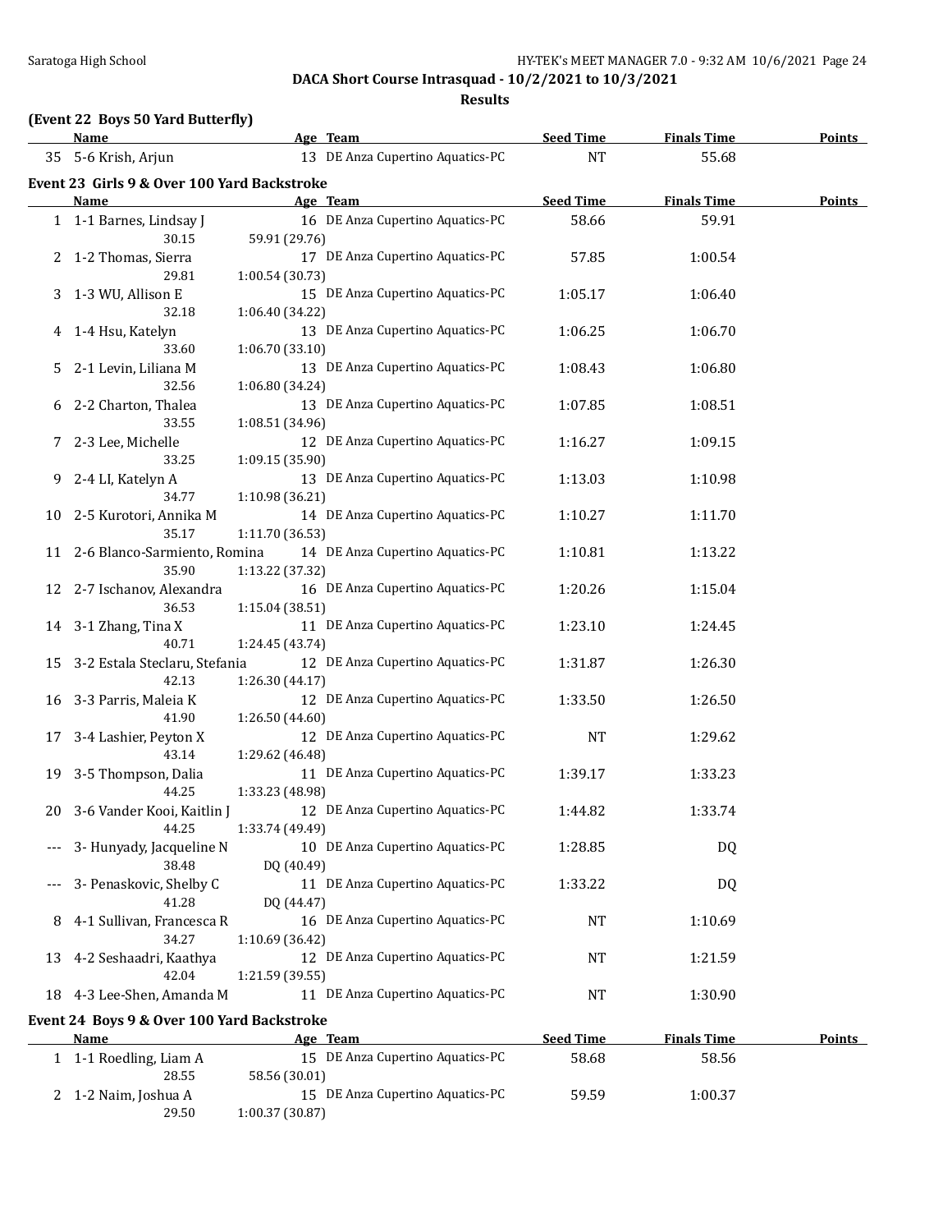DACA Short Course Intrasquad - 10/2/2021 to 10/3/2021

**Results**

### (Event 22 Boys 50 Yard Butterfly)

| | Name | Age | Team | Seed Time | Finals Time | Points |
|---|---|---|---|---|---|---|
| 35 | 5-6 Krish, Arjun | 13 | DE Anza Cupertino Aquatics-PC | NT | 55.68 | |

### Event 23 Girls 9 & Over 100 Yard Backstroke

| | Name | Age | Team | Seed Time | Finals Time | Points |
|---|---|---|---|---|---|---|
| 1 | 1-1 Barnes, Lindsay J | 16 | DE Anza Cupertino Aquatics-PC | 58.66 | 59.91 | |
| | 30.15 | 59.91 (29.76) | | | | |
| 2 | 1-2 Thomas, Sierra | 17 | DE Anza Cupertino Aquatics-PC | 57.85 | 1:00.54 | |
| | 29.81 | 1:00.54 (30.73) | | | | |
| 3 | 1-3 WU, Allison E | 15 | DE Anza Cupertino Aquatics-PC | 1:05.17 | 1:06.40 | |
| | 32.18 | 1:06.40 (34.22) | | | | |
| 4 | 1-4 Hsu, Katelyn | 13 | DE Anza Cupertino Aquatics-PC | 1:06.25 | 1:06.70 | |
| | 33.60 | 1:06.70 (33.10) | | | | |
| 5 | 2-1 Levin, Liliana M | 13 | DE Anza Cupertino Aquatics-PC | 1:08.43 | 1:06.80 | |
| | 32.56 | 1:06.80 (34.24) | | | | |
| 6 | 2-2 Charton, Thalea | 13 | DE Anza Cupertino Aquatics-PC | 1:07.85 | 1:08.51 | |
| | 33.55 | 1:08.51 (34.96) | | | | |
| 7 | 2-3 Lee, Michelle | 12 | DE Anza Cupertino Aquatics-PC | 1:16.27 | 1:09.15 | |
| | 33.25 | 1:09.15 (35.90) | | | | |
| 9 | 2-4 LI, Katelyn A | 13 | DE Anza Cupertino Aquatics-PC | 1:13.03 | 1:10.98 | |
| | 34.77 | 1:10.98 (36.21) | | | | |
| 10 | 2-5 Kurotori, Annika M | 14 | DE Anza Cupertino Aquatics-PC | 1:10.27 | 1:11.70 | |
| | 35.17 | 1:11.70 (36.53) | | | | |
| 11 | 2-6 Blanco-Sarmiento, Romina | 14 | DE Anza Cupertino Aquatics-PC | 1:10.81 | 1:13.22 | |
| | 35.90 | 1:13.22 (37.32) | | | | |
| 12 | 2-7 Ischanov, Alexandra | 16 | DE Anza Cupertino Aquatics-PC | 1:20.26 | 1:15.04 | |
| | 36.53 | 1:15.04 (38.51) | | | | |
| 14 | 3-1 Zhang, Tina X | 11 | DE Anza Cupertino Aquatics-PC | 1:23.10 | 1:24.45 | |
| | 40.71 | 1:24.45 (43.74) | | | | |
| 15 | 3-2 Estala Steclaru, Stefania | 12 | DE Anza Cupertino Aquatics-PC | 1:31.87 | 1:26.30 | |
| | 42.13 | 1:26.30 (44.17) | | | | |
| 16 | 3-3 Parris, Maleia K | 12 | DE Anza Cupertino Aquatics-PC | 1:33.50 | 1:26.50 | |
| | 41.90 | 1:26.50 (44.60) | | | | |
| 17 | 3-4 Lashier, Peyton X | 12 | DE Anza Cupertino Aquatics-PC | NT | 1:29.62 | |
| | 43.14 | 1:29.62 (46.48) | | | | |
| 19 | 3-5 Thompson, Dalia | 11 | DE Anza Cupertino Aquatics-PC | 1:39.17 | 1:33.23 | |
| | 44.25 | 1:33.23 (48.98) | | | | |
| 20 | 3-6 Vander Kooi, Kaitlin J | 12 | DE Anza Cupertino Aquatics-PC | 1:44.82 | 1:33.74 | |
| | 44.25 | 1:33.74 (49.49) | | | | |
| --- | 3- Hunyady, Jacqueline N | 10 | DE Anza Cupertino Aquatics-PC | 1:28.85 | DQ | |
| | 38.48 | DQ (40.49) | | | | |
| --- | 3- Penaskovic, Shelby C | 11 | DE Anza Cupertino Aquatics-PC | 1:33.22 | DQ | |
| | 41.28 | DQ (44.47) | | | | |
| 8 | 4-1 Sullivan, Francesca R | 16 | DE Anza Cupertino Aquatics-PC | NT | 1:10.69 | |
| | 34.27 | 1:10.69 (36.42) | | | | |
| 13 | 4-2 Seshaadri, Kaathya | 12 | DE Anza Cupertino Aquatics-PC | NT | 1:21.59 | |
| | 42.04 | 1:21.59 (39.55) | | | | |
| 18 | 4-3 Lee-Shen, Amanda M | 11 | DE Anza Cupertino Aquatics-PC | NT | 1:30.90 | |

### Event 24 Boys 9 & Over 100 Yard Backstroke

| | Name | Age | Team | Seed Time | Finals Time | Points |
|---|---|---|---|---|---|---|
| 1 | 1-1 Roedling, Liam A | 15 | DE Anza Cupertino Aquatics-PC | 58.68 | 58.56 | |
| | 28.55 | 58.56 (30.01) | | | | |
| 2 | 1-2 Naim, Joshua A | 15 | DE Anza Cupertino Aquatics-PC | 59.59 | 1:00.37 | |
| | 29.50 | 1:00.37 (30.87) | | | | |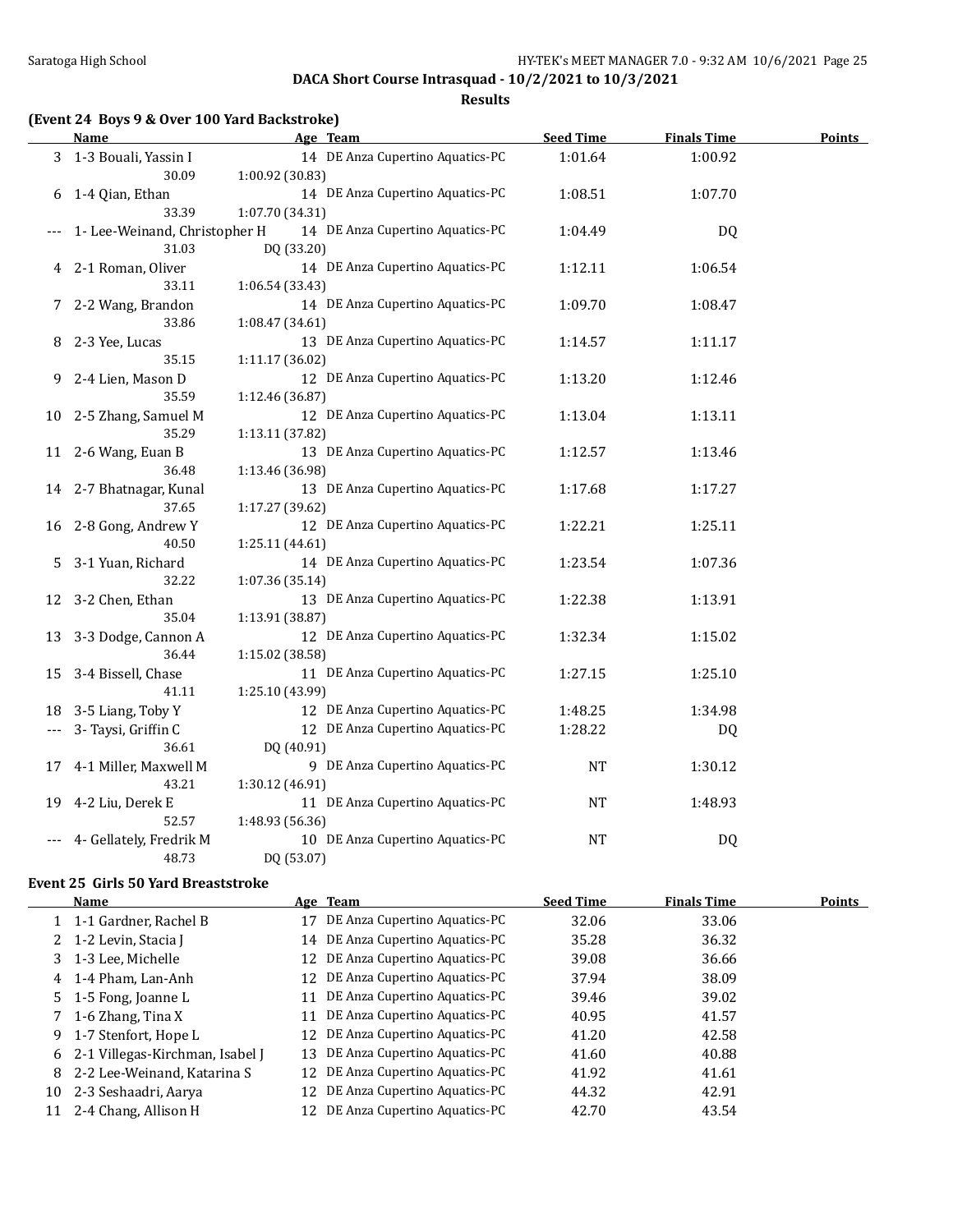DACA Short Course Intrasquad - 10/2/2021 to 10/3/2021

**Results**

### (Event 24 Boys 9 & Over 100 Yard Backstroke)

| | Name | Age | Team | Seed Time | Finals Time | Points |
|---|---|---|---|---|---|---|
| 3 | 1-3 Bouali, Yassin I | 14 | DE Anza Cupertino Aquatics-PC | 1:01.64 | 1:00.92 | |
| | 30.09 | 1:00.92 (30.83) | | | | |
| 6 | 1-4 Qian, Ethan | 14 | DE Anza Cupertino Aquatics-PC | 1:08.51 | 1:07.70 | |
| | 33.39 | 1:07.70 (34.31) | | | | |
| --- | 1- Lee-Weinand, Christopher H | 14 | DE Anza Cupertino Aquatics-PC | 1:04.49 | DQ | |
| | 31.03 | DQ (33.20) | | | | |
| 4 | 2-1 Roman, Oliver | 14 | DE Anza Cupertino Aquatics-PC | 1:12.11 | 1:06.54 | |
| | 33.11 | 1:06.54 (33.43) | | | | |
| 7 | 2-2 Wang, Brandon | 14 | DE Anza Cupertino Aquatics-PC | 1:09.70 | 1:08.47 | |
| | 33.86 | 1:08.47 (34.61) | | | | |
| 8 | 2-3 Yee, Lucas | 13 | DE Anza Cupertino Aquatics-PC | 1:14.57 | 1:11.17 | |
| | 35.15 | 1:11.17 (36.02) | | | | |
| 9 | 2-4 Lien, Mason D | 12 | DE Anza Cupertino Aquatics-PC | 1:13.20 | 1:12.46 | |
| | 35.59 | 1:12.46 (36.87) | | | | |
| 10 | 2-5 Zhang, Samuel M | 12 | DE Anza Cupertino Aquatics-PC | 1:13.04 | 1:13.11 | |
| | 35.29 | 1:13.11 (37.82) | | | | |
| 11 | 2-6 Wang, Euan B | 13 | DE Anza Cupertino Aquatics-PC | 1:12.57 | 1:13.46 | |
| | 36.48 | 1:13.46 (36.98) | | | | |
| 14 | 2-7 Bhatnagar, Kunal | 13 | DE Anza Cupertino Aquatics-PC | 1:17.68 | 1:17.27 | |
| | 37.65 | 1:17.27 (39.62) | | | | |
| 16 | 2-8 Gong, Andrew Y | 12 | DE Anza Cupertino Aquatics-PC | 1:22.21 | 1:25.11 | |
| | 40.50 | 1:25.11 (44.61) | | | | |
| 5 | 3-1 Yuan, Richard | 14 | DE Anza Cupertino Aquatics-PC | 1:23.54 | 1:07.36 | |
| | 32.22 | 1:07.36 (35.14) | | | | |
| 12 | 3-2 Chen, Ethan | 13 | DE Anza Cupertino Aquatics-PC | 1:22.38 | 1:13.91 | |
| | 35.04 | 1:13.91 (38.87) | | | | |
| 13 | 3-3 Dodge, Cannon A | 12 | DE Anza Cupertino Aquatics-PC | 1:32.34 | 1:15.02 | |
| | 36.44 | 1:15.02 (38.58) | | | | |
| 15 | 3-4 Bissell, Chase | 11 | DE Anza Cupertino Aquatics-PC | 1:27.15 | 1:25.10 | |
| | 41.11 | 1:25.10 (43.99) | | | | |
| 18 | 3-5 Liang, Toby Y | 12 | DE Anza Cupertino Aquatics-PC | 1:48.25 | 1:34.98 | |
| --- | 3- Taysi, Griffin C | 12 | DE Anza Cupertino Aquatics-PC | 1:28.22 | DQ | |
| | 36.61 | DQ (40.91) | | | | |
| 17 | 4-1 Miller, Maxwell M | 9 | DE Anza Cupertino Aquatics-PC | NT | 1:30.12 | |
| | 43.21 | 1:30.12 (46.91) | | | | |
| 19 | 4-2 Liu, Derek E | 11 | DE Anza Cupertino Aquatics-PC | NT | 1:48.93 | |
| | 52.57 | 1:48.93 (56.36) | | | | |
| --- | 4- Gellately, Fredrik M | 10 | DE Anza Cupertino Aquatics-PC | NT | DQ | |
| | 48.73 | DQ (53.07) | | | | |

### Event 25 Girls 50 Yard Breaststroke

| | Name | Age | Team | Seed Time | Finals Time | Points |
|---|---|---|---|---|---|---|
| 1 | 1-1 Gardner, Rachel B | 17 | DE Anza Cupertino Aquatics-PC | 32.06 | 33.06 | |
| 2 | 1-2 Levin, Stacia J | 14 | DE Anza Cupertino Aquatics-PC | 35.28 | 36.32 | |
| 3 | 1-3 Lee, Michelle | 12 | DE Anza Cupertino Aquatics-PC | 39.08 | 36.66 | |
| 4 | 1-4 Pham, Lan-Anh | 12 | DE Anza Cupertino Aquatics-PC | 37.94 | 38.09 | |
| 5 | 1-5 Fong, Joanne L | 11 | DE Anza Cupertino Aquatics-PC | 39.46 | 39.02 | |
| 7 | 1-6 Zhang, Tina X | 11 | DE Anza Cupertino Aquatics-PC | 40.95 | 41.57 | |
| 9 | 1-7 Stenfort, Hope L | 12 | DE Anza Cupertino Aquatics-PC | 41.20 | 42.58 | |
| 6 | 2-1 Villegas-Kirchman, Isabel J | 13 | DE Anza Cupertino Aquatics-PC | 41.60 | 40.88 | |
| 8 | 2-2 Lee-Weinand, Katarina S | 12 | DE Anza Cupertino Aquatics-PC | 41.92 | 41.61 | |
| 10 | 2-3 Seshaadri, Aarya | 12 | DE Anza Cupertino Aquatics-PC | 44.32 | 42.91 | |
| 11 | 2-4 Chang, Allison H | 12 | DE Anza Cupertino Aquatics-PC | 42.70 | 43.54 | |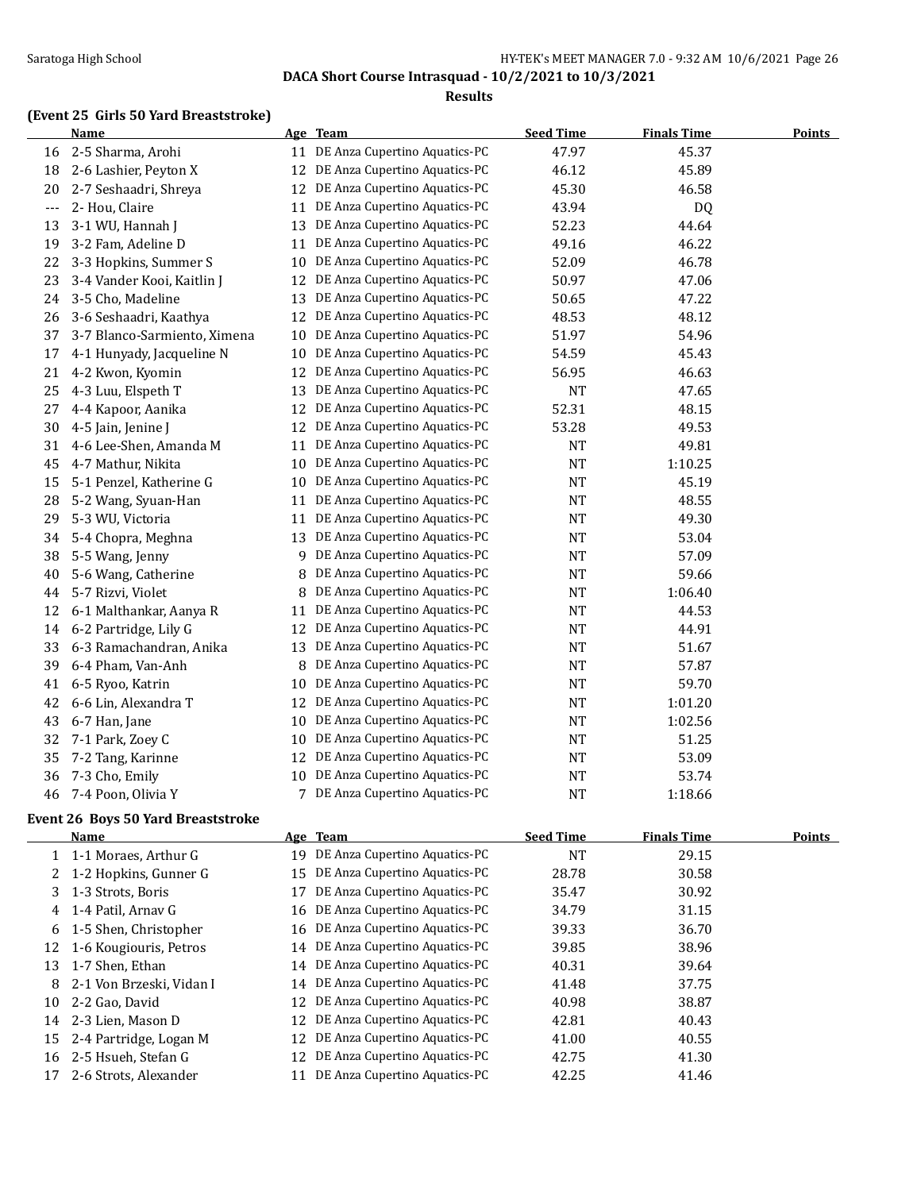**DACA Short Course Intrasquad - 10/2/2021 to 10/3/2021**

**Results**

### (Event 25 Girls 50 Yard Breaststroke)

| | Name | Age | Team | Seed Time | Finals Time | Points |
|---|---|---|---|---|---|---|
| 16 | 2-5 Sharma, Arohi | 11 | DE Anza Cupertino Aquatics-PC | 47.97 | 45.37 | |
| 18 | 2-6 Lashier, Peyton X | 12 | DE Anza Cupertino Aquatics-PC | 46.12 | 45.89 | |
| 20 | 2-7 Seshaadri, Shreya | 12 | DE Anza Cupertino Aquatics-PC | 45.30 | 46.58 | |
| --- | 2- Hou, Claire | 11 | DE Anza Cupertino Aquatics-PC | 43.94 | DQ | |
| 13 | 3-1 WU, Hannah J | 13 | DE Anza Cupertino Aquatics-PC | 52.23 | 44.64 | |
| 19 | 3-2 Fam, Adeline D | 11 | DE Anza Cupertino Aquatics-PC | 49.16 | 46.22 | |
| 22 | 3-3 Hopkins, Summer S | 10 | DE Anza Cupertino Aquatics-PC | 52.09 | 46.78 | |
| 23 | 3-4 Vander Kooi, Kaitlin J | 12 | DE Anza Cupertino Aquatics-PC | 50.97 | 47.06 | |
| 24 | 3-5 Cho, Madeline | 13 | DE Anza Cupertino Aquatics-PC | 50.65 | 47.22 | |
| 26 | 3-6 Seshaadri, Kaathya | 12 | DE Anza Cupertino Aquatics-PC | 48.53 | 48.12 | |
| 37 | 3-7 Blanco-Sarmiento, Ximena | 10 | DE Anza Cupertino Aquatics-PC | 51.97 | 54.96 | |
| 17 | 4-1 Hunyady, Jacqueline N | 10 | DE Anza Cupertino Aquatics-PC | 54.59 | 45.43 | |
| 21 | 4-2 Kwon, Kyomin | 12 | DE Anza Cupertino Aquatics-PC | 56.95 | 46.63 | |
| 25 | 4-3 Luu, Elspeth T | 13 | DE Anza Cupertino Aquatics-PC | NT | 47.65 | |
| 27 | 4-4 Kapoor, Aanika | 12 | DE Anza Cupertino Aquatics-PC | 52.31 | 48.15 | |
| 30 | 4-5 Jain, Jenine J | 12 | DE Anza Cupertino Aquatics-PC | 53.28 | 49.53 | |
| 31 | 4-6 Lee-Shen, Amanda M | 11 | DE Anza Cupertino Aquatics-PC | NT | 49.81 | |
| 45 | 4-7 Mathur, Nikita | 10 | DE Anza Cupertino Aquatics-PC | NT | 1:10.25 | |
| 15 | 5-1 Penzel, Katherine G | 10 | DE Anza Cupertino Aquatics-PC | NT | 45.19 | |
| 28 | 5-2 Wang, Syuan-Han | 11 | DE Anza Cupertino Aquatics-PC | NT | 48.55 | |
| 29 | 5-3 WU, Victoria | 11 | DE Anza Cupertino Aquatics-PC | NT | 49.30 | |
| 34 | 5-4 Chopra, Meghna | 13 | DE Anza Cupertino Aquatics-PC | NT | 53.04 | |
| 38 | 5-5 Wang, Jenny | 9 | DE Anza Cupertino Aquatics-PC | NT | 57.09 | |
| 40 | 5-6 Wang, Catherine | 8 | DE Anza Cupertino Aquatics-PC | NT | 59.66 | |
| 44 | 5-7 Rizvi, Violet | 8 | DE Anza Cupertino Aquatics-PC | NT | 1:06.40 | |
| 12 | 6-1 Malthankar, Aanya R | 11 | DE Anza Cupertino Aquatics-PC | NT | 44.53 | |
| 14 | 6-2 Partridge, Lily G | 12 | DE Anza Cupertino Aquatics-PC | NT | 44.91 | |
| 33 | 6-3 Ramachandran, Anika | 13 | DE Anza Cupertino Aquatics-PC | NT | 51.67 | |
| 39 | 6-4 Pham, Van-Anh | 8 | DE Anza Cupertino Aquatics-PC | NT | 57.87 | |
| 41 | 6-5 Ryoo, Katrin | 10 | DE Anza Cupertino Aquatics-PC | NT | 59.70 | |
| 42 | 6-6 Lin, Alexandra T | 12 | DE Anza Cupertino Aquatics-PC | NT | 1:01.20 | |
| 43 | 6-7 Han, Jane | 10 | DE Anza Cupertino Aquatics-PC | NT | 1:02.56 | |
| 32 | 7-1 Park, Zoey C | 10 | DE Anza Cupertino Aquatics-PC | NT | 51.25 | |
| 35 | 7-2 Tang, Karinne | 12 | DE Anza Cupertino Aquatics-PC | NT | 53.09 | |
| 36 | 7-3 Cho, Emily | 10 | DE Anza Cupertino Aquatics-PC | NT | 53.74 | |
| 46 | 7-4 Poon, Olivia Y | 7 | DE Anza Cupertino Aquatics-PC | NT | 1:18.66 | |

### Event 26 Boys 50 Yard Breaststroke

| | Name | Age | Team | Seed Time | Finals Time | Points |
|---|---|---|---|---|---|---|
| 1 | 1-1 Moraes, Arthur G | 19 | DE Anza Cupertino Aquatics-PC | NT | 29.15 | |
| 2 | 1-2 Hopkins, Gunner G | 15 | DE Anza Cupertino Aquatics-PC | 28.78 | 30.58 | |
| 3 | 1-3 Strots, Boris | 17 | DE Anza Cupertino Aquatics-PC | 35.47 | 30.92 | |
| 4 | 1-4 Patil, Arnav G | 16 | DE Anza Cupertino Aquatics-PC | 34.79 | 31.15 | |
| 6 | 1-5 Shen, Christopher | 16 | DE Anza Cupertino Aquatics-PC | 39.33 | 36.70 | |
| 12 | 1-6 Kougiouris, Petros | 14 | DE Anza Cupertino Aquatics-PC | 39.85 | 38.96 | |
| 13 | 1-7 Shen, Ethan | 14 | DE Anza Cupertino Aquatics-PC | 40.31 | 39.64 | |
| 8 | 2-1 Von Brzeski, Vidan I | 14 | DE Anza Cupertino Aquatics-PC | 41.48 | 37.75 | |
| 10 | 2-2 Gao, David | 12 | DE Anza Cupertino Aquatics-PC | 40.98 | 38.87 | |
| 14 | 2-3 Lien, Mason D | 12 | DE Anza Cupertino Aquatics-PC | 42.81 | 40.43 | |
| 15 | 2-4 Partridge, Logan M | 12 | DE Anza Cupertino Aquatics-PC | 41.00 | 40.55 | |
| 16 | 2-5 Hsueh, Stefan G | 12 | DE Anza Cupertino Aquatics-PC | 42.75 | 41.30 | |
| 17 | 2-6 Strots, Alexander | 11 | DE Anza Cupertino Aquatics-PC | 42.25 | 41.46 | |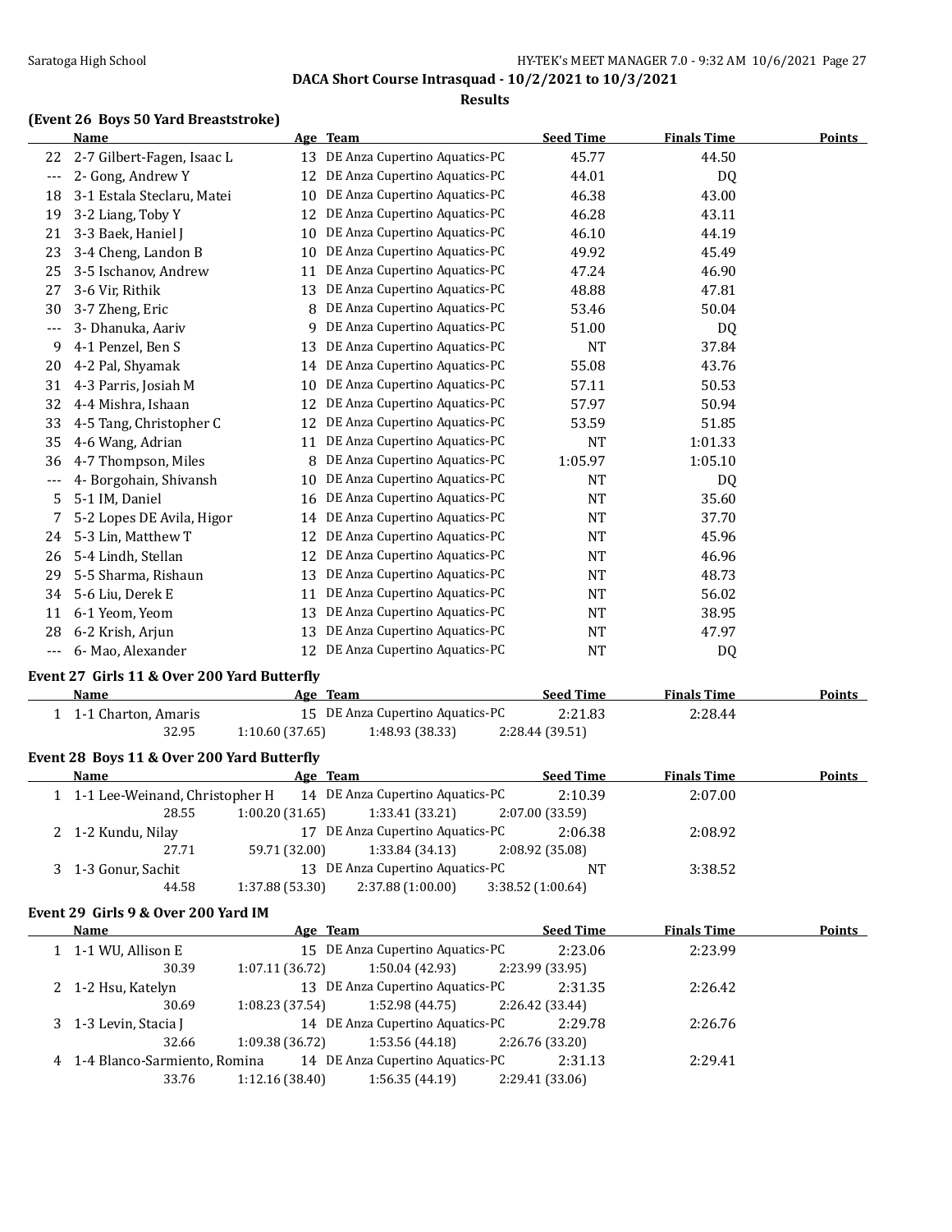DACA Short Course Intrasquad - 10/2/2021 to 10/3/2021

Results

### (Event 26 Boys 50 Yard Breaststroke)

| | Name | Age | Team | Seed Time | Finals Time | Points |
|---|---|---|---|---|---|---|
| 22 | 2-7 Gilbert-Fagen, Isaac L | 13 | DE Anza Cupertino Aquatics-PC | 45.77 | 44.50 | |
| --- | 2- Gong, Andrew Y | 12 | DE Anza Cupertino Aquatics-PC | 44.01 | DQ | |
| 18 | 3-1 Estala Steclaru, Matei | 10 | DE Anza Cupertino Aquatics-PC | 46.38 | 43.00 | |
| 19 | 3-2 Liang, Toby Y | 12 | DE Anza Cupertino Aquatics-PC | 46.28 | 43.11 | |
| 21 | 3-3 Baek, Haniel J | 10 | DE Anza Cupertino Aquatics-PC | 46.10 | 44.19 | |
| 23 | 3-4 Cheng, Landon B | 10 | DE Anza Cupertino Aquatics-PC | 49.92 | 45.49 | |
| 25 | 3-5 Ischanov, Andrew | 11 | DE Anza Cupertino Aquatics-PC | 47.24 | 46.90 | |
| 27 | 3-6 Vir, Rithik | 13 | DE Anza Cupertino Aquatics-PC | 48.88 | 47.81 | |
| 30 | 3-7 Zheng, Eric | 8 | DE Anza Cupertino Aquatics-PC | 53.46 | 50.04 | |
| --- | 3- Dhanuka, Aariv | 9 | DE Anza Cupertino Aquatics-PC | 51.00 | DQ | |
| 9 | 4-1 Penzel, Ben S | 13 | DE Anza Cupertino Aquatics-PC | NT | 37.84 | |
| 20 | 4-2 Pal, Shyamak | 14 | DE Anza Cupertino Aquatics-PC | 55.08 | 43.76 | |
| 31 | 4-3 Parris, Josiah M | 10 | DE Anza Cupertino Aquatics-PC | 57.11 | 50.53 | |
| 32 | 4-4 Mishra, Ishaan | 12 | DE Anza Cupertino Aquatics-PC | 57.97 | 50.94 | |
| 33 | 4-5 Tang, Christopher C | 12 | DE Anza Cupertino Aquatics-PC | 53.59 | 51.85 | |
| 35 | 4-6 Wang, Adrian | 11 | DE Anza Cupertino Aquatics-PC | NT | 1:01.33 | |
| 36 | 4-7 Thompson, Miles | 8 | DE Anza Cupertino Aquatics-PC | 1:05.97 | 1:05.10 | |
| --- | 4- Borgohain, Shivansh | 10 | DE Anza Cupertino Aquatics-PC | NT | DQ | |
| 5 | 5-1 IM, Daniel | 16 | DE Anza Cupertino Aquatics-PC | NT | 35.60 | |
| 7 | 5-2 Lopes DE Avila, Higor | 14 | DE Anza Cupertino Aquatics-PC | NT | 37.70 | |
| 24 | 5-3 Lin, Matthew T | 12 | DE Anza Cupertino Aquatics-PC | NT | 45.96 | |
| 26 | 5-4 Lindh, Stellan | 12 | DE Anza Cupertino Aquatics-PC | NT | 46.96 | |
| 29 | 5-5 Sharma, Rishaun | 13 | DE Anza Cupertino Aquatics-PC | NT | 48.73 | |
| 34 | 5-6 Liu, Derek E | 11 | DE Anza Cupertino Aquatics-PC | NT | 56.02 | |
| 11 | 6-1 Yeom, Yeom | 13 | DE Anza Cupertino Aquatics-PC | NT | 38.95 | |
| 28 | 6-2 Krish, Arjun | 13 | DE Anza Cupertino Aquatics-PC | NT | 47.97 | |
| --- | 6- Mao, Alexander | 12 | DE Anza Cupertino Aquatics-PC | NT | DQ | |

### Event 27 Girls 11 & Over 200 Yard Butterfly

| | Name | Age | Team | Seed Time | Finals Time | Points |
|---|---|---|---|---|---|---|
| 1 | 1-1 Charton, Amaris | 15 | DE Anza Cupertino Aquatics-PC | 2:21.83 | 2:28.44 | |
| | 32.95 | 1:10.60 (37.65) | 1:48.93 (38.33) | 2:28.44 (39.51) | | |

### Event 28 Boys 11 & Over 200 Yard Butterfly

| | Name | Age | Team | Seed Time | Finals Time | Points |
|---|---|---|---|---|---|---|
| 1 | 1-1 Lee-Weinand, Christopher H | 14 | DE Anza Cupertino Aquatics-PC | 2:10.39 | 2:07.00 | |
| | 28.55 | 1:00.20 (31.65) | 1:33.41 (33.21) | 2:07.00 (33.59) | | |
| 2 | 1-2 Kundu, Nilay | 17 | DE Anza Cupertino Aquatics-PC | 2:06.38 | 2:08.92 | |
| | 27.71 | 59.71 (32.00) | 1:33.84 (34.13) | 2:08.92 (35.08) | | |
| 3 | 1-3 Gonur, Sachit | 13 | DE Anza Cupertino Aquatics-PC | NT | 3:38.52 | |
| | 44.58 | 1:37.88 (53.30) | 2:37.88 (1:00.00) | 3:38.52 (1:00.64) | | |

### Event 29 Girls 9 & Over 200 Yard IM

| | Name | Age | Team | Seed Time | Finals Time | Points |
|---|---|---|---|---|---|---|
| 1 | 1-1 WU, Allison E | 15 | DE Anza Cupertino Aquatics-PC | 2:23.06 | 2:23.99 | |
| | 30.39 | 1:07.11 (36.72) | 1:50.04 (42.93) | 2:23.99 (33.95) | | |
| 2 | 1-2 Hsu, Katelyn | 13 | DE Anza Cupertino Aquatics-PC | 2:31.35 | 2:26.42 | |
| | 30.69 | 1:08.23 (37.54) | 1:52.98 (44.75) | 2:26.42 (33.44) | | |
| 3 | 1-3 Levin, Stacia J | 14 | DE Anza Cupertino Aquatics-PC | 2:29.78 | 2:26.76 | |
| | 32.66 | 1:09.38 (36.72) | 1:53.56 (44.18) | 2:26.76 (33.20) | | |
| 4 | 1-4 Blanco-Sarmiento, Romina | 14 | DE Anza Cupertino Aquatics-PC | 2:31.13 | 2:29.41 | |
| | 33.76 | 1:12.16 (38.40) | 1:56.35 (44.19) | 2:29.41 (33.06) | | |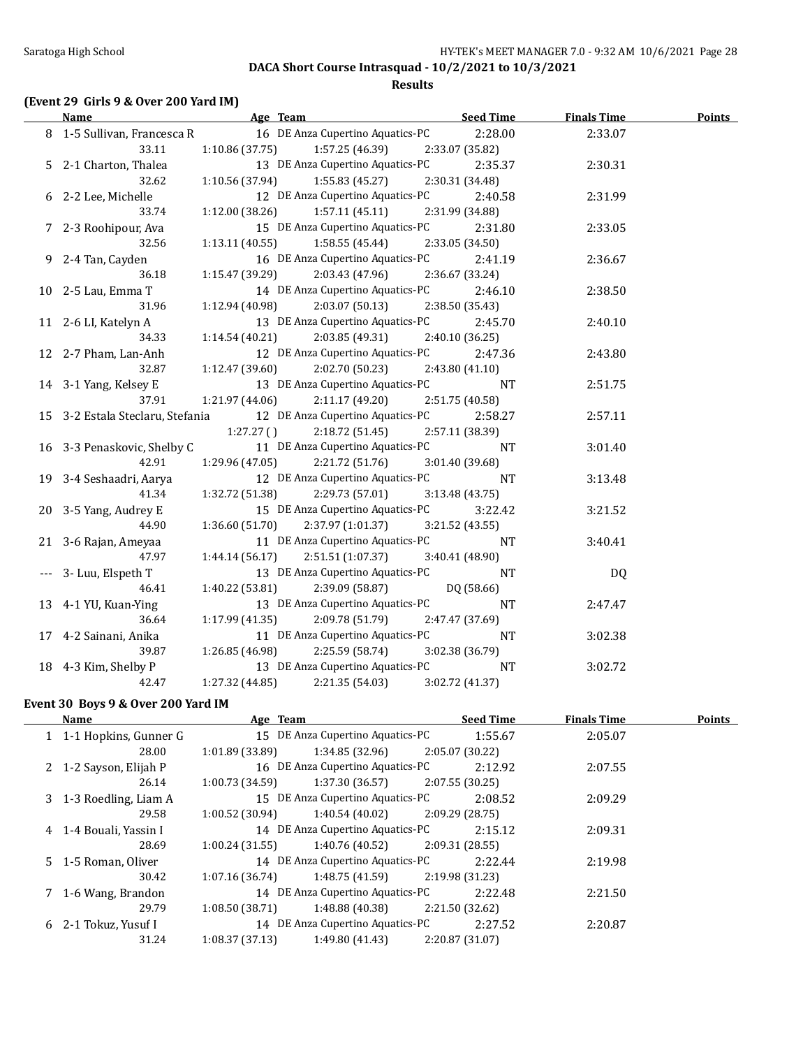DACA Short Course Intrasquad - 10/2/2021 to 10/3/2021

Results

## (Event 29 Girls 9 & Over 200 Yard IM)

| | Name | Age | Team | Seed Time | Finals Time | Points |
|---|---|---|---|---|---|---|
| 8 | 1-5 Sullivan, Francesca R | 16 | DE Anza Cupertino Aquatics-PC | 2:28.00 | 2:33.07 | |
| | 33.11 | 1:10.86 (37.75) | 1:57.25 (46.39) | 2:33.07 (35.82) | | |
| 5 | 2-1 Charton, Thalea | 13 | DE Anza Cupertino Aquatics-PC | 2:35.37 | 2:30.31 | |
| | 32.62 | 1:10.56 (37.94) | 1:55.83 (45.27) | 2:30.31 (34.48) | | |
| 6 | 2-2 Lee, Michelle | 12 | DE Anza Cupertino Aquatics-PC | 2:40.58 | 2:31.99 | |
| | 33.74 | 1:12.00 (38.26) | 1:57.11 (45.11) | 2:31.99 (34.88) | | |
| 7 | 2-3 Roohipour, Ava | 15 | DE Anza Cupertino Aquatics-PC | 2:31.80 | 2:33.05 | |
| | 32.56 | 1:13.11 (40.55) | 1:58.55 (45.44) | 2:33.05 (34.50) | | |
| 9 | 2-4 Tan, Cayden | 16 | DE Anza Cupertino Aquatics-PC | 2:41.19 | 2:36.67 | |
| | 36.18 | 1:15.47 (39.29) | 2:03.43 (47.96) | 2:36.67 (33.24) | | |
| 10 | 2-5 Lau, Emma T | 14 | DE Anza Cupertino Aquatics-PC | 2:46.10 | 2:38.50 | |
| | 31.96 | 1:12.94 (40.98) | 2:03.07 (50.13) | 2:38.50 (35.43) | | |
| 11 | 2-6 LI, Katelyn A | 13 | DE Anza Cupertino Aquatics-PC | 2:45.70 | 2:40.10 | |
| | 34.33 | 1:14.54 (40.21) | 2:03.85 (49.31) | 2:40.10 (36.25) | | |
| 12 | 2-7 Pham, Lan-Anh | 12 | DE Anza Cupertino Aquatics-PC | 2:47.36 | 2:43.80 | |
| | 32.87 | 1:12.47 (39.60) | 2:02.70 (50.23) | 2:43.80 (41.10) | | |
| 14 | 3-1 Yang, Kelsey E | 13 | DE Anza Cupertino Aquatics-PC | NT | 2:51.75 | |
| | 37.91 | 1:21.97 (44.06) | 2:11.17 (49.20) | 2:51.75 (40.58) | | |
| 15 | 3-2 Estala Steclaru, Stefania | 12 | DE Anza Cupertino Aquatics-PC | 2:58.27 | 2:57.11 | |
| | | 1:27.27 ( ) | 2:18.72 (51.45) | 2:57.11 (38.39) | | |
| 16 | 3-3 Penaskovic, Shelby C | 11 | DE Anza Cupertino Aquatics-PC | NT | 3:01.40 | |
| | 42.91 | 1:29.96 (47.05) | 2:21.72 (51.76) | 3:01.40 (39.68) | | |
| 19 | 3-4 Seshaadri, Aarya | 12 | DE Anza Cupertino Aquatics-PC | NT | 3:13.48 | |
| | 41.34 | 1:32.72 (51.38) | 2:29.73 (57.01) | 3:13.48 (43.75) | | |
| 20 | 3-5 Yang, Audrey E | 15 | DE Anza Cupertino Aquatics-PC | 3:22.42 | 3:21.52 | |
| | 44.90 | 1:36.60 (51.70) | 2:37.97 (1:01.37) | 3:21.52 (43.55) | | |
| 21 | 3-6 Rajan, Ameyaa | 11 | DE Anza Cupertino Aquatics-PC | NT | 3:40.41 | |
| | 47.97 | 1:44.14 (56.17) | 2:51.51 (1:07.37) | 3:40.41 (48.90) | | |
| --- | 3- Luu, Elspeth T | 13 | DE Anza Cupertino Aquatics-PC | NT | DQ | |
| | 46.41 | 1:40.22 (53.81) | 2:39.09 (58.87) | DQ (58.66) | | |
| 13 | 4-1 YU, Kuan-Ying | 13 | DE Anza Cupertino Aquatics-PC | NT | 2:47.47 | |
| | 36.64 | 1:17.99 (41.35) | 2:09.78 (51.79) | 2:47.47 (37.69) | | |
| 17 | 4-2 Sainani, Anika | 11 | DE Anza Cupertino Aquatics-PC | NT | 3:02.38 | |
| | 39.87 | 1:26.85 (46.98) | 2:25.59 (58.74) | 3:02.38 (36.79) | | |
| 18 | 4-3 Kim, Shelby P | 13 | DE Anza Cupertino Aquatics-PC | NT | 3:02.72 | |
| | 42.47 | 1:27.32 (44.85) | 2:21.35 (54.03) | 3:02.72 (41.37) | | |

## Event 30 Boys 9 & Over 200 Yard IM

| | Name | Age | Team | Seed Time | Finals Time | Points |
|---|---|---|---|---|---|---|
| 1 | 1-1 Hopkins, Gunner G | 15 | DE Anza Cupertino Aquatics-PC | 1:55.67 | 2:05.07 | |
| | 28.00 | 1:01.89 (33.89) | 1:34.85 (32.96) | 2:05.07 (30.22) | | |
| 2 | 1-2 Sayson, Elijah P | 16 | DE Anza Cupertino Aquatics-PC | 2:12.92 | 2:07.55 | |
| | 26.14 | 1:00.73 (34.59) | 1:37.30 (36.57) | 2:07.55 (30.25) | | |
| 3 | 1-3 Roedling, Liam A | 15 | DE Anza Cupertino Aquatics-PC | 2:08.52 | 2:09.29 | |
| | 29.58 | 1:00.52 (30.94) | 1:40.54 (40.02) | 2:09.29 (28.75) | | |
| 4 | 1-4 Bouali, Yassin I | 14 | DE Anza Cupertino Aquatics-PC | 2:15.12 | 2:09.31 | |
| | 28.69 | 1:00.24 (31.55) | 1:40.76 (40.52) | 2:09.31 (28.55) | | |
| 5 | 1-5 Roman, Oliver | 14 | DE Anza Cupertino Aquatics-PC | 2:22.44 | 2:19.98 | |
| | 30.42 | 1:07.16 (36.74) | 1:48.75 (41.59) | 2:19.98 (31.23) | | |
| 7 | 1-6 Wang, Brandon | 14 | DE Anza Cupertino Aquatics-PC | 2:22.48 | 2:21.50 | |
| | 29.79 | 1:08.50 (38.71) | 1:48.88 (40.38) | 2:21.50 (32.62) | | |
| 6 | 2-1 Tokuz, Yusuf I | 14 | DE Anza Cupertino Aquatics-PC | 2:27.52 | 2:20.87 | |
| | 31.24 | 1:08.37 (37.13) | 1:49.80 (41.43) | 2:20.87 (31.07) | | |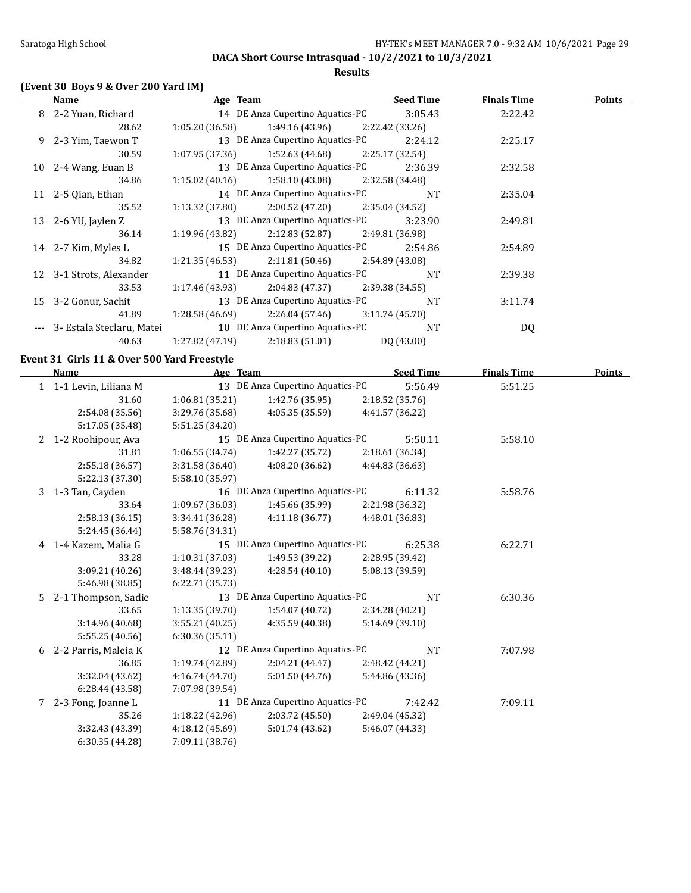## DACA Short Course Intrasquad - 10/2/2021 to 10/3/2021

### Results

#### (Event 30 Boys 9 & Over 200 Yard IM)

| | Name | Age | Team | Seed Time | Finals Time | Points |
|---|---|---|---|---|---|---|
| 8 | 2-2 Yuan, Richard | 14 | DE Anza Cupertino Aquatics-PC | 3:05.43 | 2:22.42 | |
| | 28.62 | 1:05.20 (36.58) | 1:49.16 (43.96) | 2:22.42 (33.26) | | |
| 9 | 2-3 Yim, Taewon T | 13 | DE Anza Cupertino Aquatics-PC | 2:24.12 | 2:25.17 | |
| | 30.59 | 1:07.95 (37.36) | 1:52.63 (44.68) | 2:25.17 (32.54) | | |
| 10 | 2-4 Wang, Euan B | 13 | DE Anza Cupertino Aquatics-PC | 2:36.39 | 2:32.58 | |
| | 34.86 | 1:15.02 (40.16) | 1:58.10 (43.08) | 2:32.58 (34.48) | | |
| 11 | 2-5 Qian, Ethan | 14 | DE Anza Cupertino Aquatics-PC | NT | 2:35.04 | |
| | 35.52 | 1:13.32 (37.80) | 2:00.52 (47.20) | 2:35.04 (34.52) | | |
| 13 | 2-6 YU, Jaylen Z | 13 | DE Anza Cupertino Aquatics-PC | 3:23.90 | 2:49.81 | |
| | 36.14 | 1:19.96 (43.82) | 2:12.83 (52.87) | 2:49.81 (36.98) | | |
| 14 | 2-7 Kim, Myles L | 15 | DE Anza Cupertino Aquatics-PC | 2:54.86 | 2:54.89 | |
| | 34.82 | 1:21.35 (46.53) | 2:11.81 (50.46) | 2:54.89 (43.08) | | |
| 12 | 3-1 Strots, Alexander | 11 | DE Anza Cupertino Aquatics-PC | NT | 2:39.38 | |
| | 33.53 | 1:17.46 (43.93) | 2:04.83 (47.37) | 2:39.38 (34.55) | | |
| 15 | 3-2 Gonur, Sachit | 13 | DE Anza Cupertino Aquatics-PC | NT | 3:11.74 | |
| | 41.89 | 1:28.58 (46.69) | 2:26.04 (57.46) | 3:11.74 (45.70) | | |
| --- | 3- Estala Steclaru, Matei | 10 | DE Anza Cupertino Aquatics-PC | NT | DQ | |
| | 40.63 | 1:27.82 (47.19) | 2:18.83 (51.01) | DQ (43.00) | | |

#### Event 31 Girls 11 & Over 500 Yard Freestyle

| | Name | Age | Team | Seed Time | Finals Time | Points |
|---|---|---|---|---|---|---|
| 1 | 1-1 Levin, Liliana M | 13 | DE Anza Cupertino Aquatics-PC | 5:56.49 | 5:51.25 | |
| | 31.60 | 1:06.81 (35.21) | 1:42.76 (35.95) | 2:18.52 (35.76) | | |
| | 2:54.08 (35.56) | 3:29.76 (35.68) | 4:05.35 (35.59) | 4:41.57 (36.22) | | |
| | 5:17.05 (35.48) | 5:51.25 (34.20) | | | | |
| 2 | 1-2 Roohipour, Ava | 15 | DE Anza Cupertino Aquatics-PC | 5:50.11 | 5:58.10 | |
| | 31.81 | 1:06.55 (34.74) | 1:42.27 (35.72) | 2:18.61 (36.34) | | |
| | 2:55.18 (36.57) | 3:31.58 (36.40) | 4:08.20 (36.62) | 4:44.83 (36.63) | | |
| | 5:22.13 (37.30) | 5:58.10 (35.97) | | | | |
| 3 | 1-3 Tan, Cayden | 16 | DE Anza Cupertino Aquatics-PC | 6:11.32 | 5:58.76 | |
| | 33.64 | 1:09.67 (36.03) | 1:45.66 (35.99) | 2:21.98 (36.32) | | |
| | 2:58.13 (36.15) | 3:34.41 (36.28) | 4:11.18 (36.77) | 4:48.01 (36.83) | | |
| | 5:24.45 (36.44) | 5:58.76 (34.31) | | | | |
| 4 | 1-4 Kazem, Malia G | 15 | DE Anza Cupertino Aquatics-PC | 6:25.38 | 6:22.71 | |
| | 33.28 | 1:10.31 (37.03) | 1:49.53 (39.22) | 2:28.95 (39.42) | | |
| | 3:09.21 (40.26) | 3:48.44 (39.23) | 4:28.54 (40.10) | 5:08.13 (39.59) | | |
| | 5:46.98 (38.85) | 6:22.71 (35.73) | | | | |
| 5 | 2-1 Thompson, Sadie | 13 | DE Anza Cupertino Aquatics-PC | NT | 6:30.36 | |
| | 33.65 | 1:13.35 (39.70) | 1:54.07 (40.72) | 2:34.28 (40.21) | | |
| | 3:14.96 (40.68) | 3:55.21 (40.25) | 4:35.59 (40.38) | 5:14.69 (39.10) | | |
| | 5:55.25 (40.56) | 6:30.36 (35.11) | | | | |
| 6 | 2-2 Parris, Maleia K | 12 | DE Anza Cupertino Aquatics-PC | NT | 7:07.98 | |
| | 36.85 | 1:19.74 (42.89) | 2:04.21 (44.47) | 2:48.42 (44.21) | | |
| | 3:32.04 (43.62) | 4:16.74 (44.70) | 5:01.50 (44.76) | 5:44.86 (43.36) | | |
| | 6:28.44 (43.58) | 7:07.98 (39.54) | | | | |
| 7 | 2-3 Fong, Joanne L | 11 | DE Anza Cupertino Aquatics-PC | 7:42.42 | 7:09.11 | |
| | 35.26 | 1:18.22 (42.96) | 2:03.72 (45.50) | 2:49.04 (45.32) | | |
| | 3:32.43 (43.39) | 4:18.12 (45.69) | 5:01.74 (43.62) | 5:46.07 (44.33) | | |
| | 6:30.35 (44.28) | 7:09.11 (38.76) | | | | |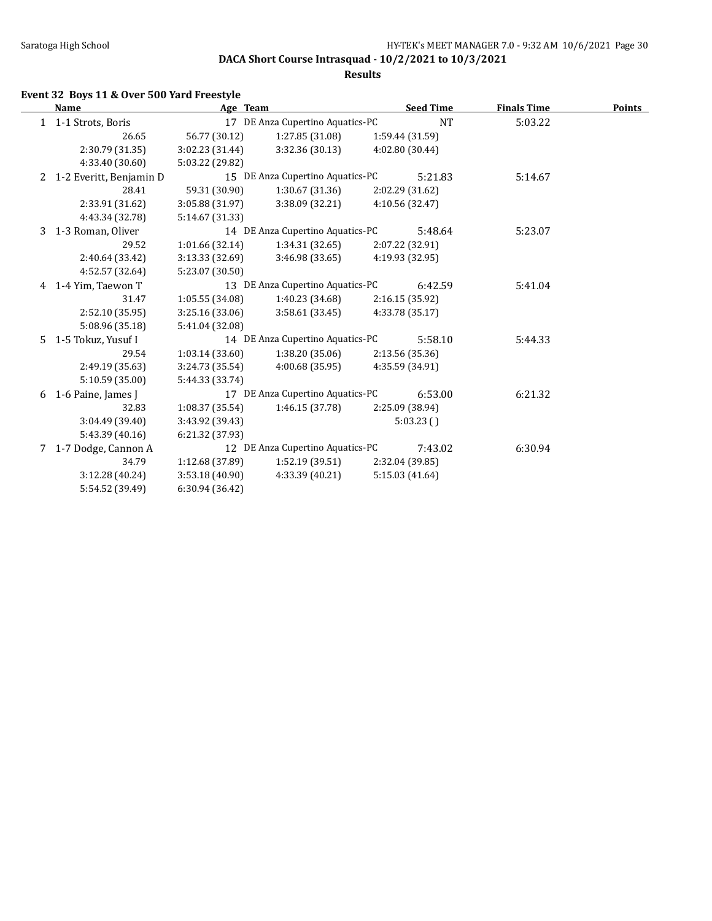DACA Short Course Intrasquad - 10/2/2021 to 10/3/2021

**Results**

### Event 32 Boys 11 & Over 500 Yard Freestyle

| | Name | Age | Team | Seed Time | Finals Time | Points |
|---|---|---|---|---|---|---|
| 1 | 1-1 Strots, Boris | 17 | DE Anza Cupertino Aquatics-PC | NT | 5:03.22 | |
| | 26.65 | 56.77 (30.12) | 1:27.85 (31.08) | 1:59.44 (31.59) | | |
| | 2:30.79 (31.35) | 3:02.23 (31.44) | 3:32.36 (30.13) | 4:02.80 (30.44) | | |
| | 4:33.40 (30.60) | 5:03.22 (29.82) | | | | |
| 2 | 1-2 Everitt, Benjamin D | 15 | DE Anza Cupertino Aquatics-PC | 5:21.83 | 5:14.67 | |
| | 28.41 | 59.31 (30.90) | 1:30.67 (31.36) | 2:02.29 (31.62) | | |
| | 2:33.91 (31.62) | 3:05.88 (31.97) | 3:38.09 (32.21) | 4:10.56 (32.47) | | |
| | 4:43.34 (32.78) | 5:14.67 (31.33) | | | | |
| 3 | 1-3 Roman, Oliver | 14 | DE Anza Cupertino Aquatics-PC | 5:48.64 | 5:23.07 | |
| | 29.52 | 1:01.66 (32.14) | 1:34.31 (32.65) | 2:07.22 (32.91) | | |
| | 2:40.64 (33.42) | 3:13.33 (32.69) | 3:46.98 (33.65) | 4:19.93 (32.95) | | |
| | 4:52.57 (32.64) | 5:23.07 (30.50) | | | | |
| 4 | 1-4 Yim, Taewon T | 13 | DE Anza Cupertino Aquatics-PC | 6:42.59 | 5:41.04 | |
| | 31.47 | 1:05.55 (34.08) | 1:40.23 (34.68) | 2:16.15 (35.92) | | |
| | 2:52.10 (35.95) | 3:25.16 (33.06) | 3:58.61 (33.45) | 4:33.78 (35.17) | | |
| | 5:08.96 (35.18) | 5:41.04 (32.08) | | | | |
| 5 | 1-5 Tokuz, Yusuf I | 14 | DE Anza Cupertino Aquatics-PC | 5:58.10 | 5:44.33 | |
| | 29.54 | 1:03.14 (33.60) | 1:38.20 (35.06) | 2:13.56 (35.36) | | |
| | 2:49.19 (35.63) | 3:24.73 (35.54) | 4:00.68 (35.95) | 4:35.59 (34.91) | | |
| | 5:10.59 (35.00) | 5:44.33 (33.74) | | | | |
| 6 | 1-6 Paine, James J | 17 | DE Anza Cupertino Aquatics-PC | 6:53.00 | 6:21.32 | |
| | 32.83 | 1:08.37 (35.54) | 1:46.15 (37.78) | 2:25.09 (38.94) | | |
| | 3:04.49 (39.40) | 3:43.92 (39.43) | | 5:03.23 ( ) | | |
| | 5:43.39 (40.16) | 6:21.32 (37.93) | | | | |
| 7 | 1-7 Dodge, Cannon A | 12 | DE Anza Cupertino Aquatics-PC | 7:43.02 | 6:30.94 | |
| | 34.79 | 1:12.68 (37.89) | 1:52.19 (39.51) | 2:32.04 (39.85) | | |
| | 3:12.28 (40.24) | 3:53.18 (40.90) | 4:33.39 (40.21) | 5:15.03 (41.64) | | |
| | 5:54.52 (39.49) | 6:30.94 (36.42) | | | | |